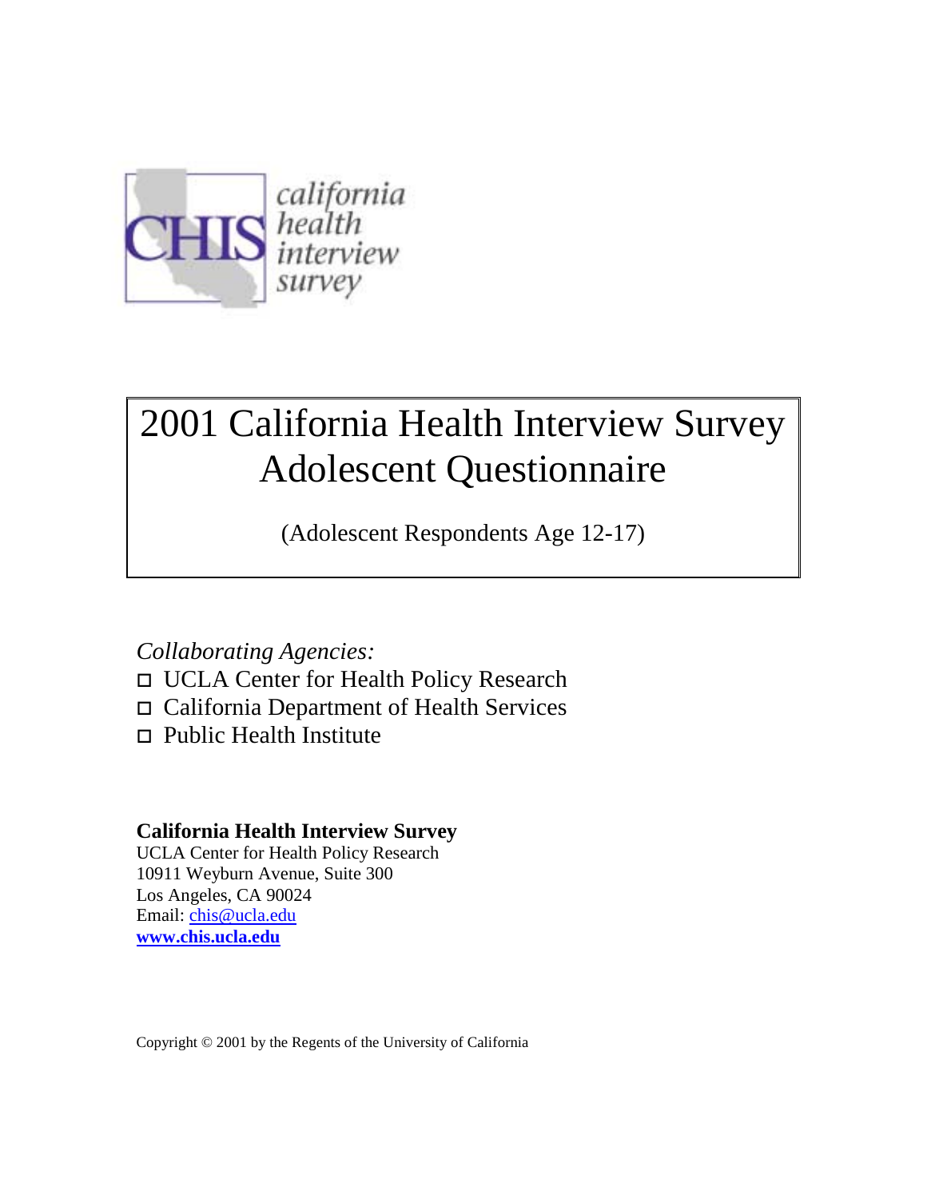CHIS california health interview survey

# 2001 California Health Interview Survey Adolescent Questionnaire

(Adolescent Respondents Age 12-17)

*Collaborating Agencies:*

- UCLA Center for Health Policy Research
- California Department of Health Services
- Public Health Institute

**California Health Interview Survey**
UCLA Center for Health Policy Research
10911 Weyburn Avenue, Suite 300
Los Angeles, CA 90024
Email: chis@ucla.edu
**www.chis.ucla.edu**

Copyright © 2001 by the Regents of the University of California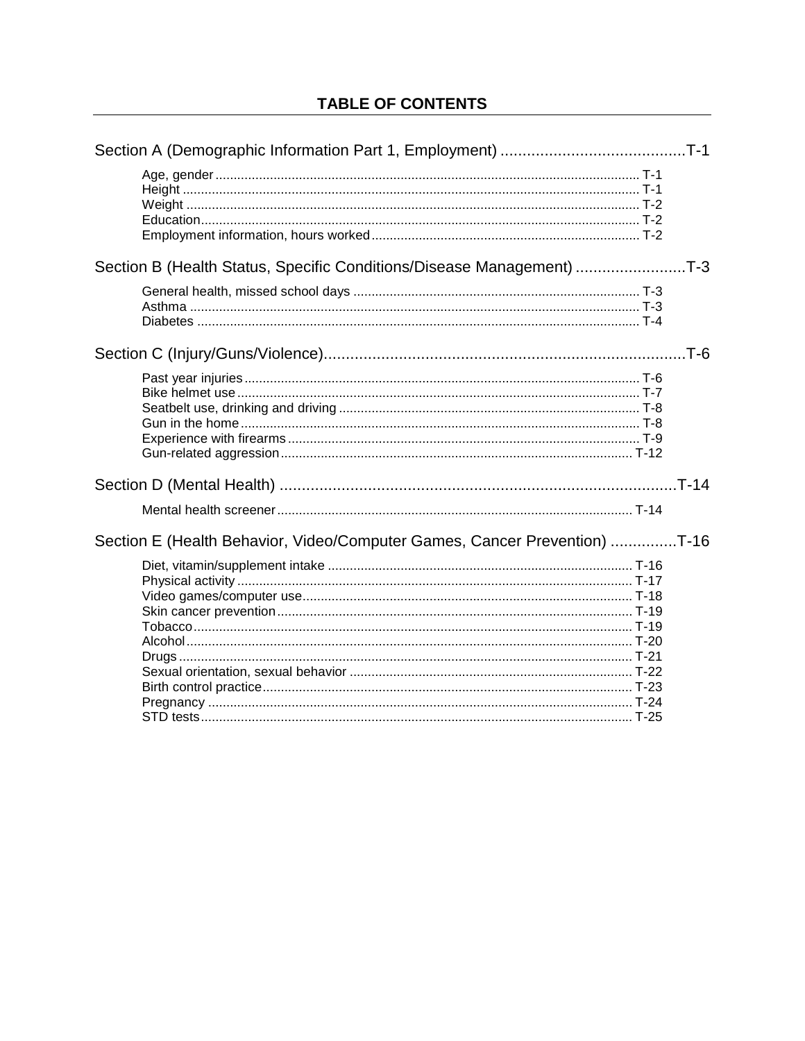## TABLE OF CONTENTS

Section A (Demographic Information Part 1, Employment) .......................................... T-1

- Age, gender ........................................................................................................ T-1
- Height ................................................................................................................ T-1
- Weight ............................................................................................................... T-2
- Education ........................................................................................................... T-2
- Employment information, hours worked .......................................................... T-2

Section B (Health Status, Specific Conditions/Disease Management) ......................... T-3

- General health, missed school days .................................................................. T-3
- Asthma ............................................................................................................... T-3
- Diabetes ............................................................................................................. T-4

Section C (Injury/Guns/Violence) ................................................................................... T-6

- Past year injuries ............................................................................................... T-6
- Bike helmet use ................................................................................................. T-7
- Seatbelt use, drinking and driving ..................................................................... T-8
- Gun in the home ................................................................................................ T-8
- Experience with firearms .................................................................................. T-9
- Gun-related aggression .................................................................................... T-12

Section D (Mental Health) ........................................................................................... T-14

- Mental health screener .................................................................................... T-14

Section E (Health Behavior, Video/Computer Games, Cancer Prevention) ............... T-16

- Diet, vitamin/supplement intake ...................................................................... T-16
- Physical activity ............................................................................................... T-17
- Video games/computer use .............................................................................. T-18
- Skin cancer prevention .................................................................................... T-19
- Tobacco ............................................................................................................ T-19
- Alcohol ............................................................................................................. T-20
- Drugs ................................................................................................................ T-21
- Sexual orientation, sexual behavior ................................................................. T-22
- Birth control practice ....................................................................................... T-23
- Pregnancy ........................................................................................................ T-24
- STD tests .......................................................................................................... T-25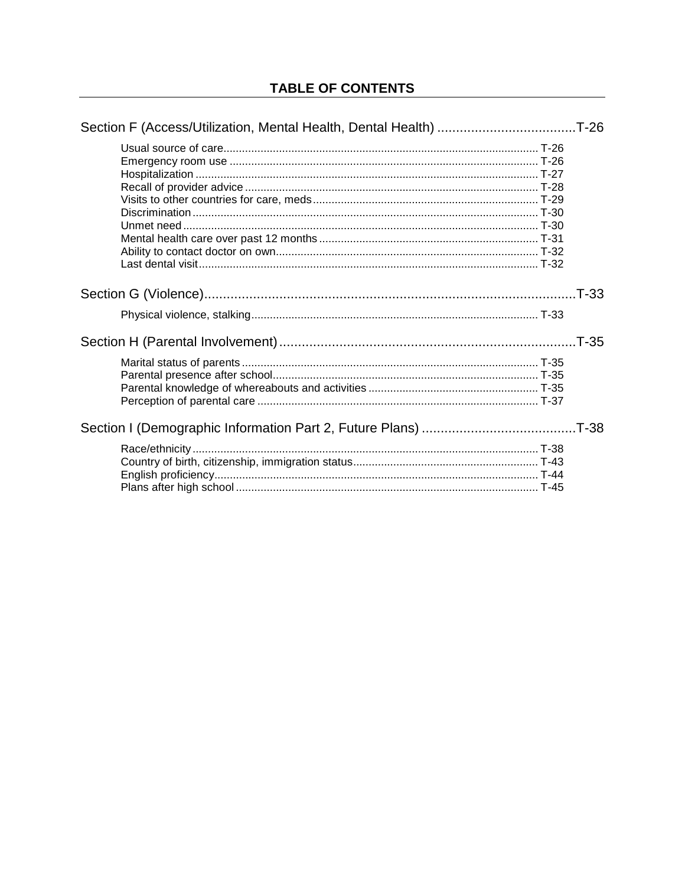## TABLE OF CONTENTS

Section F (Access/Utilization, Mental Health, Dental Health) .....................................T-26

- Usual source of care..................................................................................................... T-26
- Emergency room use .................................................................................................... T-26
- Hospitalization .............................................................................................................. T-27
- Recall of provider advice .............................................................................................. T-28
- Visits to other countries for care, meds......................................................................... T-29
- Discrimination ............................................................................................................... T-30
- Unmet need .................................................................................................................. T-30
- Mental health care over past 12 months ...................................................................... T-31
- Ability to contact doctor on own.................................................................................... T-32
- Last dental visit............................................................................................................. T-32

Section G (Violence).....................................................................................................T-33

- Physical violence, stalking............................................................................................ T-33

Section H (Parental Involvement).................................................................................T-35

- Marital status of parents ............................................................................................... T-35
- Parental presence after school..................................................................................... T-35
- Parental knowledge of whereabouts and activities ....................................................... T-35
- Perception of parental care .......................................................................................... T-37

Section I (Demographic Information Part 2, Future Plans) .........................................T-38

- Race/ethnicity ............................................................................................................... T-38
- Country of birth, citizenship, immigration status............................................................ T-43
- English proficiency........................................................................................................ T-44
- Plans after high school ................................................................................................. T-45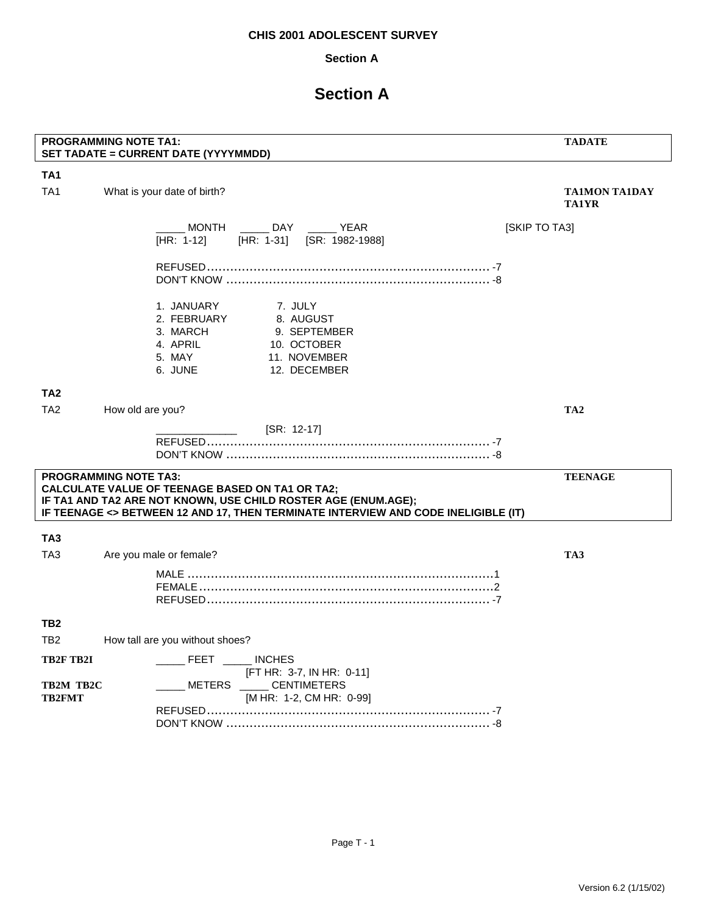# Section A

**PROGRAMMING NOTE TA1:** **TADATE**
**SET TADATE = CURRENT DATE (YYYYMMDD)**

**TA1**

TA1 What is your date of birth? **TA1MON TA1DAY TA1YR**

_____ MONTH _____ DAY _____ YEAR [SKIP TO TA3]
[HR: 1-12] [HR: 1-31] [SR: 1982-1988]

REFUSED ........................................................................ -7
DON'T KNOW .................................................................. -8

1. JANUARY
2. FEBRUARY
3. MARCH
4. APRIL
5. MAY
6. JUNE
7. JULY
8. AUGUST
9. SEPTEMBER
10. OCTOBER
11. NOVEMBER
12. DECEMBER

**TA2**

TA2 How old are you? **TA2**

_____________ [SR: 12-17]
REFUSED ........................................................................ -7
DON'T KNOW .................................................................. -8

**PROGRAMMING NOTE TA3:** **TEENAGE**
**CALCULATE VALUE OF TEENAGE BASED ON TA1 OR TA2;**
**IF TA1 AND TA2 ARE NOT KNOWN, USE CHILD ROSTER AGE (ENUM.AGE);**
**IF TEENAGE <> BETWEEN 12 AND 17, THEN TERMINATE INTERVIEW AND CODE INELIGIBLE (IT)**

**TA3**

TA3 Are you male or female? **TA3**

MALE ............................................................................ 1
FEMALE ......................................................................... 2
REFUSED ....................................................................... -7

**TB2**

TB2 How tall are you without shoes?

**TB2F TB2I** _____ FEET _____ INCHES
[FT HR: 3-7, IN HR: 0-11]
**TB2M TB2C** _____ METERS _____ CENTIMETERS
**TB2FMT** [M HR: 1-2, CM HR: 0-99]
REFUSED ........................................................................ -7
DON'T KNOW .................................................................. -8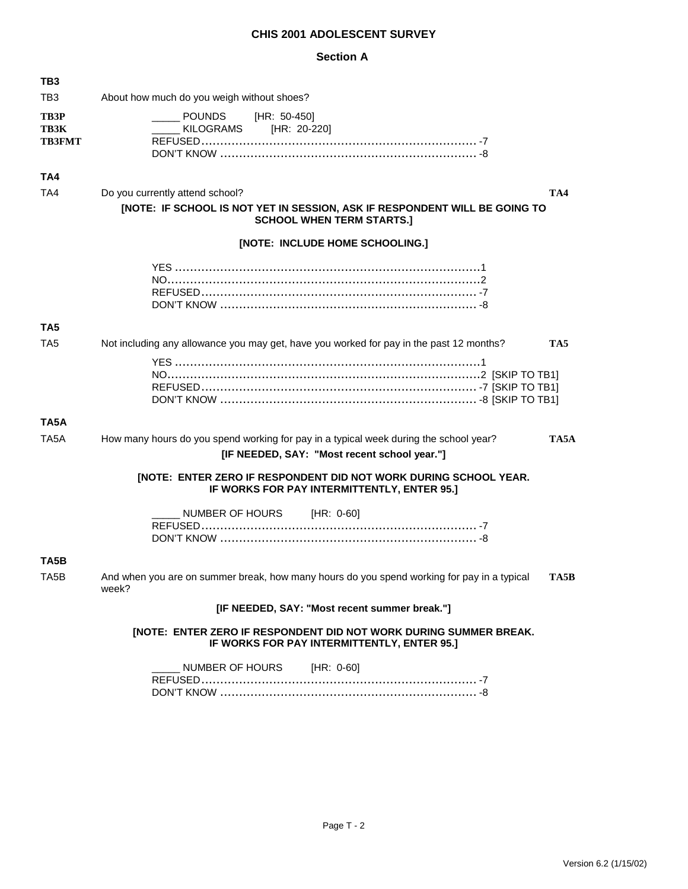# CHIS 2001 ADOLESCENT SURVEY

## Section A

**TB3**

TB3 About how much do you weigh without shoes?

**TB3P** _____ POUNDS [HR: 50-450]
**TB3K** _____ KILOGRAMS [HR: 20-220]
**TB3FMT** REFUSED.......................................................................... -7
DON'T KNOW ..................................................................... -8

**TA4**

TA4 Do you currently attend school? **TA4**

**[NOTE: IF SCHOOL IS NOT YET IN SESSION, ASK IF RESPONDENT WILL BE GOING TO SCHOOL WHEN TERM STARTS.]**

**[NOTE: INCLUDE HOME SCHOOLING.]**

YES ..................................................................................1
NO....................................................................................2
REFUSED.......................................................................... -7
DON'T KNOW ..................................................................... -8

**TA5**

TA5 Not including any allowance you may get, have you worked for pay in the past 12 months? **TA5**

YES ..................................................................................1
NO....................................................................................2 [SKIP TO TB1]
REFUSED.......................................................................... -7 [SKIP TO TB1]
DON'T KNOW ..................................................................... -8 [SKIP TO TB1]

**TA5A**

TA5A How many hours do you spend working for pay in a typical week during the school year? **TA5A**

**[IF NEEDED, SAY: "Most recent school year."]**

**[NOTE: ENTER ZERO IF RESPONDENT DID NOT WORK DURING SCHOOL YEAR. IF WORKS FOR PAY INTERMITTENTLY, ENTER 95.]**

_____ NUMBER OF HOURS [HR: 0-60]
REFUSED.......................................................................... -7
DON'T KNOW ..................................................................... -8

**TA5B**

TA5B And when you are on summer break, how many hours do you spend working for pay in a typical week? **TA5B**

**[IF NEEDED, SAY: "Most recent summer break."]**

**[NOTE: ENTER ZERO IF RESPONDENT DID NOT WORK DURING SUMMER BREAK. IF WORKS FOR PAY INTERMITTENTLY, ENTER 95.]**

_____ NUMBER OF HOURS [HR: 0-60]
REFUSED.......................................................................... -7
DON'T KNOW ..................................................................... -8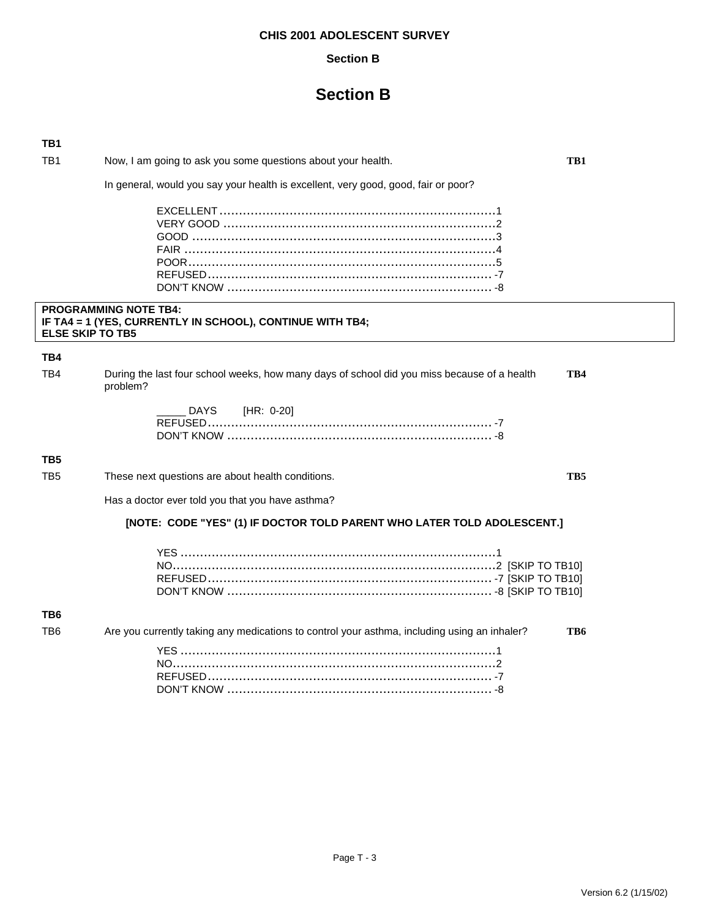# Section B

**TB1**

TB1 Now, I am going to ask you some questions about your health. **TB1**

In general, would you say your health is excellent, very good, good, fair or poor?

EXCELLENT ......................................................................1
VERY GOOD ......................................................................2
GOOD ..............................................................................3
FAIR ................................................................................4
POOR...............................................................................5
REFUSED......................................................................... -7
DON'T KNOW .................................................................... -8

**PROGRAMMING NOTE TB4:**
**IF TA4 = 1 (YES, CURRENTLY IN SCHOOL), CONTINUE WITH TB4;**
**ELSE SKIP TO TB5**

**TB4**

TB4 During the last four school weeks, how many days of school did you miss because of a health problem? **TB4**

_____ DAYS [HR: 0-20]
REFUSED......................................................................... -7
DON'T KNOW .................................................................... -8

**TB5**

TB5 These next questions are about health conditions. **TB5**

Has a doctor ever told you that you have asthma?

**[NOTE: CODE "YES" (1) IF DOCTOR TOLD PARENT WHO LATER TOLD ADOLESCENT.]**

YES .................................................................................1
NO...................................................................................2 [SKIP TO TB10]
REFUSED......................................................................... -7 [SKIP TO TB10]
DON'T KNOW .................................................................... -8 [SKIP TO TB10]

**TB6**

TB6 Are you currently taking any medications to control your asthma, including using an inhaler? **TB6**

YES .................................................................................1
NO...................................................................................2
REFUSED......................................................................... -7
DON'T KNOW .................................................................... -8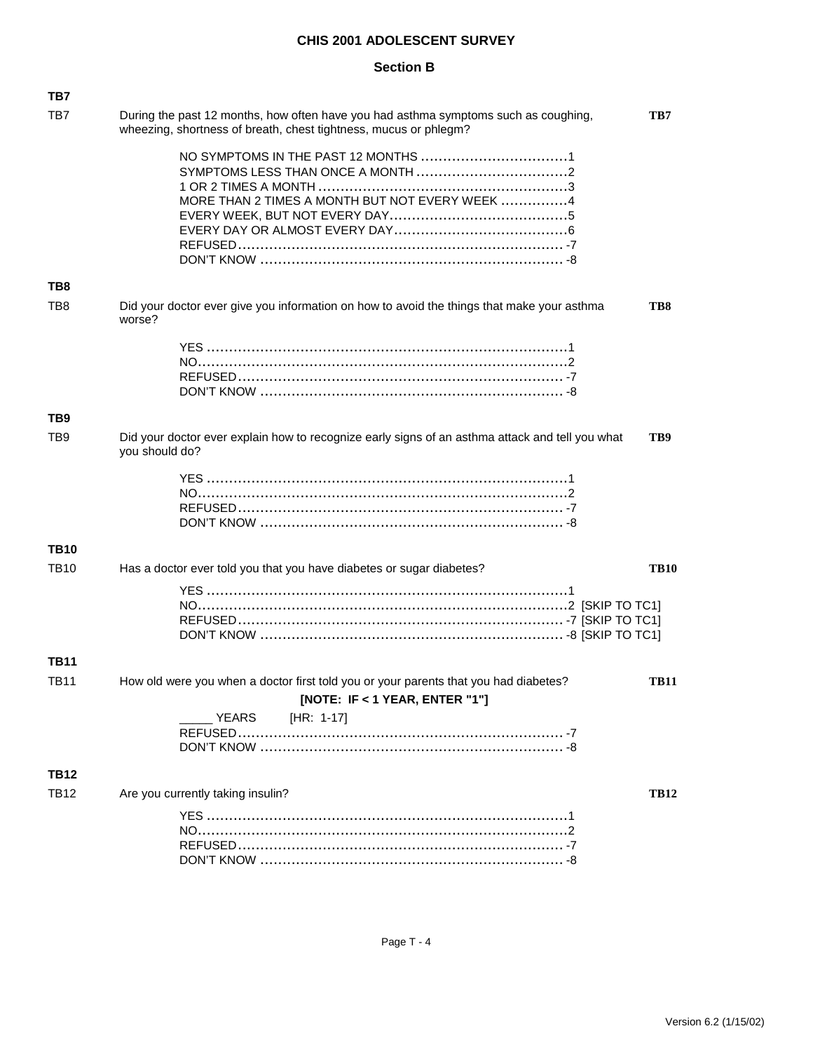**Section B**

### TB7

TB7 During the past 12 months, how often have you had asthma symptoms such as coughing, wheezing, shortness of breath, chest tightness, mucus or phlegm? **TB7**

- NO SYMPTOMS IN THE PAST 12 MONTHS ................................ 1
- SYMPTOMS LESS THAN ONCE A MONTH ................................ 2
- 1 OR 2 TIMES A MONTH ................................ 3
- MORE THAN 2 TIMES A MONTH BUT NOT EVERY WEEK ............... 4
- EVERY WEEK, BUT NOT EVERY DAY ................................ 5
- EVERY DAY OR ALMOST EVERY DAY ................................ 6
- REFUSED ................................ -7
- DON'T KNOW ................................ -8

### TB8

TB8 Did your doctor ever give you information on how to avoid the things that make your asthma worse? **TB8**

- YES ................................ 1
- NO ................................ 2
- REFUSED ................................ -7
- DON'T KNOW ................................ -8

### TB9

TB9 Did your doctor ever explain how to recognize early signs of an asthma attack and tell you what you should do? **TB9**

- YES ................................ 1
- NO ................................ 2
- REFUSED ................................ -7
- DON'T KNOW ................................ -8

### TB10

TB10 Has a doctor ever told you that you have diabetes or sugar diabetes? **TB10**

- YES ................................ 1
- NO ................................ 2 [SKIP TO TC1]
- REFUSED ................................ -7 [SKIP TO TC1]
- DON'T KNOW ................................ -8 [SKIP TO TC1]

### TB11

TB11 How old were you when a doctor first told you or your parents that you had diabetes? **TB11**

**[NOTE: IF < 1 YEAR, ENTER "1"]**

- _____ YEARS [HR: 1-17]
- REFUSED ................................ -7
- DON'T KNOW ................................ -8

### TB12

TB12 Are you currently taking insulin? **TB12**

- YES ................................ 1
- NO ................................ 2
- REFUSED ................................ -7
- DON'T KNOW ................................ -8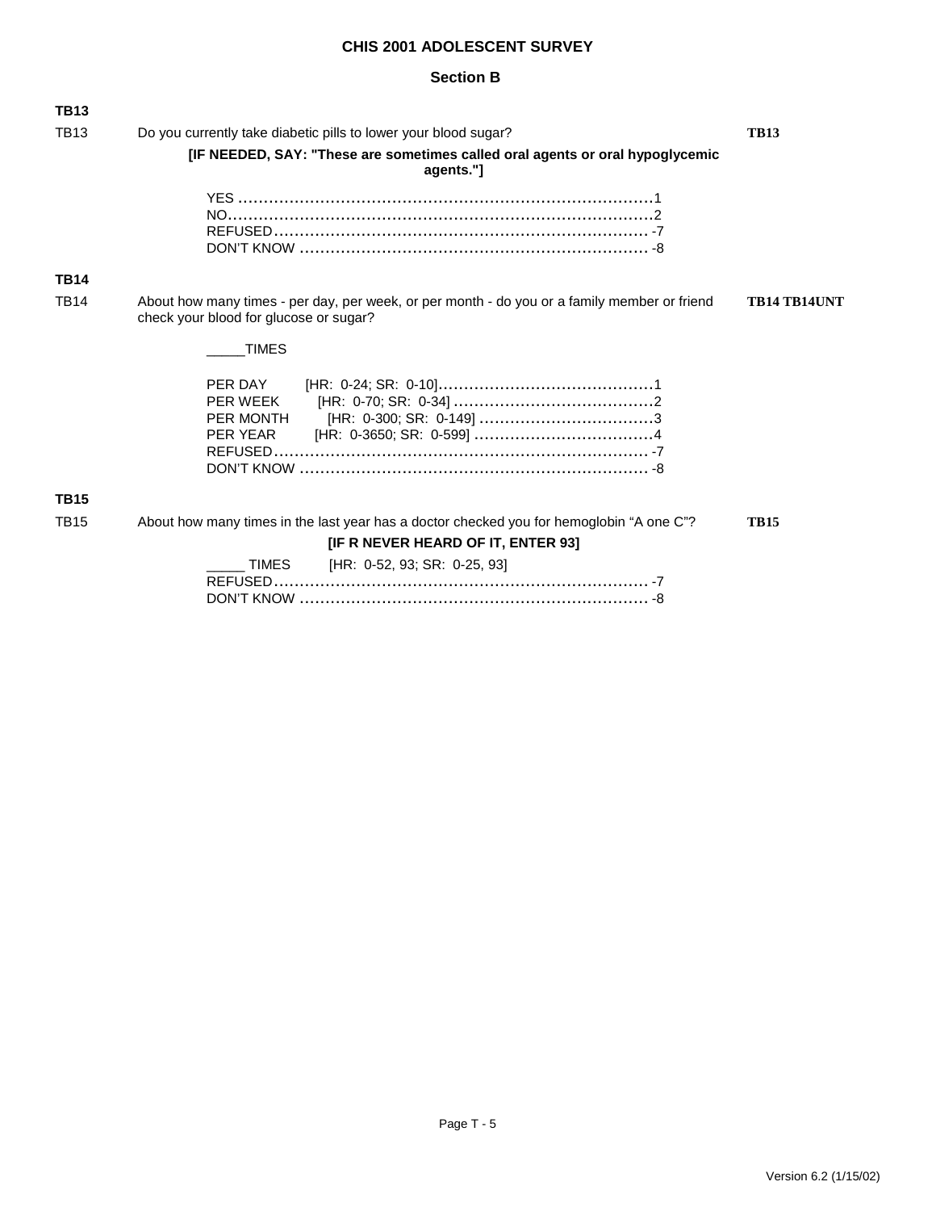# CHIS 2001 ADOLESCENT SURVEY

## Section B

**TB13**

TB13 Do you currently take diabetic pills to lower your blood sugar? **TB13**

**[IF NEEDED, SAY: "These are sometimes called oral agents or oral hypoglycemic agents."]**

YES ........................................................................1
NO.........................................................................2
REFUSED................................................................. -7
DON'T KNOW ............................................................ -8

**TB14**

TB14 About how many times - per day, per week, or per month - do you or a family member or friend check your blood for glucose or sugar? **TB14 TB14UNT**

_____TIMES

PER DAY [HR: 0-24; SR: 0-10]..........................................1
PER WEEK [HR: 0-70; SR: 0-34] .......................................2
PER MONTH [HR: 0-300; SR: 0-149] ..................................3
PER YEAR [HR: 0-3650; SR: 0-599] ...................................4
REFUSED................................................................. -7
DON'T KNOW ............................................................ -8

**TB15**

TB15 About how many times in the last year has a doctor checked you for hemoglobin "A one C"? **TB15**

**[IF R NEVER HEARD OF IT, ENTER 93]**

_____ TIMES [HR: 0-52, 93; SR: 0-25, 93]
REFUSED................................................................. -7
DON'T KNOW ............................................................ -8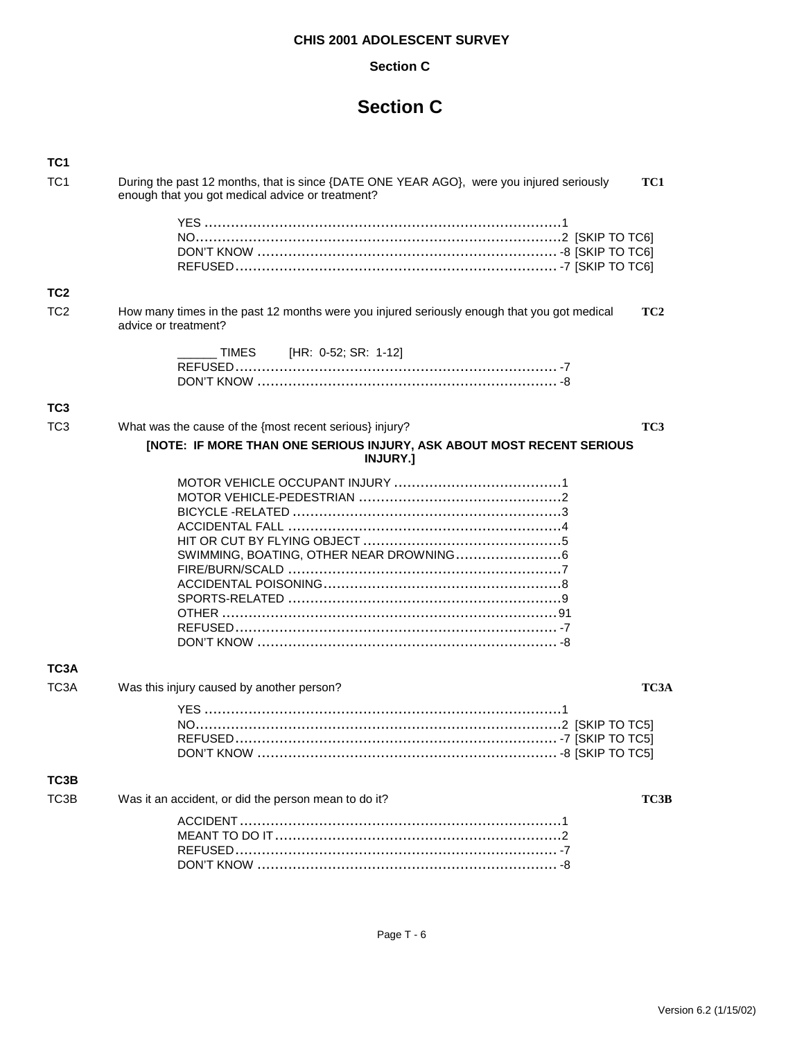# Section C

### TC1

TC1 During the past 12 months, that is since {DATE ONE YEAR AGO}, were you injured seriously enough that you got medical advice or treatment? **TC1**

- YES ........ 1
- NO ........ 2 [SKIP TO TC6]
- DON'T KNOW ........ -8 [SKIP TO TC6]
- REFUSED ........ -7 [SKIP TO TC6]

### TC2

TC2 How many times in the past 12 months were you injured seriously enough that you got medical advice or treatment? **TC2**

- ______ TIMES [HR: 0-52; SR: 1-12]
- REFUSED ........ -7
- DON'T KNOW ........ -8

### TC3

TC3 What was the cause of the {most recent serious} injury? **TC3**

**[NOTE: IF MORE THAN ONE SERIOUS INJURY, ASK ABOUT MOST RECENT SERIOUS INJURY.]**

- MOTOR VEHICLE OCCUPANT INJURY ........ 1
- MOTOR VEHICLE-PEDESTRIAN ........ 2
- BICYCLE -RELATED ........ 3
- ACCIDENTAL FALL ........ 4
- HIT OR CUT BY FLYING OBJECT ........ 5
- SWIMMING, BOATING, OTHER NEAR DROWNING ........ 6
- FIRE/BURN/SCALD ........ 7
- ACCIDENTAL POISONING ........ 8
- SPORTS-RELATED ........ 9
- OTHER ........ 91
- REFUSED ........ -7
- DON'T KNOW ........ -8

### TC3A

TC3A Was this injury caused by another person? **TC3A**

- YES ........ 1
- NO ........ 2 [SKIP TO TC5]
- REFUSED ........ -7 [SKIP TO TC5]
- DON'T KNOW ........ -8 [SKIP TO TC5]

### TC3B

TC3B Was it an accident, or did the person mean to do it? **TC3B**

- ACCIDENT ........ 1
- MEANT TO DO IT ........ 2
- REFUSED ........ -7
- DON'T KNOW ........ -8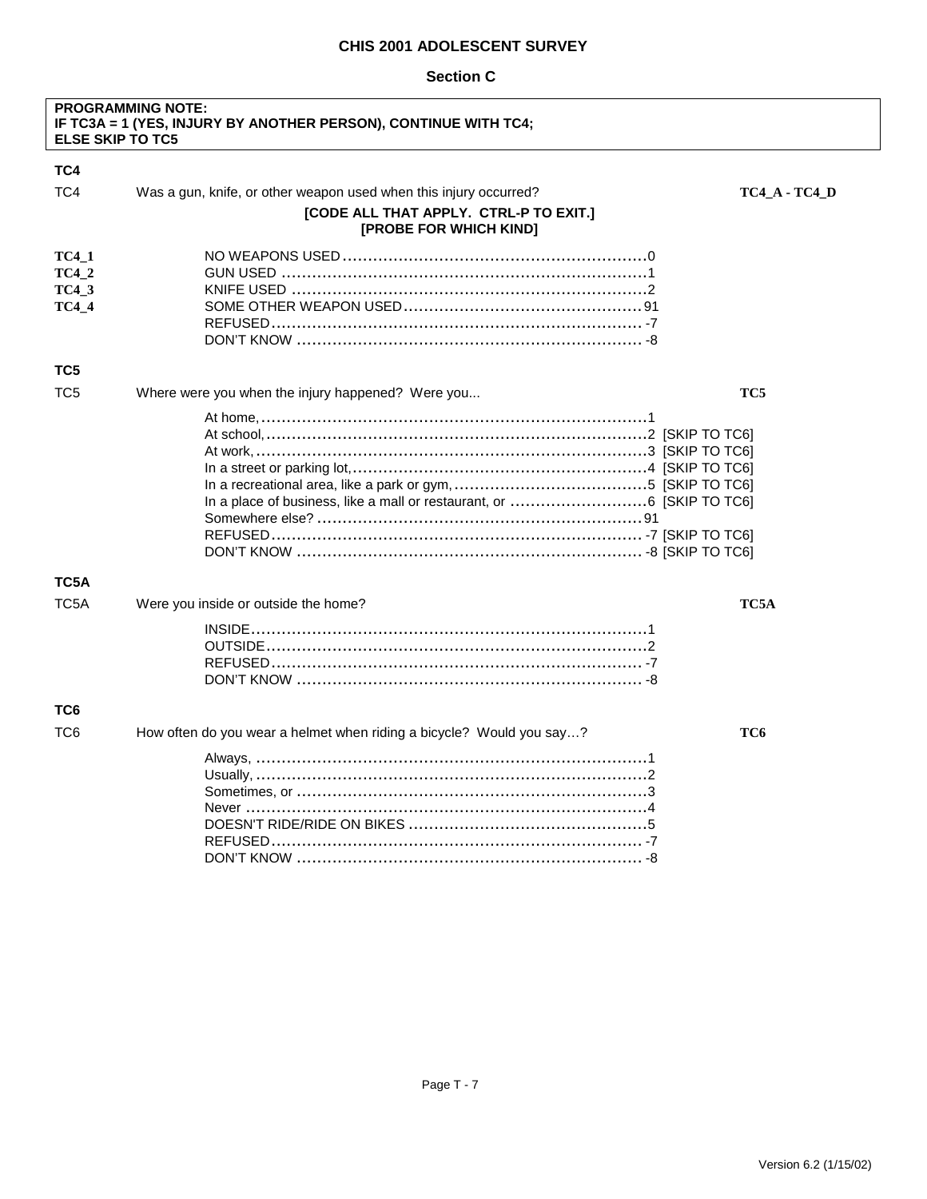## CHIS 2001 ADOLESCENT SURVEY

### Section C

**PROGRAMMING NOTE:**
**IF TC3A = 1 (YES, INJURY BY ANOTHER PERSON), CONTINUE WITH TC4;**
**ELSE SKIP TO TC5**

**TC4**

TC4 Was a gun, knife, or other weapon used when this injury occurred? **TC4_A - TC4_D**

**[CODE ALL THAT APPLY. CTRL-P TO EXIT.]**
**[PROBE FOR WHICH KIND]**

| | | |
|---|---|---|
| **TC4_1** | NO WEAPONS USED | 0 |
| **TC4_2** | GUN USED | 1 |
| **TC4_3** | KNIFE USED | 2 |
| **TC4_4** | SOME OTHER WEAPON USED | 91 |
| | REFUSED | -7 |
| | DON'T KNOW | -8 |

**TC5**

TC5 Where were you when the injury happened? Were you... **TC5**

| | | |
|---|---|---|
| At home, | 1 | |
| At school, | 2 | [SKIP TO TC6] |
| At work, | 3 | [SKIP TO TC6] |
| In a street or parking lot, | 4 | [SKIP TO TC6] |
| In a recreational area, like a park or gym, | 5 | [SKIP TO TC6] |
| In a place of business, like a mall or restaurant, or | 6 | [SKIP TO TC6] |
| Somewhere else? | 91 | |
| REFUSED | -7 | [SKIP TO TC6] |
| DON'T KNOW | -8 | [SKIP TO TC6] |

**TC5A**

TC5A Were you inside or outside the home? **TC5A**

| | |
|---|---|
| INSIDE | 1 |
| OUTSIDE | 2 |
| REFUSED | -7 |
| DON'T KNOW | -8 |

**TC6**

TC6 How often do you wear a helmet when riding a bicycle? Would you say…? **TC6**

| | |
|---|---|
| Always, | 1 |
| Usually, | 2 |
| Sometimes, or | 3 |
| Never | 4 |
| DOESN'T RIDE/RIDE ON BIKES | 5 |
| REFUSED | -7 |
| DON'T KNOW | -8 |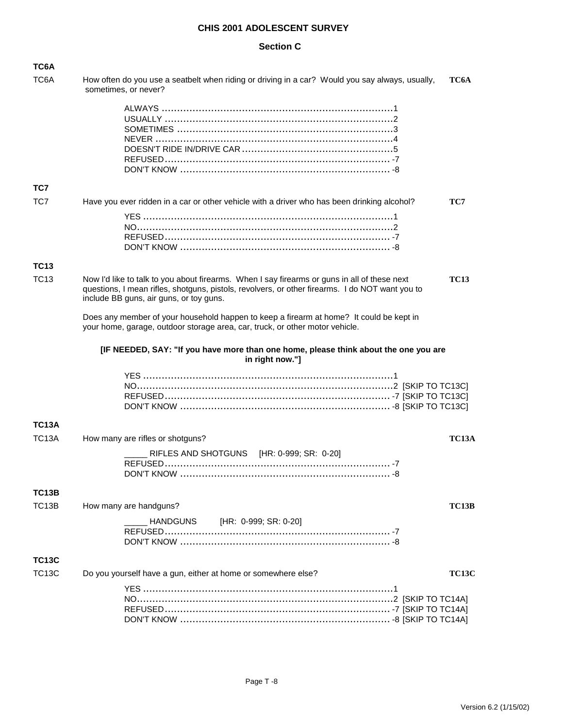# CHIS 2001 ADOLESCENT SURVEY

## Section C

### TC6A

TC6A How often do you use a seatbelt when riding or driving in a car? Would you say always, usually, sometimes, or never? **TC6A**

- ALWAYS ............................................................................1
- USUALLY ..........................................................................2
- SOMETIMES ......................................................................3
- NEVER ..............................................................................4
- DOESN'T RIDE IN/DRIVE CAR .................................................5
- REFUSED ........................................................................... -7
- DON'T KNOW ..................................................................... -8

### TC7

TC7 Have you ever ridden in a car or other vehicle with a driver who has been drinking alcohol? **TC7**

- YES ..................................................................................1
- NO....................................................................................2
- REFUSED ........................................................................... -7
- DON'T KNOW ..................................................................... -8

### TC13

TC13 Now I'd like to talk to you about firearms. When I say firearms or guns in all of these next questions, I mean rifles, shotguns, pistols, revolvers, or other firearms. I do NOT want you to include BB guns, air guns, or toy guns. **TC13**

Does any member of your household happen to keep a firearm at home? It could be kept in your home, garage, outdoor storage area, car, truck, or other motor vehicle.

**[IF NEEDED, SAY: "If you have more than one home, please think about the one you are in right now."]**

- YES ..................................................................................1
- NO....................................................................................2 [SKIP TO TC13C]
- REFUSED ........................................................................... -7 [SKIP TO TC13C]
- DON'T KNOW ..................................................................... -8 [SKIP TO TC13C]

### TC13A

TC13A How many are rifles or shotguns? **TC13A**

- _____ RIFLES AND SHOTGUNS [HR: 0-999; SR: 0-20]
- REFUSED ........................................................................... -7
- DON'T KNOW ..................................................................... -8

### TC13B

TC13B How many are handguns? **TC13B**

- _____ HANDGUNS [HR: 0-999; SR: 0-20]
- REFUSED ........................................................................... -7
- DON'T KNOW ..................................................................... -8

### TC13C

TC13C Do you yourself have a gun, either at home or somewhere else? **TC13C**

- YES ..................................................................................1
- NO....................................................................................2 [SKIP TO TC14A]
- REFUSED ........................................................................... -7 [SKIP TO TC14A]
- DON'T KNOW ..................................................................... -8 [SKIP TO TC14A]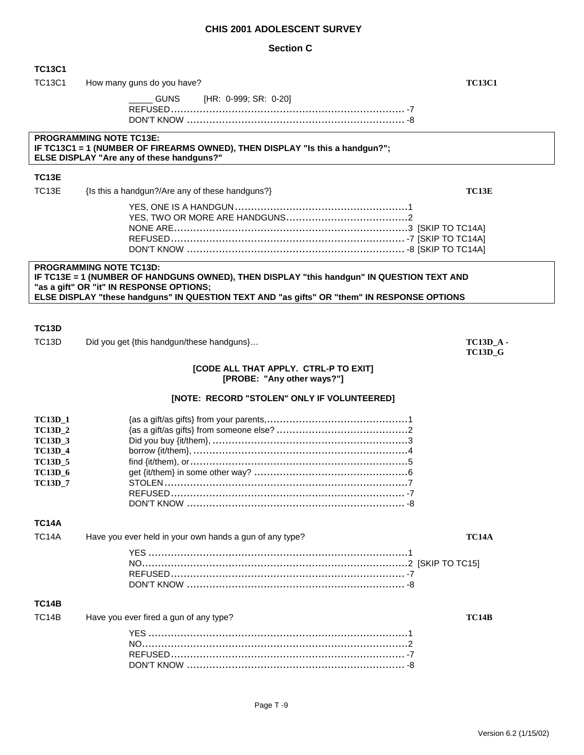## CHIS 2001 ADOLESCENT SURVEY

### Section C

**TC13C1**

TC13C1 How many guns do you have? **TC13C1**

_____ GUNS [HR: 0-999; SR: 0-20]
REFUSED ........................................................................ -7
DON'T KNOW ................................................................... -8

**PROGRAMMING NOTE TC13E:**
**IF TC13C1 = 1 (NUMBER OF FIREARMS OWNED), THEN DISPLAY "Is this a handgun?";**
**ELSE DISPLAY "Are any of these handguns?"**

**TC13E**

TC13E {Is this a handgun?/Are any of these handguns?} **TC13E**

YES, ONE IS A HANDGUN ..................................................... 1
YES, TWO OR MORE ARE HANDGUNS ...................................... 2
NONE ARE ........................................................................ 3 [SKIP TO TC14A]
REFUSED ........................................................................ -7 [SKIP TO TC14A]
DON'T KNOW ................................................................... -8 [SKIP TO TC14A]

**PROGRAMMING NOTE TC13D:**
**IF TC13E = 1 (NUMBER OF HANDGUNS OWNED), THEN DISPLAY "this handgun" IN QUESTION TEXT AND "as a gift" OR "it" IN RESPONSE OPTIONS;**
**ELSE DISPLAY "these handguns" IN QUESTION TEXT AND "as gifts" OR "them" IN RESPONSE OPTIONS**

**TC13D**

TC13D Did you get {this handgun/these handguns}… **TC13D_A - TC13D_G**

**[CODE ALL THAT APPLY. CTRL-P TO EXIT]**
**[PROBE: "Any other ways?"]**

**[NOTE: RECORD "STOLEN" ONLY IF VOLUNTEERED]**

**TC13D_1** {as a gift/as gifts} from your parents, ............................................ 1
**TC13D_2** {as a gift/as gifts} from someone else? ........................................ 2
**TC13D_3** Did you buy {it/them}, ............................................................. 3
**TC13D_4** borrow {it/them}, ................................................................... 4
**TC13D_5** find {it/them), or ................................................................... 5
**TC13D_6** get {it/them} in some other way? ............................................... 6
**TC13D_7** STOLEN ............................................................................ 7
REFUSED ........................................................................ -7
DON'T KNOW ................................................................... -8

**TC14A**

TC14A Have you ever held in your own hands a gun of any type? **TC14A**

YES ................................................................................. 1
NO .................................................................................. 2 [SKIP TO TC15]
REFUSED ........................................................................ -7
DON'T KNOW ................................................................... -8

**TC14B**

TC14B Have you ever fired a gun of any type? **TC14B**

YES ................................................................................. 1
NO .................................................................................. 2
REFUSED ........................................................................ -7
DON'T KNOW ................................................................... -8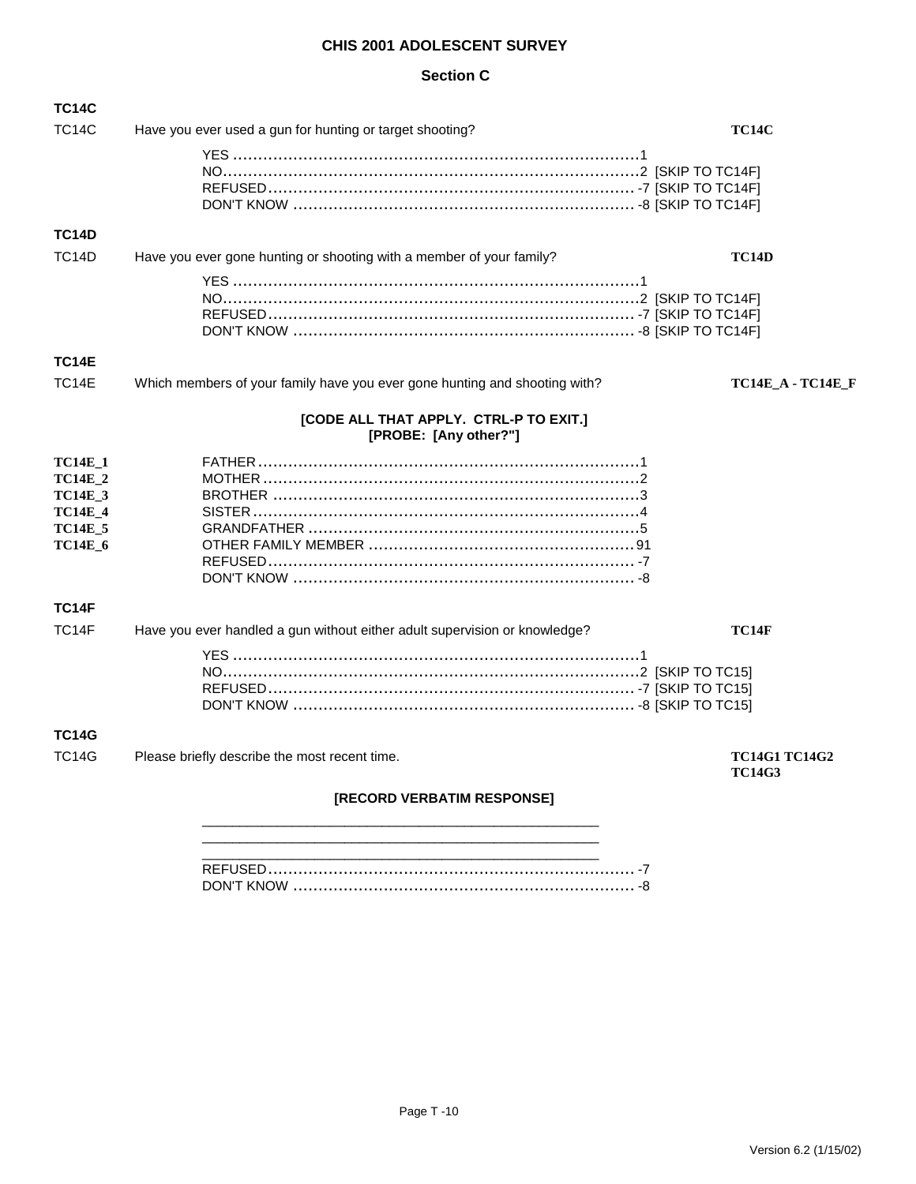# CHIS 2001 ADOLESCENT SURVEY

## Section C

**TC14C**

TC14C Have you ever used a gun for hunting or target shooting? **TC14C**

YES ..........................................................................1
NO..........................................................................2 [SKIP TO TC14F]
REFUSED.................................................................. -7 [SKIP TO TC14F]
DON'T KNOW ............................................................ -8 [SKIP TO TC14F]

**TC14D**

TC14D Have you ever gone hunting or shooting with a member of your family? **TC14D**

YES ..........................................................................1
NO..........................................................................2 [SKIP TO TC14F]
REFUSED.................................................................. -7 [SKIP TO TC14F]
DON'T KNOW ............................................................ -8 [SKIP TO TC14F]

**TC14E**

TC14E Which members of your family have you ever gone hunting and shooting with? **TC14E_A - TC14E_F**

**[CODE ALL THAT APPLY. CTRL-P TO EXIT.]**
**[PROBE: [Any other?"]**

**TC14E_1** FATHER ....................................................................1
**TC14E_2** MOTHER ...................................................................2
**TC14E_3** BROTHER .................................................................3
**TC14E_4** SISTER .....................................................................4
**TC14E_5** GRANDFATHER ..........................................................5
**TC14E_6** OTHER FAMILY MEMBER ............................................91
REFUSED.................................................................. -7
DON'T KNOW ............................................................ -8

**TC14F**

TC14F Have you ever handled a gun without either adult supervision or knowledge? **TC14F**

YES ..........................................................................1
NO..........................................................................2 [SKIP TO TC15]
REFUSED.................................................................. -7 [SKIP TO TC15]
DON'T KNOW ............................................................ -8 [SKIP TO TC15]

**TC14G**

TC14G Please briefly describe the most recent time. **TC14G1 TC14G2 TC14G3**

**[RECORD VERBATIM RESPONSE]**

_____________________________________________________
_____________________________________________________
_____________________________________________________
REFUSED.................................................................. -7
DON'T KNOW ............................................................ -8

Version 6.2 (1/15/02)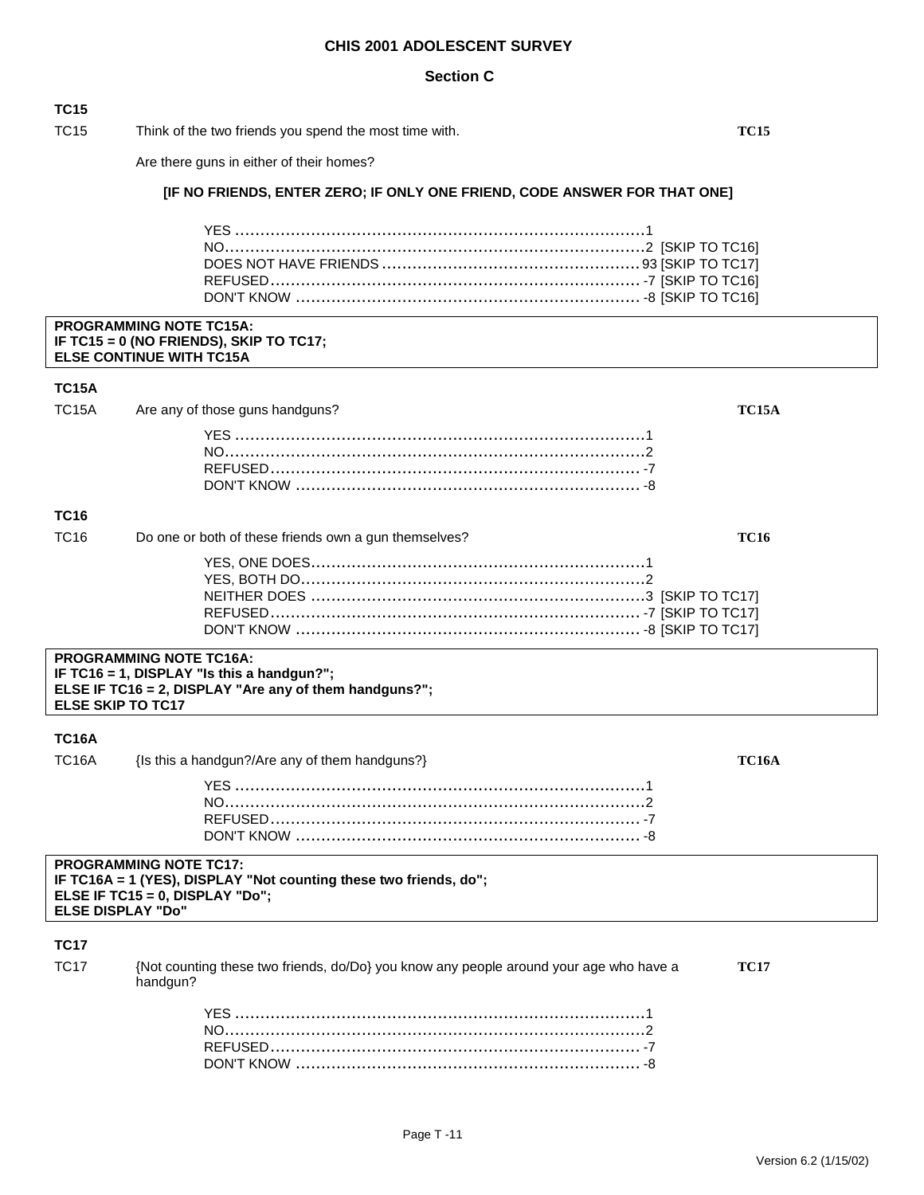# CHIS 2001 ADOLESCENT SURVEY

## Section C

### TC15

TC15 Think of the two friends you spend the most time with. **TC15**

Are there guns in either of their homes?

**[IF NO FRIENDS, ENTER ZERO; IF ONLY ONE FRIEND, CODE ANSWER FOR THAT ONE]**

YES ....................................................................................1
NO.......................................................................................2 [SKIP TO TC16]
DOES NOT HAVE FRIENDS ..................................................93 [SKIP TO TC17]
REFUSED.............................................................................-7 [SKIP TO TC16]
DON'T KNOW .......................................................................-8 [SKIP TO TC16]

**PROGRAMMING NOTE TC15A:**
**IF TC15 = 0 (NO FRIENDS), SKIP TO TC17;**
**ELSE CONTINUE WITH TC15A**

### TC15A

TC15A Are any of those guns handguns? **TC15A**

YES ....................................................................................1
NO.......................................................................................2
REFUSED.............................................................................-7
DON'T KNOW .......................................................................-8

### TC16

TC16 Do one or both of these friends own a gun themselves? **TC16**

YES, ONE DOES....................................................................1
YES, BOTH DO......................................................................2
NEITHER DOES ....................................................................3 [SKIP TO TC17]
REFUSED.............................................................................-7 [SKIP TO TC17]
DON'T KNOW .......................................................................-8 [SKIP TO TC17]

**PROGRAMMING NOTE TC16A:**
**IF TC16 = 1, DISPLAY "Is this a handgun?";**
**ELSE IF TC16 = 2, DISPLAY "Are any of them handguns?";**
**ELSE SKIP TO TC17**

### TC16A

TC16A {Is this a handgun?/Are any of them handguns?} **TC16A**

YES ....................................................................................1
NO.......................................................................................2
REFUSED.............................................................................-7
DON'T KNOW .......................................................................-8

**PROGRAMMING NOTE TC17:**
**IF TC16A = 1 (YES), DISPLAY "Not counting these two friends, do";**
**ELSE IF TC15 = 0, DISPLAY "Do";**
**ELSE DISPLAY "Do"**

### TC17

TC17 {Not counting these two friends, do/Do} you know any people around your age who have a handgun? **TC17**

YES ....................................................................................1
NO.......................................................................................2
REFUSED.............................................................................-7
DON'T KNOW .......................................................................-8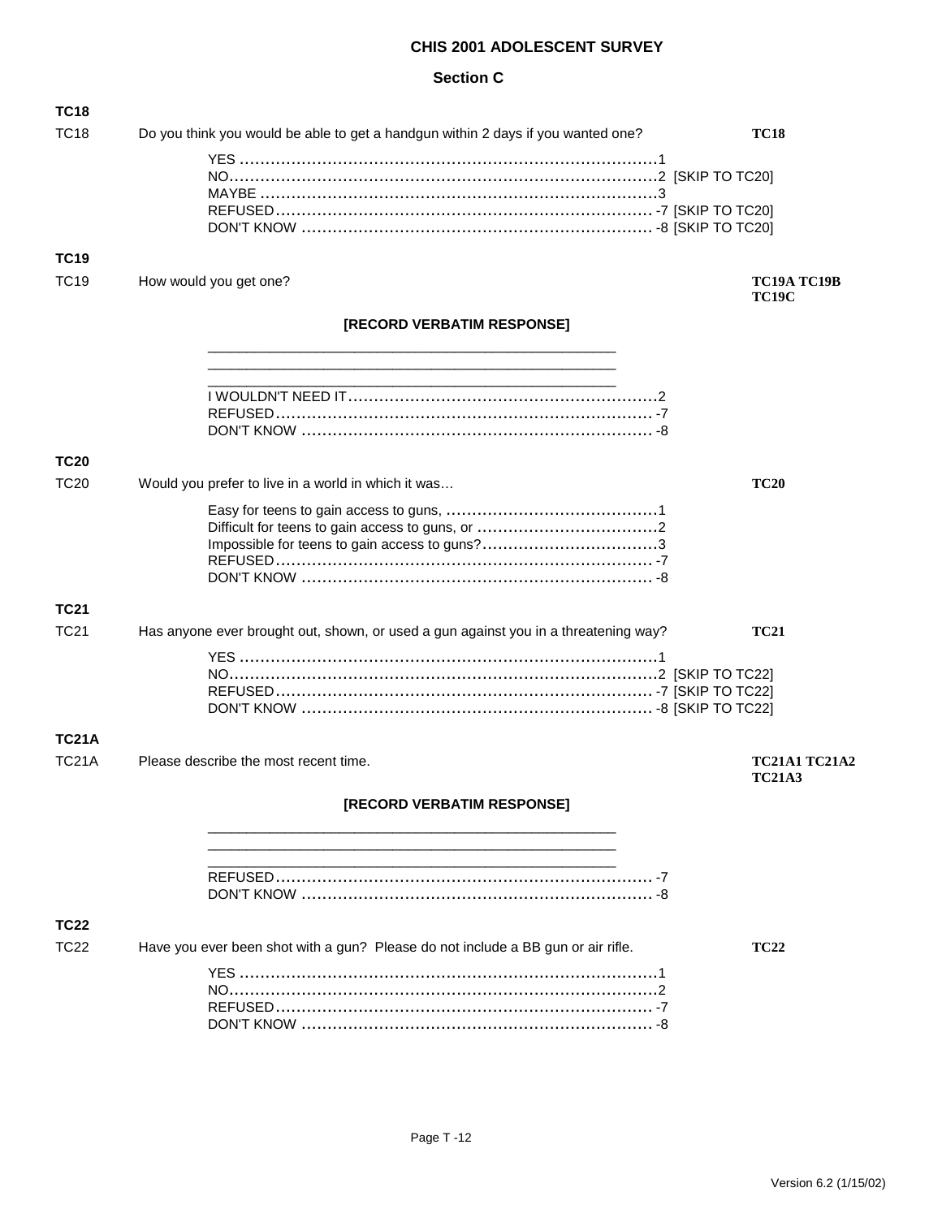## CHIS 2001 ADOLESCENT SURVEY

### Section C

**TC18**

TC18 Do you think you would be able to get a handgun within 2 days if you wanted one? **TC18**

- YES ......................................................................1
- NO........................................................................2 [SKIP TO TC20]
- MAYBE ..................................................................3
- REFUSED ..............................................................-7 [SKIP TO TC20]
- DON'T KNOW .........................................................-8 [SKIP TO TC20]

**TC19**

TC19 How would you get one? **TC19A TC19B TC19C**

**[RECORD VERBATIM RESPONSE]**

\_\_\_\_\_\_\_\_\_\_\_\_\_\_\_\_\_\_\_\_\_\_\_\_\_\_\_\_\_\_\_\_\_\_\_\_\_\_\_\_\_\_\_\_\_\_\_\_\_\_

\_\_\_\_\_\_\_\_\_\_\_\_\_\_\_\_\_\_\_\_\_\_\_\_\_\_\_\_\_\_\_\_\_\_\_\_\_\_\_\_\_\_\_\_\_\_\_\_\_\_

\_\_\_\_\_\_\_\_\_\_\_\_\_\_\_\_\_\_\_\_\_\_\_\_\_\_\_\_\_\_\_\_\_\_\_\_\_\_\_\_\_\_\_\_\_\_\_\_\_\_

- I WOULDN'T NEED IT..............................................2
- REFUSED ..............................................................-7
- DON'T KNOW .........................................................-8

**TC20**

TC20 Would you prefer to live in a world in which it was… **TC20**

- Easy for teens to gain access to guns, .........................................1
- Difficult for teens to gain access to guns, or ..................................2
- Impossible for teens to gain access to guns?.................................3
- REFUSED ..............................................................-7
- DON'T KNOW .........................................................-8

**TC21**

TC21 Has anyone ever brought out, shown, or used a gun against you in a threatening way? **TC21**

- YES ......................................................................1
- NO........................................................................2 [SKIP TO TC22]
- REFUSED ..............................................................-7 [SKIP TO TC22]
- DON'T KNOW .........................................................-8 [SKIP TO TC22]

**TC21A**

TC21A Please describe the most recent time. **TC21A1 TC21A2 TC21A3**

**[RECORD VERBATIM RESPONSE]**

\_\_\_\_\_\_\_\_\_\_\_\_\_\_\_\_\_\_\_\_\_\_\_\_\_\_\_\_\_\_\_\_\_\_\_\_\_\_\_\_\_\_\_\_\_\_\_\_\_\_

\_\_\_\_\_\_\_\_\_\_\_\_\_\_\_\_\_\_\_\_\_\_\_\_\_\_\_\_\_\_\_\_\_\_\_\_\_\_\_\_\_\_\_\_\_\_\_\_\_\_

\_\_\_\_\_\_\_\_\_\_\_\_\_\_\_\_\_\_\_\_\_\_\_\_\_\_\_\_\_\_\_\_\_\_\_\_\_\_\_\_\_\_\_\_\_\_\_\_\_\_

- REFUSED ..............................................................-7
- DON'T KNOW .........................................................-8

**TC22**

TC22 Have you ever been shot with a gun? Please do not include a BB gun or air rifle. **TC22**

- YES ......................................................................1
- NO........................................................................2
- REFUSED ..............................................................-7
- DON'T KNOW .........................................................-8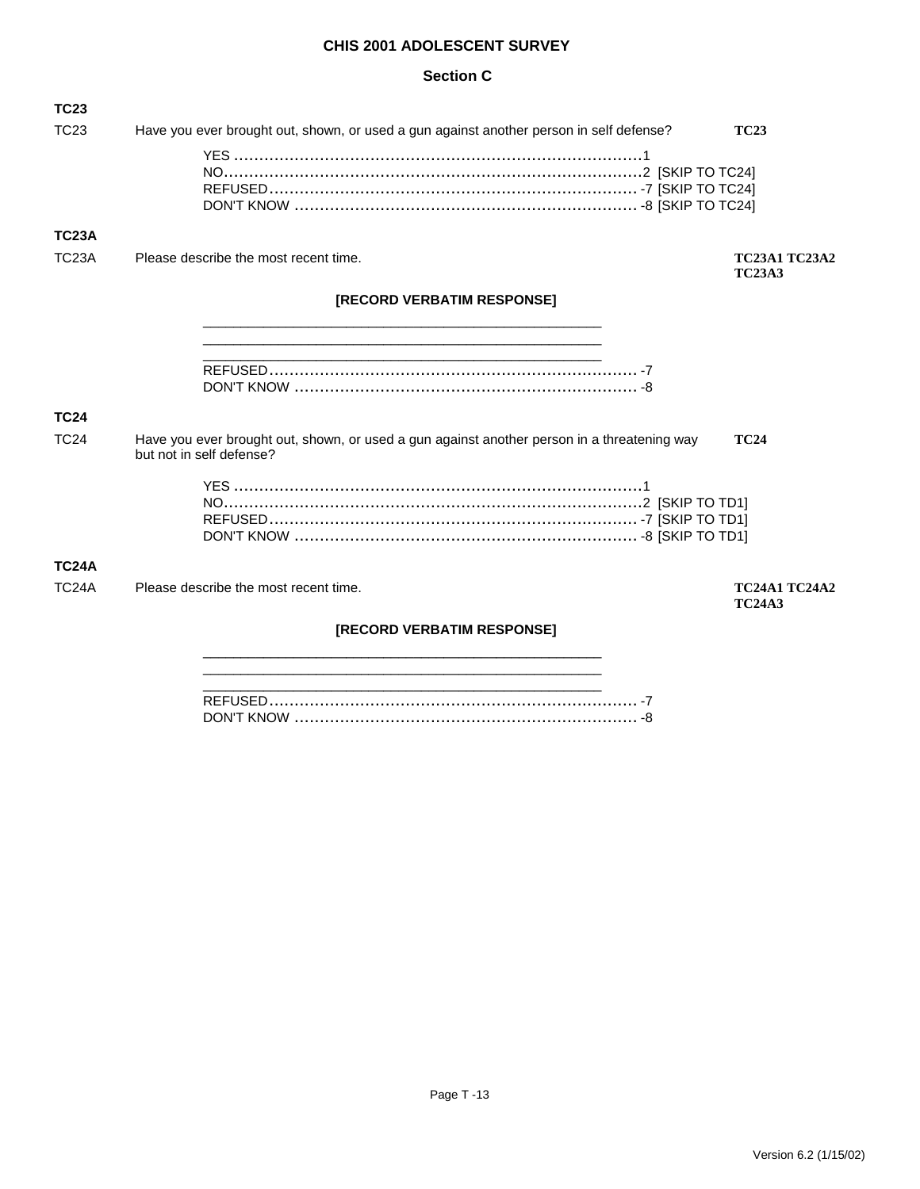# CHIS 2001 ADOLESCENT SURVEY

## Section C

**TC23**

TC23 Have you ever brought out, shown, or used a gun against another person in self defense? **TC23**

YES ........................................................................1
NO..........................................................................2 [SKIP TO TC24]
REFUSED ................................................................ -7 [SKIP TO TC24]
DON'T KNOW ......................................................... -8 [SKIP TO TC24]

**TC23A**

TC23A Please describe the most recent time. **TC23A1 TC23A2 TC23A3**

**[RECORD VERBATIM RESPONSE]**

\_\_\_\_\_\_\_\_\_\_\_\_\_\_\_\_\_\_\_\_\_\_\_\_\_\_\_\_\_\_\_\_\_\_\_\_\_\_\_\_\_\_\_\_\_\_\_\_\_\_
\_\_\_\_\_\_\_\_\_\_\_\_\_\_\_\_\_\_\_\_\_\_\_\_\_\_\_\_\_\_\_\_\_\_\_\_\_\_\_\_\_\_\_\_\_\_\_\_\_\_
\_\_\_\_\_\_\_\_\_\_\_\_\_\_\_\_\_\_\_\_\_\_\_\_\_\_\_\_\_\_\_\_\_\_\_\_\_\_\_\_\_\_\_\_\_\_\_\_\_\_

REFUSED ................................................................ -7
DON'T KNOW ......................................................... -8

**TC24**

TC24 Have you ever brought out, shown, or used a gun against another person in a threatening way but not in self defense? **TC24**

YES ........................................................................1
NO..........................................................................2 [SKIP TO TD1]
REFUSED ................................................................ -7 [SKIP TO TD1]
DON'T KNOW ......................................................... -8 [SKIP TO TD1]

**TC24A**

TC24A Please describe the most recent time. **TC24A1 TC24A2 TC24A3**

**[RECORD VERBATIM RESPONSE]**

\_\_\_\_\_\_\_\_\_\_\_\_\_\_\_\_\_\_\_\_\_\_\_\_\_\_\_\_\_\_\_\_\_\_\_\_\_\_\_\_\_\_\_\_\_\_\_\_\_\_
\_\_\_\_\_\_\_\_\_\_\_\_\_\_\_\_\_\_\_\_\_\_\_\_\_\_\_\_\_\_\_\_\_\_\_\_\_\_\_\_\_\_\_\_\_\_\_\_\_\_
\_\_\_\_\_\_\_\_\_\_\_\_\_\_\_\_\_\_\_\_\_\_\_\_\_\_\_\_\_\_\_\_\_\_\_\_\_\_\_\_\_\_\_\_\_\_\_\_\_\_

REFUSED ................................................................ -7
DON'T KNOW ......................................................... -8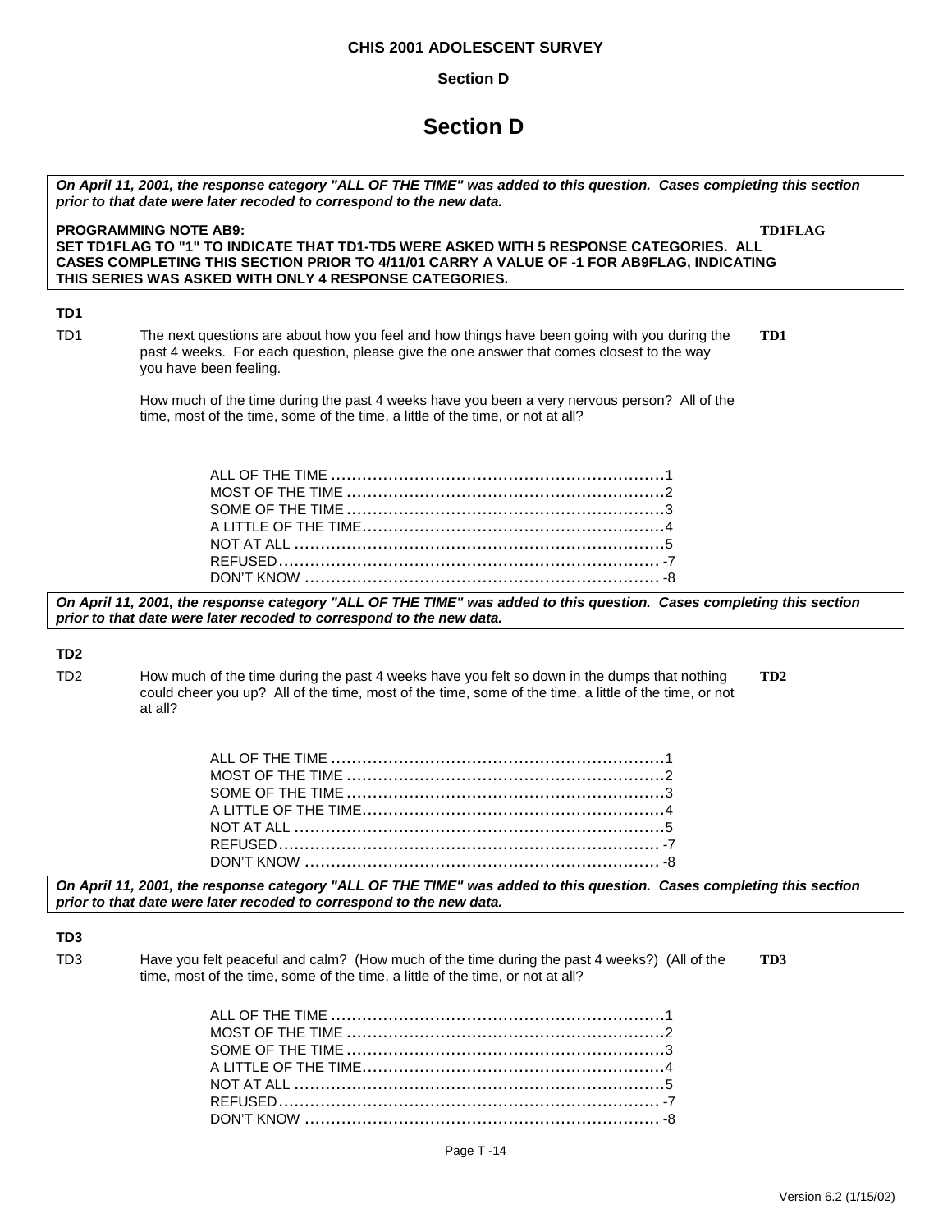# Section D

*On April 11, 2001, the response category "ALL OF THE TIME" was added to this question. Cases completing this section prior to that date were later recoded to correspond to the new data.*

**PROGRAMMING NOTE AB9:** **TD1FLAG**
**SET TD1FLAG TO "1" TO INDICATE THAT TD1-TD5 WERE ASKED WITH 5 RESPONSE CATEGORIES. ALL CASES COMPLETING THIS SECTION PRIOR TO 4/11/01 CARRY A VALUE OF -1 FOR AB9FLAG, INDICATING THIS SERIES WAS ASKED WITH ONLY 4 RESPONSE CATEGORIES.**

### TD1

TD1 The next questions are about how you feel and how things have been going with you during the past 4 weeks. For each question, please give the one answer that comes closest to the way you have been feeling. **TD1**

How much of the time during the past 4 weeks have you been a very nervous person? All of the time, most of the time, some of the time, a little of the time, or not at all?

- ALL OF THE TIME ........................................1
- MOST OF THE TIME ......................................2
- SOME OF THE TIME ......................................3
- A LITTLE OF THE TIME..................................4
- NOT AT ALL ................................................5
- REFUSED.................................................. -7
- DON'T KNOW ............................................ -8

*On April 11, 2001, the response category "ALL OF THE TIME" was added to this question. Cases completing this section prior to that date were later recoded to correspond to the new data.*

### TD2

TD2 How much of the time during the past 4 weeks have you felt so down in the dumps that nothing could cheer you up? All of the time, most of the time, some of the time, a little of the time, or not at all? **TD2**

- ALL OF THE TIME ........................................1
- MOST OF THE TIME ......................................2
- SOME OF THE TIME ......................................3
- A LITTLE OF THE TIME..................................4
- NOT AT ALL ................................................5
- REFUSED.................................................. -7
- DON'T KNOW ............................................ -8

*On April 11, 2001, the response category "ALL OF THE TIME" was added to this question. Cases completing this section prior to that date were later recoded to correspond to the new data.*

### TD3

TD3 Have you felt peaceful and calm? (How much of the time during the past 4 weeks?) (All of the time, most of the time, some of the time, a little of the time, or not at all? **TD3**

- ALL OF THE TIME ........................................1
- MOST OF THE TIME ......................................2
- SOME OF THE TIME ......................................3
- A LITTLE OF THE TIME..................................4
- NOT AT ALL ................................................5
- REFUSED.................................................. -7
- DON'T KNOW ............................................ -8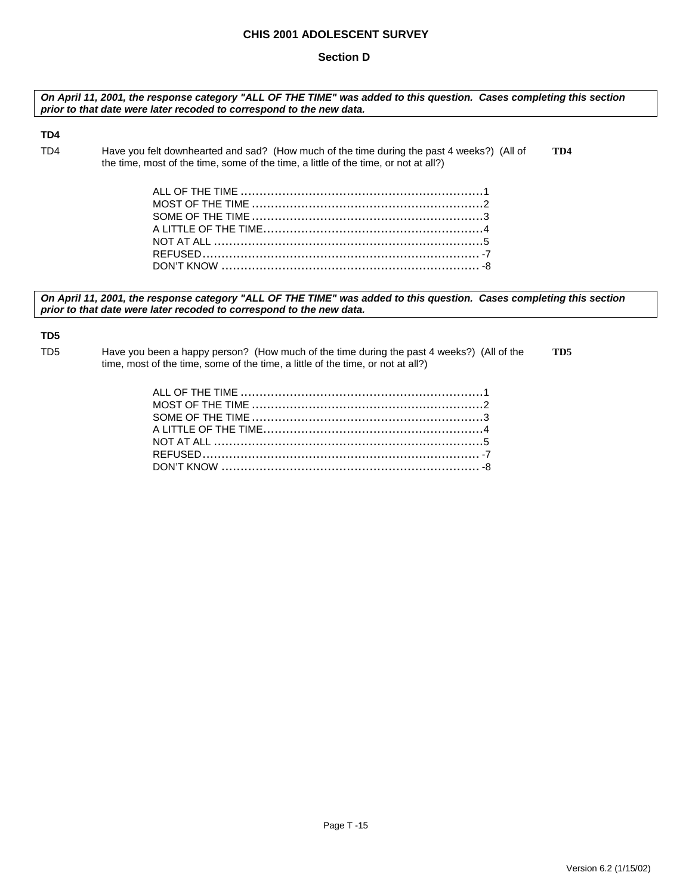**CHIS 2001 ADOLESCENT SURVEY**

**Section D**

***On April 11, 2001, the response category "ALL OF THE TIME" was added to this question. Cases completing this section prior to that date were later recoded to correspond to the new data.***

**TD4**

TD4 Have you felt downhearted and sad? (How much of the time during the past 4 weeks?) (All of the time, most of the time, some of the time, a little of the time, or not at all?) **TD4**

| | |
|---|---|
| ALL OF THE TIME | 1 |
| MOST OF THE TIME | 2 |
| SOME OF THE TIME | 3 |
| A LITTLE OF THE TIME | 4 |
| NOT AT ALL | 5 |
| REFUSED | -7 |
| DON'T KNOW | -8 |

***On April 11, 2001, the response category "ALL OF THE TIME" was added to this question. Cases completing this section prior to that date were later recoded to correspond to the new data.***

**TD5**

TD5 Have you been a happy person? (How much of the time during the past 4 weeks?) (All of the time, most of the time, some of the time, a little of the time, or not at all?) **TD5**

| | |
|---|---|
| ALL OF THE TIME | 1 |
| MOST OF THE TIME | 2 |
| SOME OF THE TIME | 3 |
| A LITTLE OF THE TIME | 4 |
| NOT AT ALL | 5 |
| REFUSED | -7 |
| DON'T KNOW | -8 |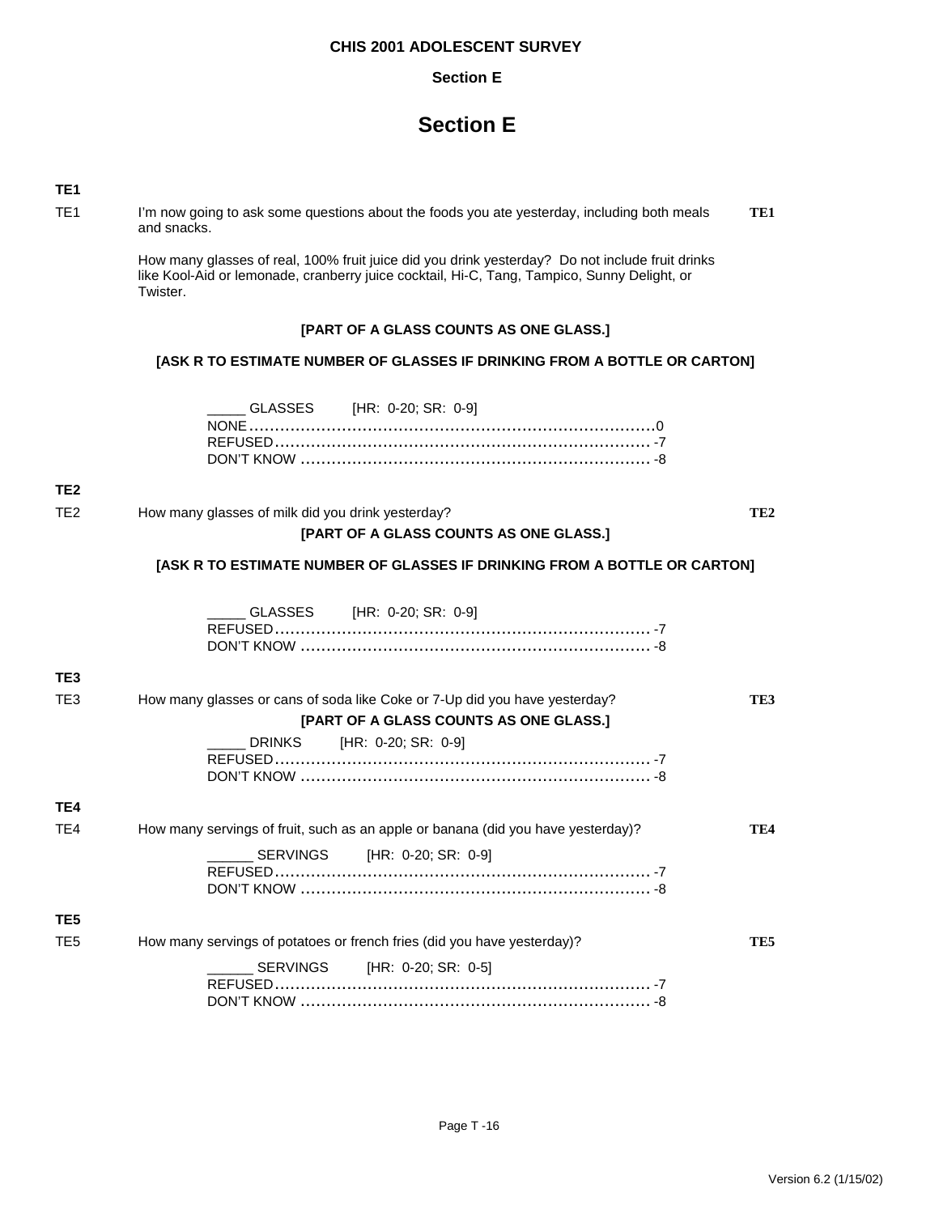# Section E

**TE1**

TE1 I'm now going to ask some questions about the foods you ate yesterday, including both meals and snacks. **TE1**

How many glasses of real, 100% fruit juice did you drink yesterday? Do not include fruit drinks like Kool-Aid or lemonade, cranberry juice cocktail, Hi-C, Tang, Tampico, Sunny Delight, or Twister.

**[PART OF A GLASS COUNTS AS ONE GLASS.]**

**[ASK R TO ESTIMATE NUMBER OF GLASSES IF DRINKING FROM A BOTTLE OR CARTON]**

_____ GLASSES [HR: 0-20; SR: 0-9]
NONE............................................................................0
REFUSED....................................................................... -7
DON'T KNOW .................................................................. -8

**TE2**

TE2 How many glasses of milk did you drink yesterday? **TE2**

**[PART OF A GLASS COUNTS AS ONE GLASS.]**

**[ASK R TO ESTIMATE NUMBER OF GLASSES IF DRINKING FROM A BOTTLE OR CARTON]**

_____ GLASSES [HR: 0-20; SR: 0-9]
REFUSED....................................................................... -7
DON'T KNOW .................................................................. -8

**TE3**

TE3 How many glasses or cans of soda like Coke or 7-Up did you have yesterday? **TE3**

**[PART OF A GLASS COUNTS AS ONE GLASS.]**

_____ DRINKS [HR: 0-20; SR: 0-9]
REFUSED....................................................................... -7
DON'T KNOW .................................................................. -8

**TE4**

TE4 How many servings of fruit, such as an apple or banana (did you have yesterday)? **TE4**

______ SERVINGS [HR: 0-20; SR: 0-9]
REFUSED....................................................................... -7
DON'T KNOW .................................................................. -8

**TE5**

TE5 How many servings of potatoes or french fries (did you have yesterday)? **TE5**

______ SERVINGS [HR: 0-20; SR: 0-5]
REFUSED....................................................................... -7
DON'T KNOW .................................................................. -8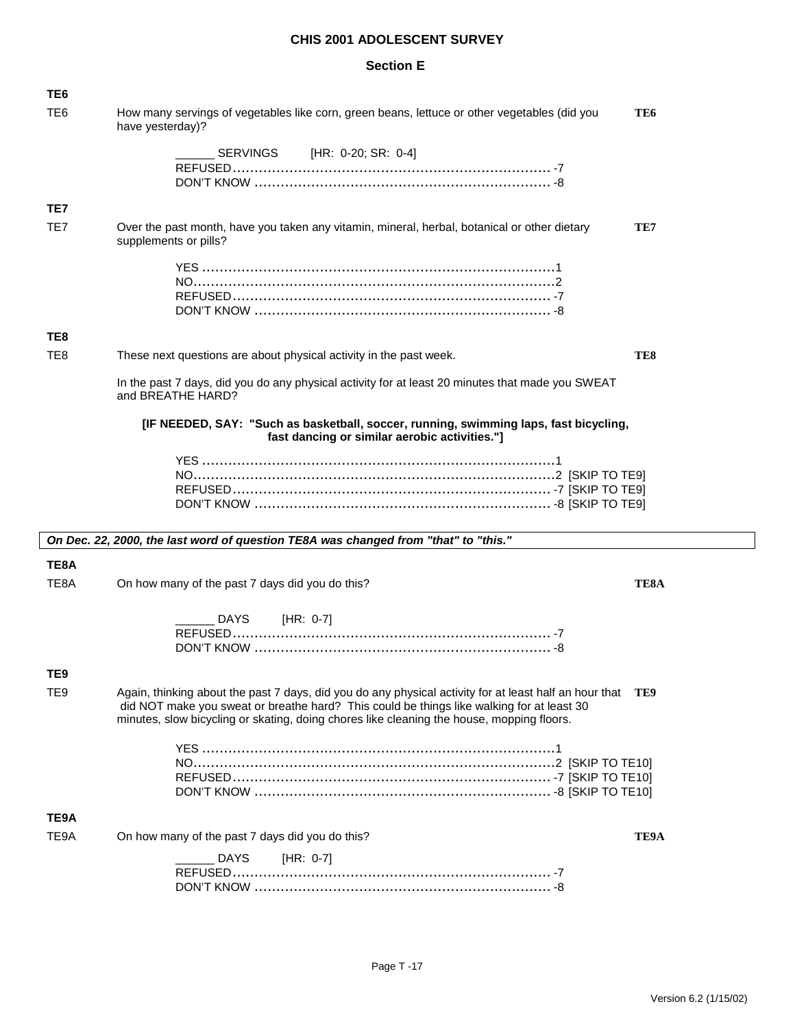# CHIS 2001 ADOLESCENT SURVEY

## Section E

**TE6**

TE6 How many servings of vegetables like corn, green beans, lettuce or other vegetables (did you have yesterday)? **TE6**

_____ SERVINGS [HR: 0-20; SR: 0-4]
REFUSED........................................................................ -7
DON'T KNOW ................................................................... -8

**TE7**

TE7 Over the past month, have you taken any vitamin, mineral, herbal, botanical or other dietary supplements or pills? **TE7**

YES ................................................................................1
NO..................................................................................2
REFUSED........................................................................ -7
DON'T KNOW ................................................................... -8

**TE8**

TE8 These next questions are about physical activity in the past week. **TE8**

In the past 7 days, did you do any physical activity for at least 20 minutes that made you SWEAT and BREATHE HARD?

**[IF NEEDED, SAY: "Such as basketball, soccer, running, swimming laps, fast bicycling, fast dancing or similar aerobic activities."]**

YES ................................................................................1
NO..................................................................................2 [SKIP TO TE9]
REFUSED........................................................................ -7 [SKIP TO TE9]
DON'T KNOW ................................................................... -8 [SKIP TO TE9]

***On Dec. 22, 2000, the last word of question TE8A was changed from "that" to "this."***

**TE8A**

TE8A On how many of the past 7 days did you do this? **TE8A**

_____ DAYS [HR: 0-7]
REFUSED........................................................................ -7
DON'T KNOW ................................................................... -8

**TE9**

TE9 Again, thinking about the past 7 days, did you do any physical activity for at least half an hour that did NOT make you sweat or breathe hard? This could be things like walking for at least 30 minutes, slow bicycling or skating, doing chores like cleaning the house, mopping floors. **TE9**

YES ................................................................................1
NO..................................................................................2 [SKIP TO TE10]
REFUSED........................................................................ -7 [SKIP TO TE10]
DON'T KNOW ................................................................... -8 [SKIP TO TE10]

**TE9A**

TE9A On how many of the past 7 days did you do this? **TE9A**

_____ DAYS [HR: 0-7]
REFUSED........................................................................ -7
DON'T KNOW ................................................................... -8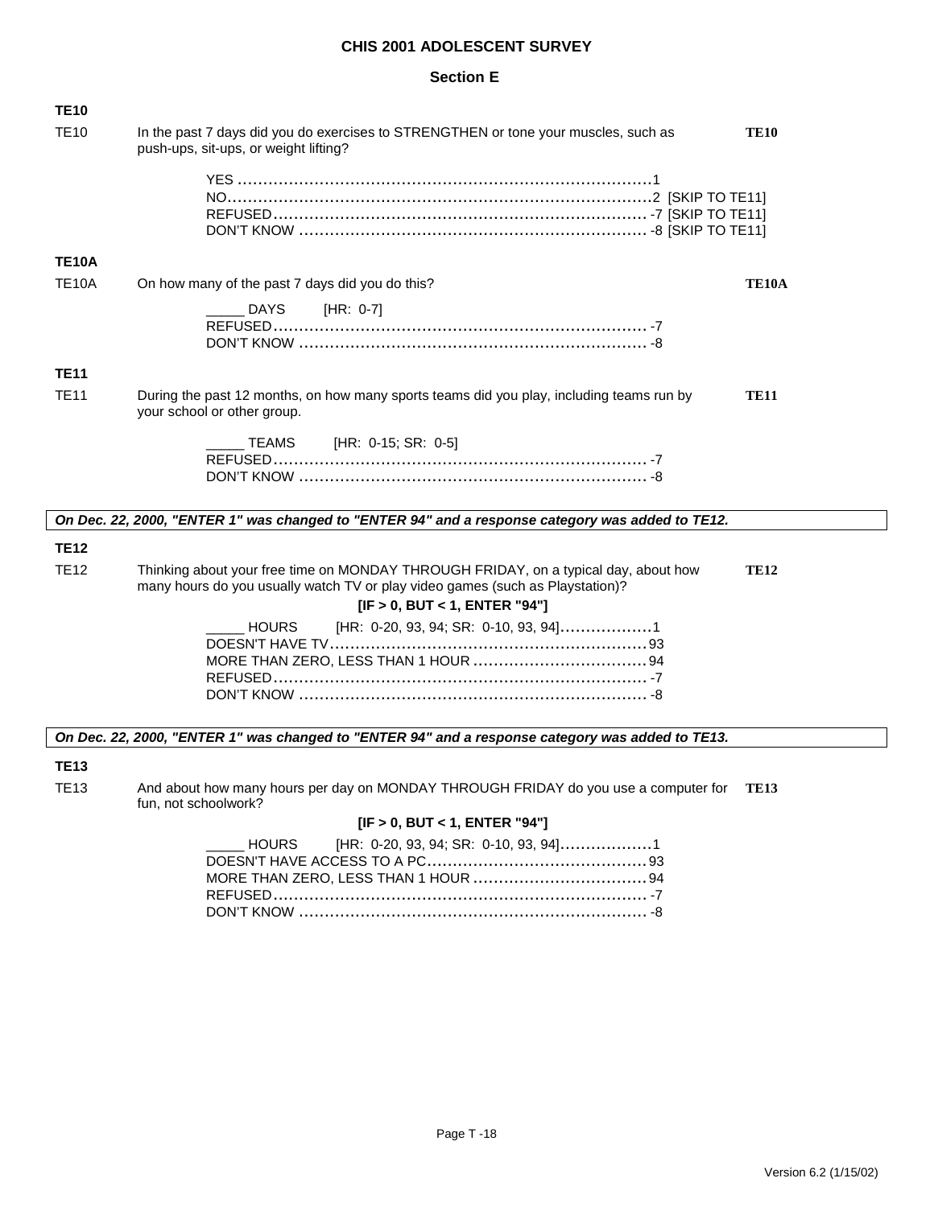# CHIS 2001 ADOLESCENT SURVEY

## Section E

### TE10

TE10 In the past 7 days did you do exercises to STRENGTHEN or tone your muscles, such as push-ups, sit-ups, or weight lifting? **TE10**

- YES ........................................................................1
- NO.........................................................................2 [SKIP TO TE11]
- REFUSED ............................................................... -7 [SKIP TO TE11]
- DON'T KNOW .......................................................... -8 [SKIP TO TE11]

### TE10A

TE10A On how many of the past 7 days did you do this? **TE10A**

- _____ DAYS [HR: 0-7]
- REFUSED ............................................................... -7
- DON'T KNOW .......................................................... -8

### TE11

TE11 During the past 12 months, on how many sports teams did you play, including teams run by your school or other group. **TE11**

- _____ TEAMS [HR: 0-15; SR: 0-5]
- REFUSED ............................................................... -7
- DON'T KNOW .......................................................... -8

***On Dec. 22, 2000, "ENTER 1" was changed to "ENTER 94" and a response category was added to TE12.***

### TE12

TE12 Thinking about your free time on MONDAY THROUGH FRIDAY, on a typical day, about how many hours do you usually watch TV or play video games (such as Playstation)? **TE12**

**[IF > 0, BUT < 1, ENTER "94"]**

- _____ HOURS [HR: 0-20, 93, 94; SR: 0-10, 93, 94]..................1
- DOESN'T HAVE TV..................................................... 93
- MORE THAN ZERO, LESS THAN 1 HOUR ......................... 94
- REFUSED ............................................................... -7
- DON'T KNOW .......................................................... -8

***On Dec. 22, 2000, "ENTER 1" was changed to "ENTER 94" and a response category was added to TE13.***

### TE13

TE13 And about how many hours per day on MONDAY THROUGH FRIDAY do you use a computer for fun, not schoolwork? **TE13**

**[IF > 0, BUT < 1, ENTER "94"]**

- _____ HOURS [HR: 0-20, 93, 94; SR: 0-10, 93, 94]..................1
- DOESN'T HAVE ACCESS TO A PC................................... 93
- MORE THAN ZERO, LESS THAN 1 HOUR ......................... 94
- REFUSED ............................................................... -7
- DON'T KNOW .......................................................... -8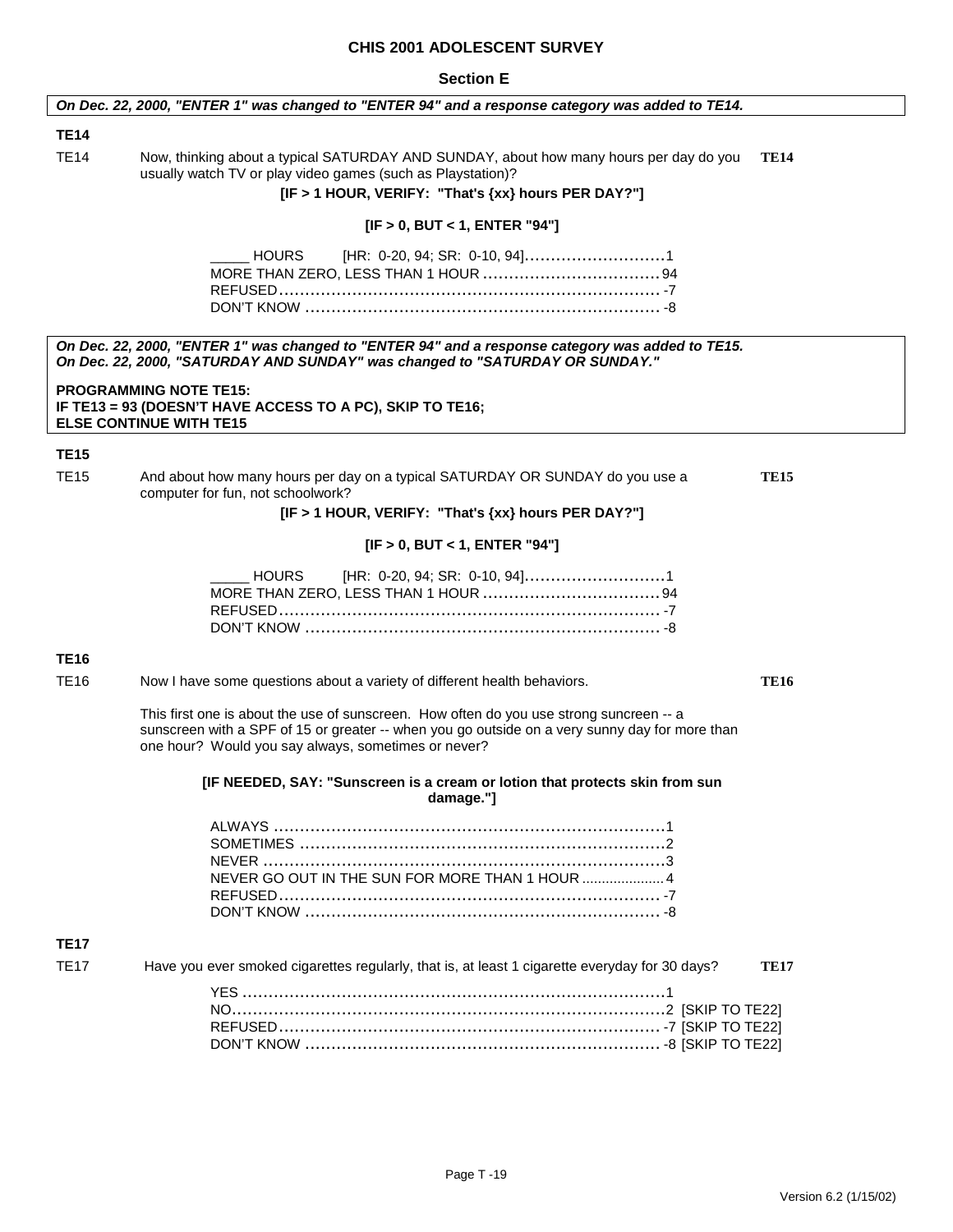**CHIS 2001 ADOLESCENT SURVEY**

**Section E**

***On Dec. 22, 2000, "ENTER 1" was changed to "ENTER 94" and a response category was added to TE14.***

**TE14**

TE14 Now, thinking about a typical SATURDAY AND SUNDAY, about how many hours per day do you usually watch TV or play video games (such as Playstation)? **TE14**

**[IF > 1 HOUR, VERIFY: "That's {xx} hours PER DAY?"]**

**[IF > 0, BUT < 1, ENTER "94"]**

_____ HOURS [HR: 0-20, 94; SR: 0-10, 94]........................... 1
MORE THAN ZERO, LESS THAN 1 HOUR ................................. 94
REFUSED........................................................................ -7
DON'T KNOW ................................................................... -8

***On Dec. 22, 2000, "ENTER 1" was changed to "ENTER 94" and a response category was added to TE15.***
***On Dec. 22, 2000, "SATURDAY AND SUNDAY" was changed to "SATURDAY OR SUNDAY."***

**PROGRAMMING NOTE TE15:**
**IF TE13 = 93 (DOESN'T HAVE ACCESS TO A PC), SKIP TO TE16;**
**ELSE CONTINUE WITH TE15**

**TE15**

TE15 And about how many hours per day on a typical SATURDAY OR SUNDAY do you use a computer for fun, not schoolwork? **TE15**

**[IF > 1 HOUR, VERIFY: "That's {xx} hours PER DAY?"]**

**[IF > 0, BUT < 1, ENTER "94"]**

_____ HOURS [HR: 0-20, 94; SR: 0-10, 94]........................... 1
MORE THAN ZERO, LESS THAN 1 HOUR ................................. 94
REFUSED........................................................................ -7
DON'T KNOW ................................................................... -8

**TE16**

TE16 Now I have some questions about a variety of different health behaviors. **TE16**

This first one is about the use of sunscreen. How often do you use strong suncreen -- a sunscreen with a SPF of 15 or greater -- when you go outside on a very sunny day for more than one hour? Would you say always, sometimes or never?

**[IF NEEDED, SAY: "Sunscreen is a cream or lotion that protects skin from sun damage."]**

ALWAYS .......................................................................... 1
SOMETIMES ..................................................................... 2
NEVER ............................................................................ 3
NEVER GO OUT IN THE SUN FOR MORE THAN 1 HOUR ..................... 4
REFUSED........................................................................ -7
DON'T KNOW ................................................................... -8

**TE17**

TE17 Have you ever smoked cigarettes regularly, that is, at least 1 cigarette everyday for 30 days? **TE17**

YES ................................................................................ 1
NO.................................................................................. 2 [SKIP TO TE22]
REFUSED........................................................................ -7 [SKIP TO TE22]
DON'T KNOW ................................................................... -8 [SKIP TO TE22]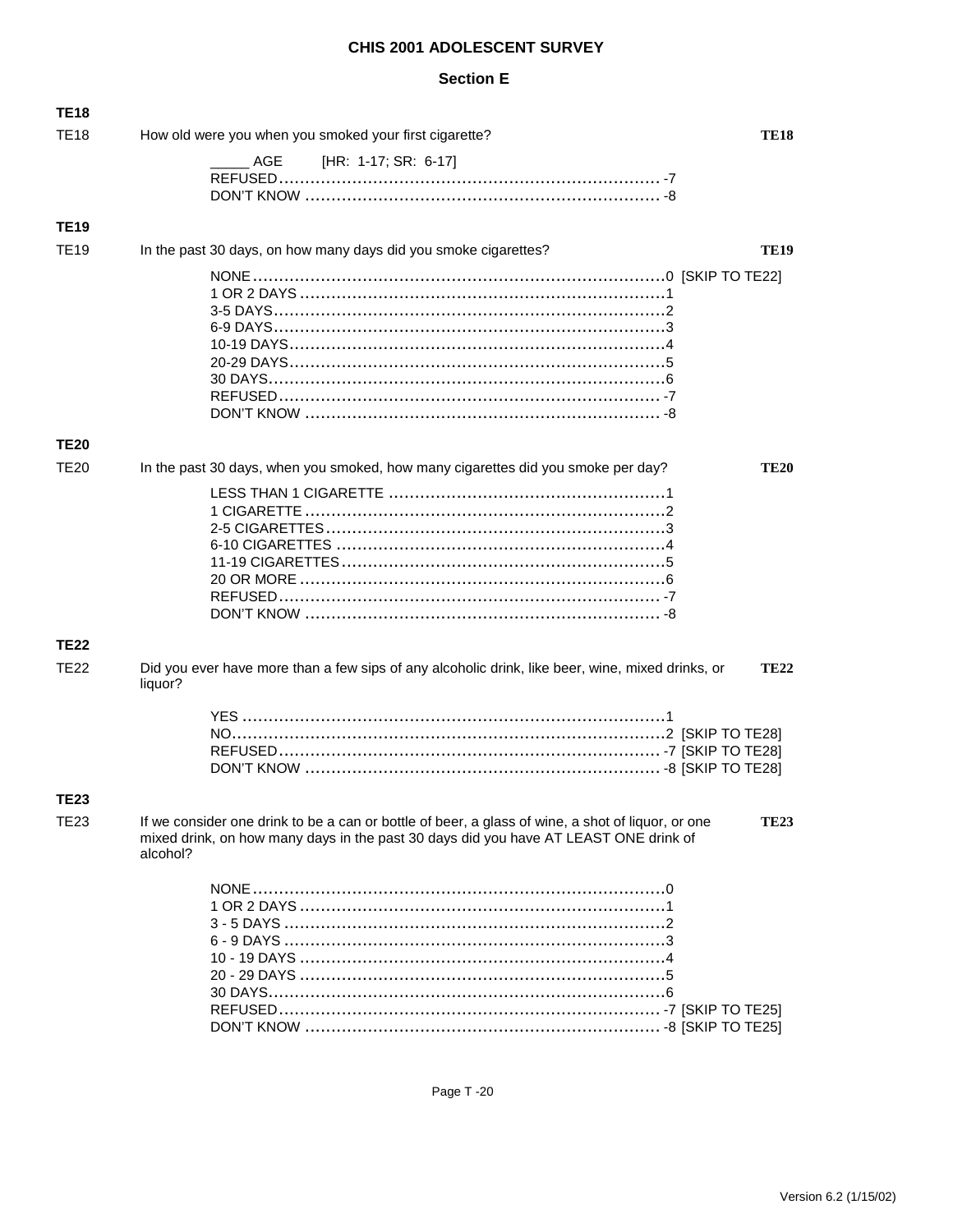# CHIS 2001 ADOLESCENT SURVEY

## Section E

**TE18**

TE18 How old were you when you smoked your first cigarette? **TE18**

_____ AGE [HR: 1-17; SR: 6-17]
REFUSED........................................................................ -7
DON'T KNOW .................................................................. -8

**TE19**

TE19 In the past 30 days, on how many days did you smoke cigarettes? **TE19**

NONE..............................................................................0 [SKIP TO TE22]
1 OR 2 DAYS .....................................................................1
3-5 DAYS..........................................................................2
6-9 DAYS..........................................................................3
10-19 DAYS......................................................................4
20-29 DAYS......................................................................5
30 DAYS..........................................................................6
REFUSED........................................................................ -7
DON'T KNOW .................................................................. -8

**TE20**

TE20 In the past 30 days, when you smoked, how many cigarettes did you smoke per day? **TE20**

LESS THAN 1 CIGARETTE ....................................................1
1 CIGARETTE ....................................................................2
2-5 CIGARETTES................................................................3
6-10 CIGARETTES .............................................................4
11-19 CIGARETTES............................................................5
20 OR MORE .....................................................................6
REFUSED........................................................................ -7
DON'T KNOW .................................................................. -8

**TE22**

TE22 Did you ever have more than a few sips of any alcoholic drink, like beer, wine, mixed drinks, or liquor? **TE22**

YES ................................................................................1
NO..................................................................................2 [SKIP TO TE28]
REFUSED........................................................................ -7 [SKIP TO TE28]
DON'T KNOW .................................................................. -8 [SKIP TO TE28]

**TE23**

TE23 If we consider one drink to be a can or bottle of beer, a glass of wine, a shot of liquor, or one mixed drink, on how many days in the past 30 days did you have AT LEAST ONE drink of alcohol? **TE23**

NONE..............................................................................0
1 OR 2 DAYS .....................................................................1
3 - 5 DAYS .......................................................................2
6 - 9 DAYS .......................................................................3
10 - 19 DAYS ....................................................................4
20 - 29 DAYS ....................................................................5
30 DAYS..........................................................................6
REFUSED........................................................................ -7 [SKIP TO TE25]
DON'T KNOW .................................................................. -8 [SKIP TO TE25]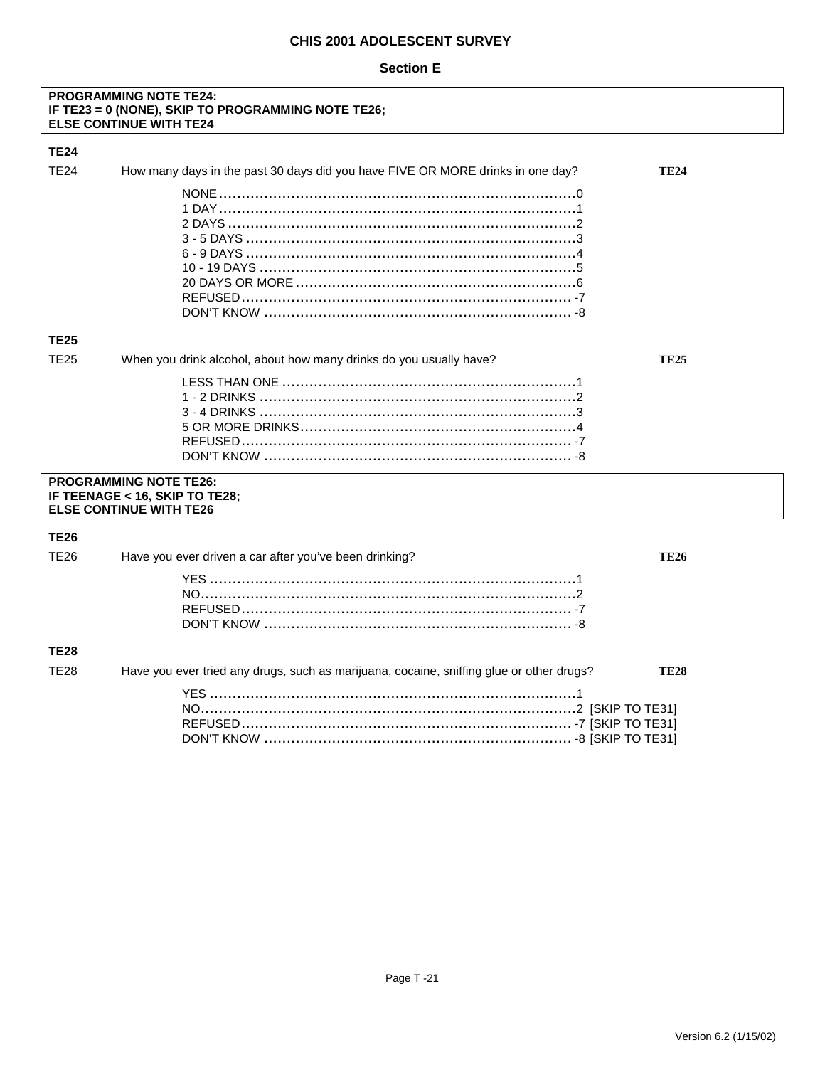**CHIS 2001 ADOLESCENT SURVEY**

**Section E**

> **PROGRAMMING NOTE TE24:**
> **IF TE23 = 0 (NONE), SKIP TO PROGRAMMING NOTE TE26;**
> **ELSE CONTINUE WITH TE24**

**TE24**

TE24 How many days in the past 30 days did you have FIVE OR MORE drinks in one day? **TE24**

- NONE .......... 0
- 1 DAY .......... 1
- 2 DAYS .......... 2
- 3 - 5 DAYS .......... 3
- 6 - 9 DAYS .......... 4
- 10 - 19 DAYS .......... 5
- 20 DAYS OR MORE .......... 6
- REFUSED .......... -7
- DON'T KNOW .......... -8

**TE25**

TE25 When you drink alcohol, about how many drinks do you usually have? **TE25**

- LESS THAN ONE .......... 1
- 1 - 2 DRINKS .......... 2
- 3 - 4 DRINKS .......... 3
- 5 OR MORE DRINKS .......... 4
- REFUSED .......... -7
- DON'T KNOW .......... -8

> **PROGRAMMING NOTE TE26:**
> **IF TEENAGE < 16, SKIP TO TE28;**
> **ELSE CONTINUE WITH TE26**

**TE26**

TE26 Have you ever driven a car after you've been drinking? **TE26**

- YES .......... 1
- NO .......... 2
- REFUSED .......... -7
- DON'T KNOW .......... -8

**TE28**

TE28 Have you ever tried any drugs, such as marijuana, cocaine, sniffing glue or other drugs? **TE28**

- YES .......... 1
- NO .......... 2 [SKIP TO TE31]
- REFUSED .......... -7 [SKIP TO TE31]
- DON'T KNOW .......... -8 [SKIP TO TE31]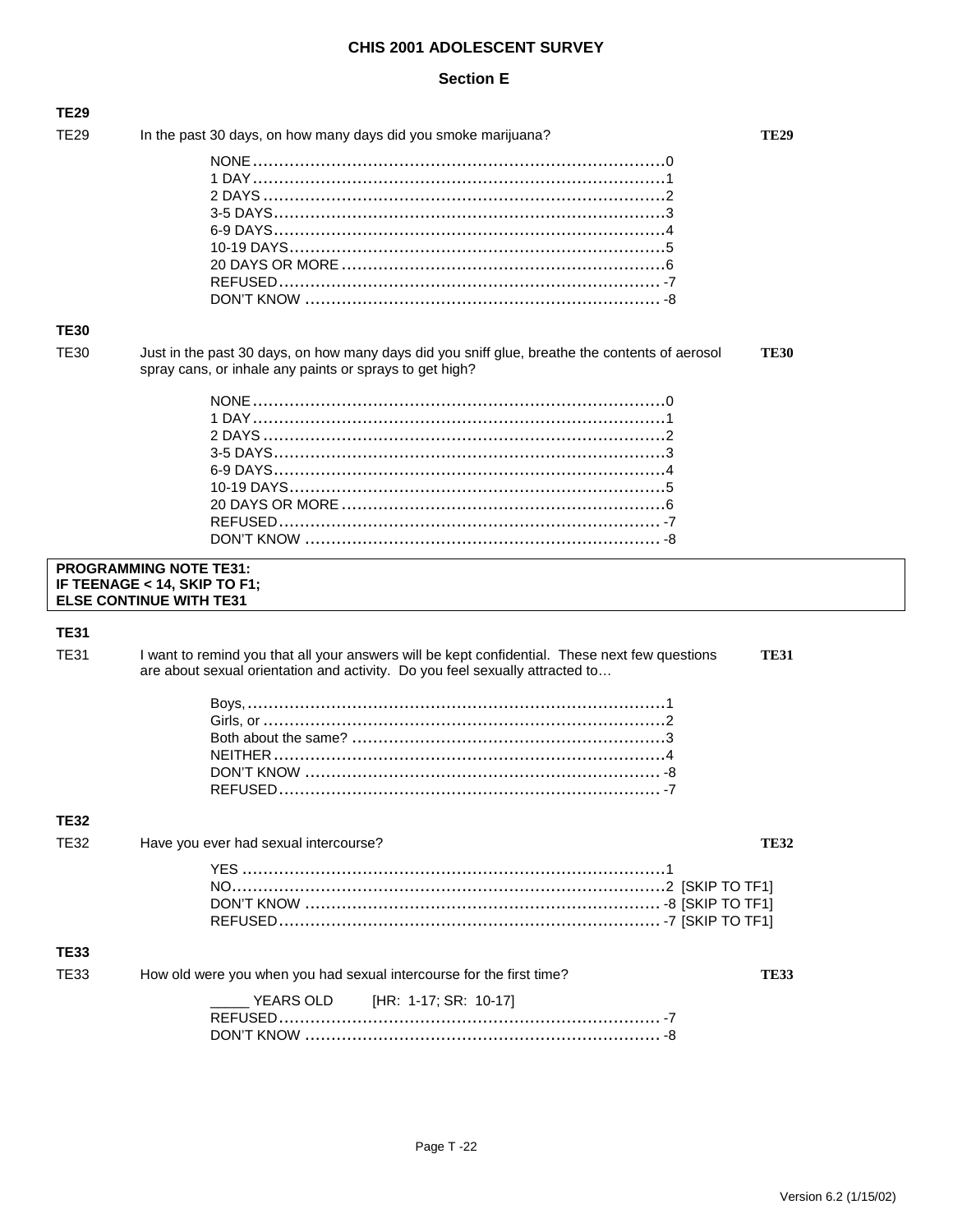# CHIS 2001 ADOLESCENT SURVEY

## Section E

**TE29**

TE29 In the past 30 days, on how many days did you smoke marijuana? **TE29**

- NONE ............ 0
- 1 DAY ............ 1
- 2 DAYS ............ 2
- 3-5 DAYS ............ 3
- 6-9 DAYS ............ 4
- 10-19 DAYS ............ 5
- 20 DAYS OR MORE ............ 6
- REFUSED ............ -7
- DON'T KNOW ............ -8

**TE30**

TE30 Just in the past 30 days, on how many days did you sniff glue, breathe the contents of aerosol spray cans, or inhale any paints or sprays to get high? **TE30**

- NONE ............ 0
- 1 DAY ............ 1
- 2 DAYS ............ 2
- 3-5 DAYS ............ 3
- 6-9 DAYS ............ 4
- 10-19 DAYS ............ 5
- 20 DAYS OR MORE ............ 6
- REFUSED ............ -7
- DON'T KNOW ............ -8

**PROGRAMMING NOTE TE31:**
**IF TEENAGE < 14, SKIP TO F1;**
**ELSE CONTINUE WITH TE31**

**TE31**

TE31 I want to remind you that all your answers will be kept confidential. These next few questions are about sexual orientation and activity. Do you feel sexually attracted to… **TE31**

- Boys, ............ 1
- Girls, or ............ 2
- Both about the same? ............ 3
- NEITHER ............ 4
- DON'T KNOW ............ -8
- REFUSED ............ -7

**TE32**

TE32 Have you ever had sexual intercourse? **TE32**

- YES ............ 1
- NO ............ 2 [SKIP TO TF1]
- DON'T KNOW ............ -8 [SKIP TO TF1]
- REFUSED ............ -7 [SKIP TO TF1]

**TE33**

TE33 How old were you when you had sexual intercourse for the first time? **TE33**

_____ YEARS OLD [HR: 1-17; SR: 10-17]
- REFUSED ............ -7
- DON'T KNOW ............ -8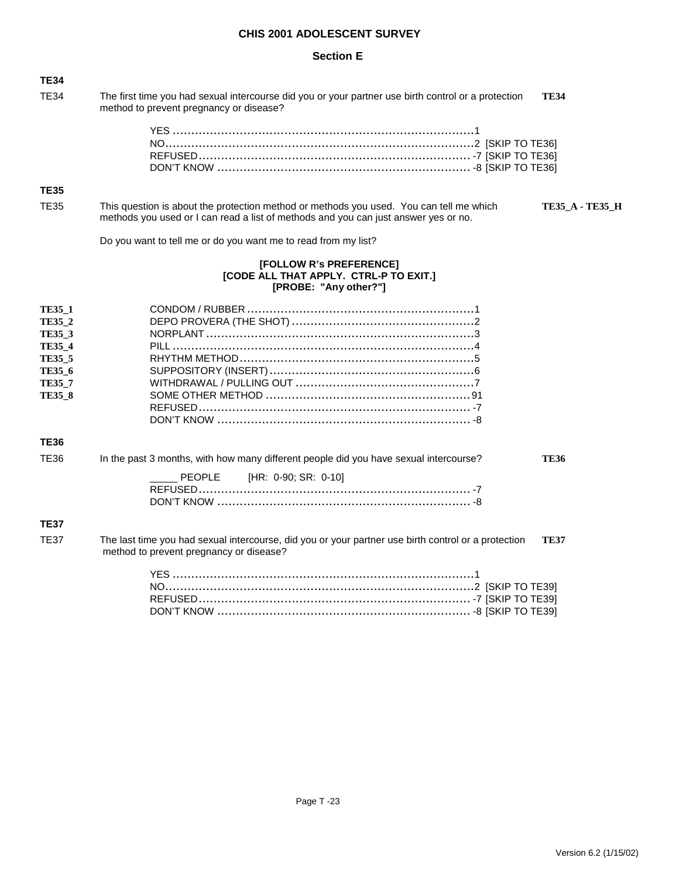**CHIS 2001 ADOLESCENT SURVEY**

**Section E**

**TE34**

TE34 The first time you had sexual intercourse did you or your partner use birth control or a protection method to prevent pregnancy or disease? **TE34**

YES ....................................................................................1
NO......................................................................................2 [SKIP TO TE36]
REFUSED........................................................................... -7 [SKIP TO TE36]
DON'T KNOW ..................................................................... -8 [SKIP TO TE36]

**TE35**

TE35 This question is about the protection method or methods you used. You can tell me which methods you used or I can read a list of methods and you can just answer yes or no. **TE35_A - TE35_H**

Do you want to tell me or do you want me to read from my list?

**[FOLLOW R's PREFERENCE]**
**[CODE ALL THAT APPLY. CTRL-P TO EXIT.]**
**[PROBE: "Any other?"]**

**TE35_1** CONDOM / RUBBER ..............................................................1
**TE35_2** DEPO PROVERA (THE SHOT) .................................................2
**TE35_3** NORPLANT ..........................................................................3
**TE35_4** PILL .....................................................................................4
**TE35_5** RHYTHM METHOD...............................................................5
**TE35_6** SUPPOSITORY (INSERT).......................................................6
**TE35_7** WITHDRAWAL / PULLING OUT ................................................7
**TE35_8** SOME OTHER METHOD .......................................................91
REFUSED........................................................................... -7
DON'T KNOW ..................................................................... -8

**TE36**

TE36 In the past 3 months, with how many different people did you have sexual intercourse? **TE36**

_____ PEOPLE [HR: 0-90; SR: 0-10]
REFUSED........................................................................... -7
DON'T KNOW ..................................................................... -8

**TE37**

TE37 The last time you had sexual intercourse, did you or your partner use birth control or a protection method to prevent pregnancy or disease? **TE37**

YES ....................................................................................1
NO......................................................................................2 [SKIP TO TE39]
REFUSED........................................................................... -7 [SKIP TO TE39]
DON'T KNOW ..................................................................... -8 [SKIP TO TE39]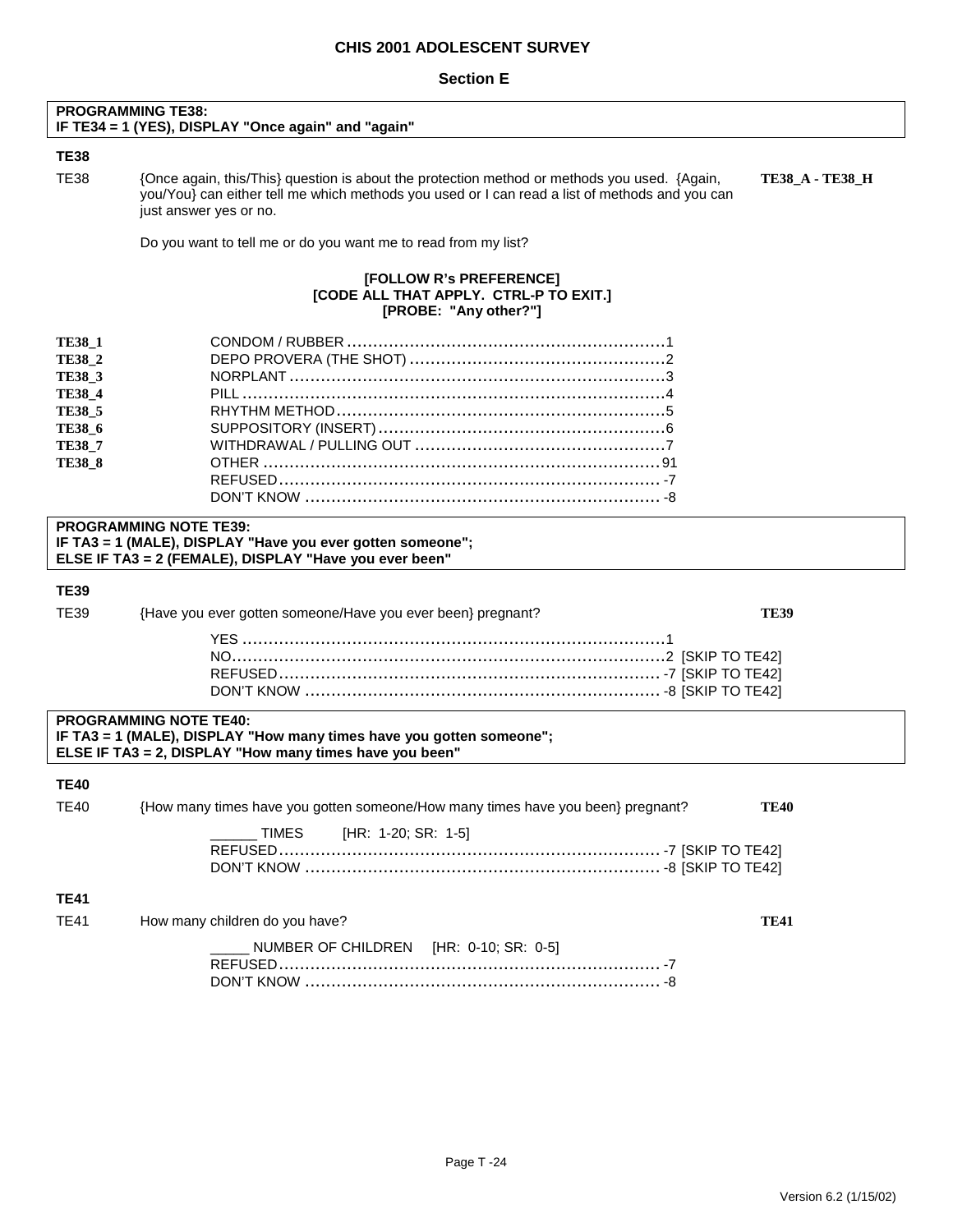**PROGRAMMING TE38:**
**IF TE34 = 1 (YES), DISPLAY "Once again" and "again"**

### TE38

TE38 {Once again, this/This} question is about the protection method or methods you used. {Again, you/You} can either tell me which methods you used or I can read a list of methods and you can just answer yes or no. **TE38_A - TE38_H**

Do you want to tell me or do you want me to read from my list?

**[FOLLOW R's PREFERENCE]**
**[CODE ALL THAT APPLY. CTRL-P TO EXIT.]**
**[PROBE: "Any other?"]**

| | | |
|---|---|---|
| **TE38_1** | CONDOM / RUBBER | 1 |
| **TE38_2** | DEPO PROVERA (THE SHOT) | 2 |
| **TE38_3** | NORPLANT | 3 |
| **TE38_4** | PILL | 4 |
| **TE38_5** | RHYTHM METHOD | 5 |
| **TE38_6** | SUPPOSITORY (INSERT) | 6 |
| **TE38_7** | WITHDRAWAL / PULLING OUT | 7 |
| **TE38_8** | OTHER | 91 |
| | REFUSED | -7 |
| | DON'T KNOW | -8 |

**PROGRAMMING NOTE TE39:**
**IF TA3 = 1 (MALE), DISPLAY "Have you ever gotten someone";**
**ELSE IF TA3 = 2 (FEMALE), DISPLAY "Have you ever been"**

### TE39

TE39 {Have you ever gotten someone/Have you ever been} pregnant? **TE39**

| | | |
|---|---|---|
| YES | 1 | |
| NO | 2 | [SKIP TO TE42] |
| REFUSED | -7 | [SKIP TO TE42] |
| DON'T KNOW | -8 | [SKIP TO TE42] |

**PROGRAMMING NOTE TE40:**
**IF TA3 = 1 (MALE), DISPLAY "How many times have you gotten someone";**
**ELSE IF TA3 = 2, DISPLAY "How many times have you been"**

### TE40

TE40 {How many times have you gotten someone/How many times have you been} pregnant? **TE40**

______ TIMES [HR: 1-20; SR: 1-5]

| | | |
|---|---|---|
| REFUSED | -7 | [SKIP TO TE42] |
| DON'T KNOW | -8 | [SKIP TO TE42] |

### TE41

TE41 How many children do you have? **TE41**

_____ NUMBER OF CHILDREN [HR: 0-10; SR: 0-5]

| | |
|---|---|
| REFUSED | -7 |
| DON'T KNOW | -8 |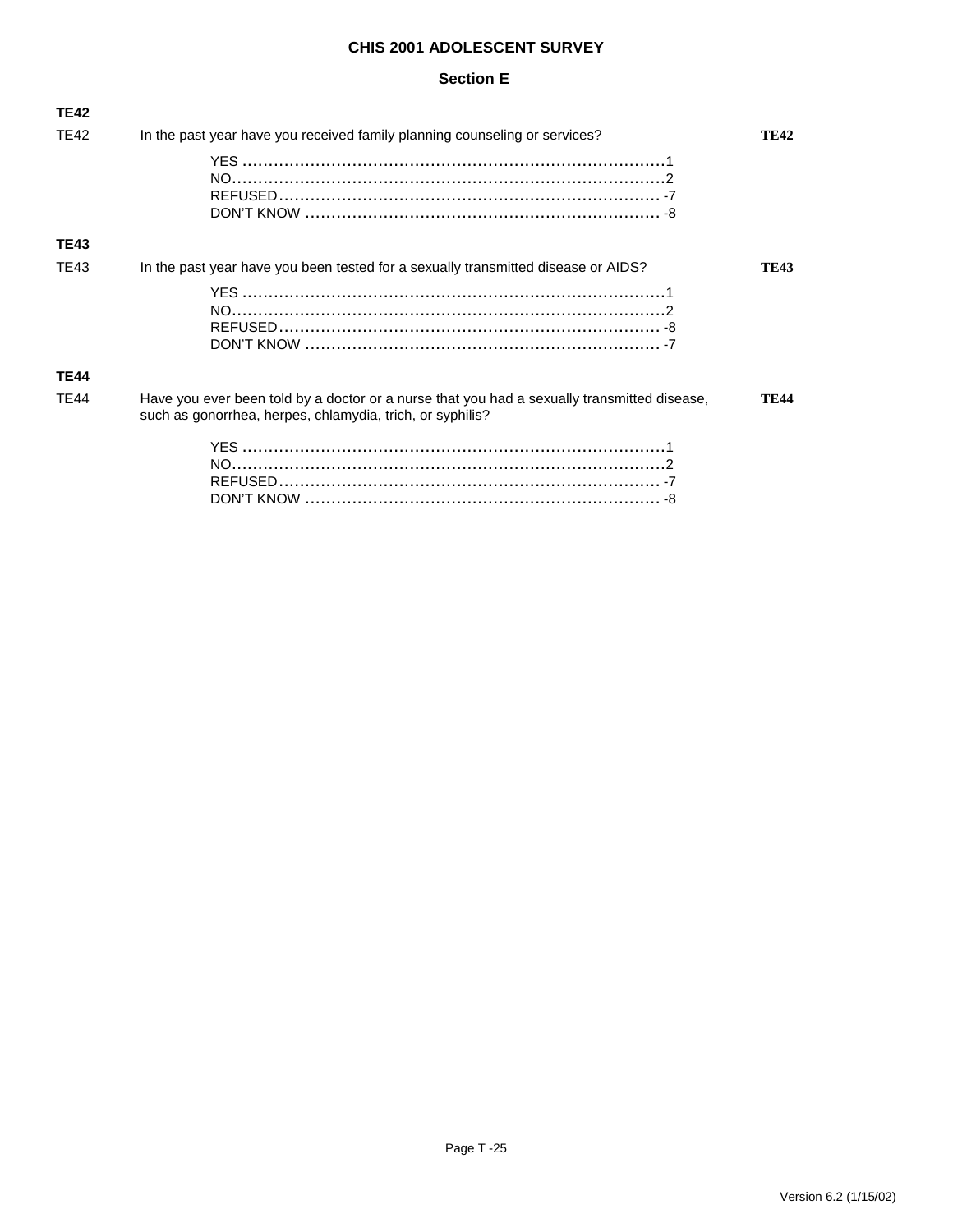# CHIS 2001 ADOLESCENT SURVEY

## Section E

**TE42**

TE42 In the past year have you received family planning counseling or services? **TE42**

YES ..........................................................................1
NO............................................................................2
REFUSED.................................................................. -7
DON'T KNOW ........................................................... -8

**TE43**

TE43 In the past year have you been tested for a sexually transmitted disease or AIDS? **TE43**

YES ..........................................................................1
NO............................................................................2
REFUSED.................................................................. -8
DON'T KNOW ........................................................... -7

**TE44**

TE44 Have you ever been told by a doctor or a nurse that you had a sexually transmitted disease, such as gonorrhea, herpes, chlamydia, trich, or syphilis? **TE44**

YES ..........................................................................1
NO............................................................................2
REFUSED.................................................................. -7
DON'T KNOW ........................................................... -8

Version 6.2 (1/15/02)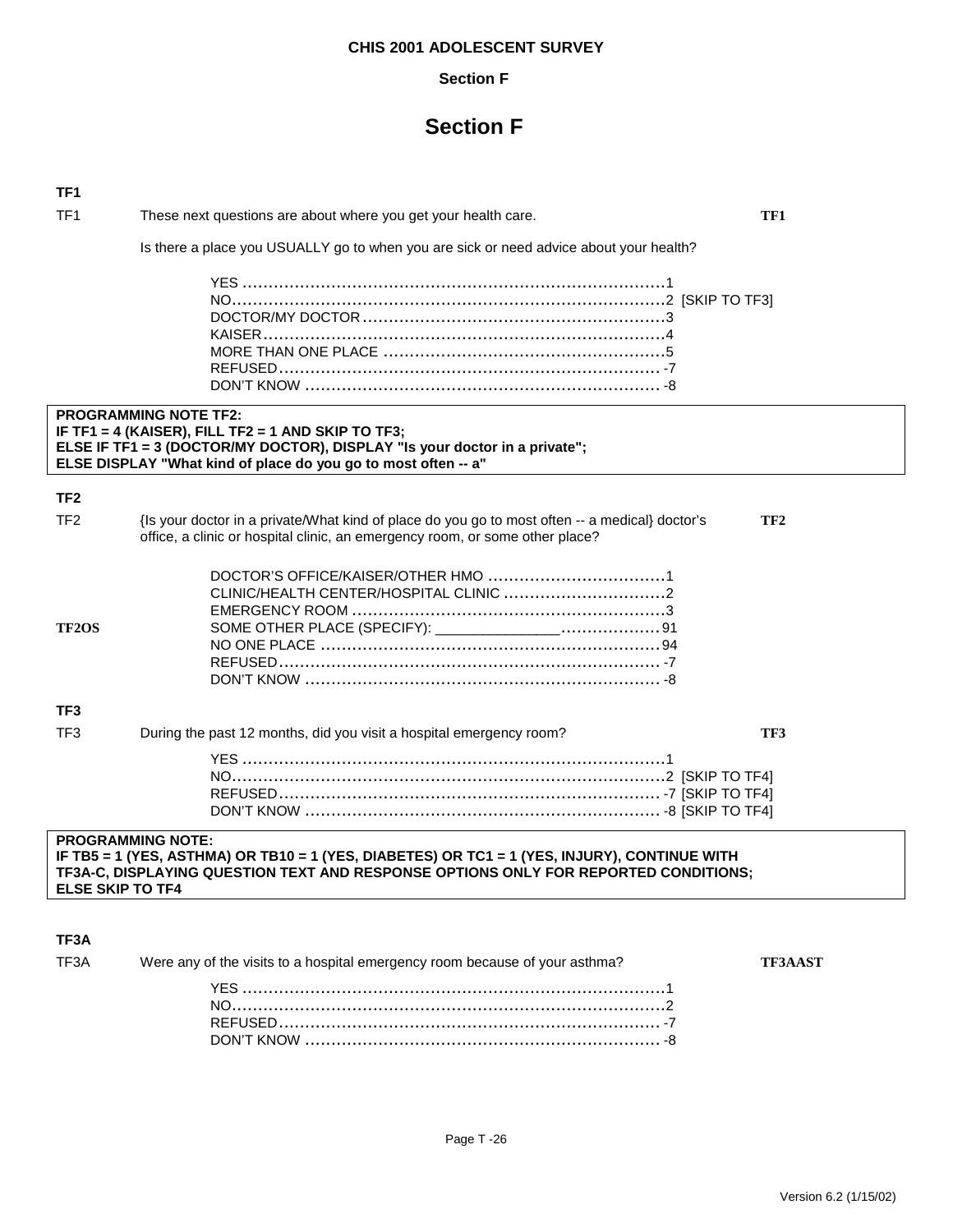# Section F

**TF1**

TF1 These next questions are about where you get your health care. **TF1**

Is there a place you USUALLY go to when you are sick or need advice about your health?

YES ........................................................................... 1
NO ............................................................................ 2 [SKIP TO TF3]
DOCTOR/MY DOCTOR .................................................... 3
KAISER ....................................................................... 4
MORE THAN ONE PLACE ............................................... 5
REFUSED ................................................................... -7
DON'T KNOW ............................................................. -8

**PROGRAMMING NOTE TF2:**
**IF TF1 = 4 (KAISER), FILL TF2 = 1 AND SKIP TO TF3;**
**ELSE IF TF1 = 3 (DOCTOR/MY DOCTOR), DISPLAY "Is your doctor in a private";**
**ELSE DISPLAY "What kind of place do you go to most often -- a"**

**TF2**

TF2 {Is your doctor in a private/What kind of place do you go to most often -- a medical} doctor's office, a clinic or hospital clinic, an emergency room, or some other place? **TF2**

DOCTOR'S OFFICE/KAISER/OTHER HMO ............................ 1
CLINIC/HEALTH CENTER/HOSPITAL CLINIC ........................ 2
EMERGENCY ROOM ..................................................... 3
**TF2OS** SOME OTHER PLACE (SPECIFY): _______________ ................. 91
NO ONE PLACE ......................................................... 94
REFUSED ................................................................... -7
DON'T KNOW ............................................................. -8

**TF3**

TF3 During the past 12 months, did you visit a hospital emergency room? **TF3**

YES ........................................................................... 1
NO ............................................................................ 2 [SKIP TO TF4]
REFUSED ................................................................... -7 [SKIP TO TF4]
DON'T KNOW ............................................................. -8 [SKIP TO TF4]

**PROGRAMMING NOTE:**
**IF TB5 = 1 (YES, ASTHMA) OR TB10 = 1 (YES, DIABETES) OR TC1 = 1 (YES, INJURY), CONTINUE WITH TF3A-C, DISPLAYING QUESTION TEXT AND RESPONSE OPTIONS ONLY FOR REPORTED CONDITIONS;**
**ELSE SKIP TO TF4**

**TF3A**

TF3A Were any of the visits to a hospital emergency room because of your asthma? **TF3AAST**

YES ........................................................................... 1
NO ............................................................................ 2
REFUSED ................................................................... -7
DON'T KNOW ............................................................. -8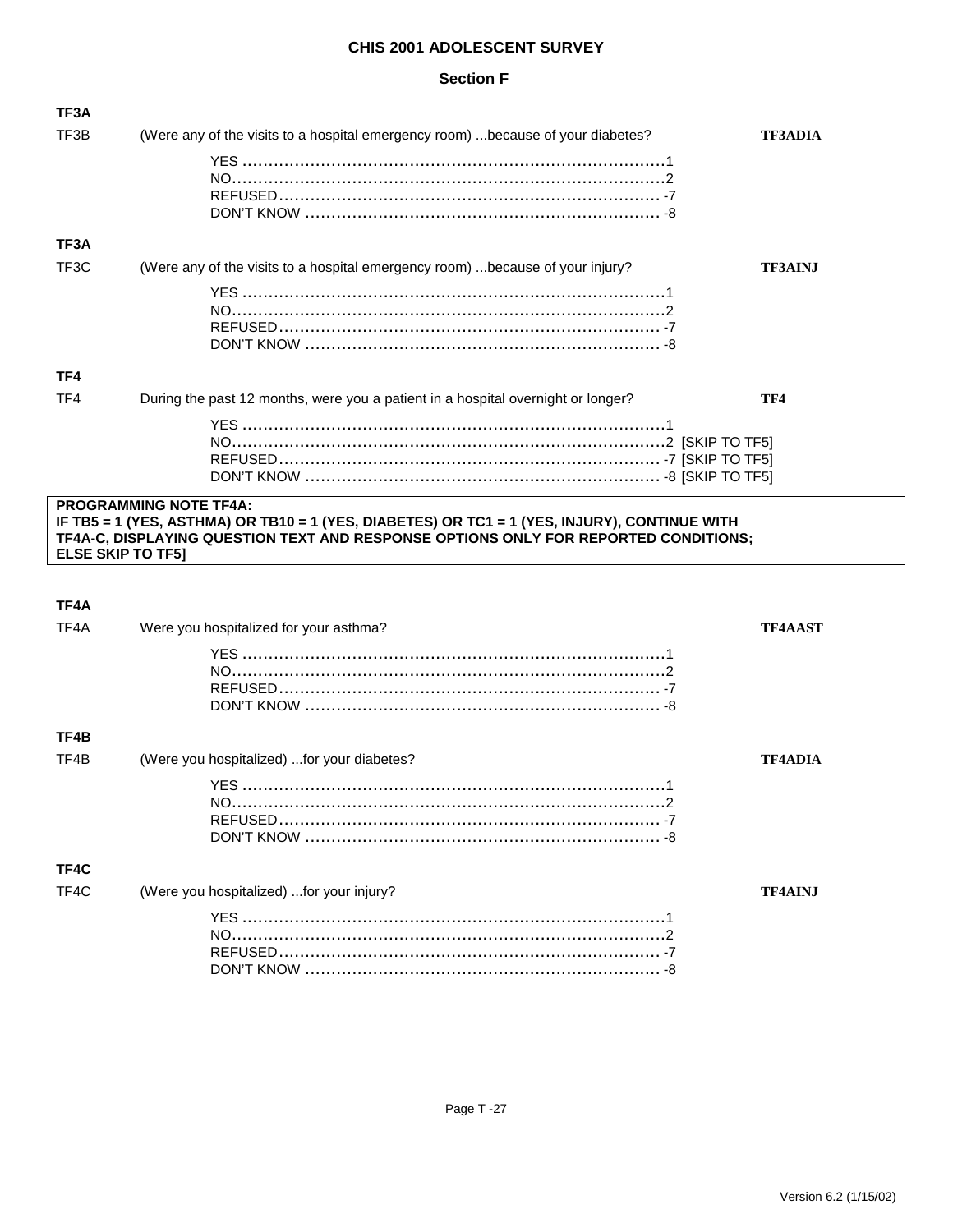## Section F

**TF3A**

TF3B (Were any of the visits to a hospital emergency room) ...because of your diabetes? **TF3ADIA**

- YES ........................................................................1
- NO..........................................................................2
- REFUSED................................................................ -7
- DON'T KNOW ......................................................... -8

**TF3A**

TF3C (Were any of the visits to a hospital emergency room) ...because of your injury? **TF3AINJ**

- YES ........................................................................1
- NO..........................................................................2
- REFUSED................................................................ -7
- DON'T KNOW ......................................................... -8

**TF4**

TF4 During the past 12 months, were you a patient in a hospital overnight or longer? **TF4**

- YES ........................................................................1
- NO..........................................................................2 [SKIP TO TF5]
- REFUSED................................................................ -7 [SKIP TO TF5]
- DON'T KNOW ......................................................... -8 [SKIP TO TF5]

**PROGRAMMING NOTE TF4A:**
**IF TB5 = 1 (YES, ASTHMA) OR TB10 = 1 (YES, DIABETES) OR TC1 = 1 (YES, INJURY), CONTINUE WITH TF4A-C, DISPLAYING QUESTION TEXT AND RESPONSE OPTIONS ONLY FOR REPORTED CONDITIONS; ELSE SKIP TO TF5]**

**TF4A**

TF4A Were you hospitalized for your asthma? **TF4AAST**

- YES ........................................................................1
- NO..........................................................................2
- REFUSED................................................................ -7
- DON'T KNOW ......................................................... -8

**TF4B**

TF4B (Were you hospitalized) ...for your diabetes? **TF4ADIA**

- YES ........................................................................1
- NO..........................................................................2
- REFUSED................................................................ -7
- DON'T KNOW ......................................................... -8

**TF4C**

TF4C (Were you hospitalized) ...for your injury? **TF4AINJ**

- YES ........................................................................1
- NO..........................................................................2
- REFUSED................................................................ -7
- DON'T KNOW ......................................................... -8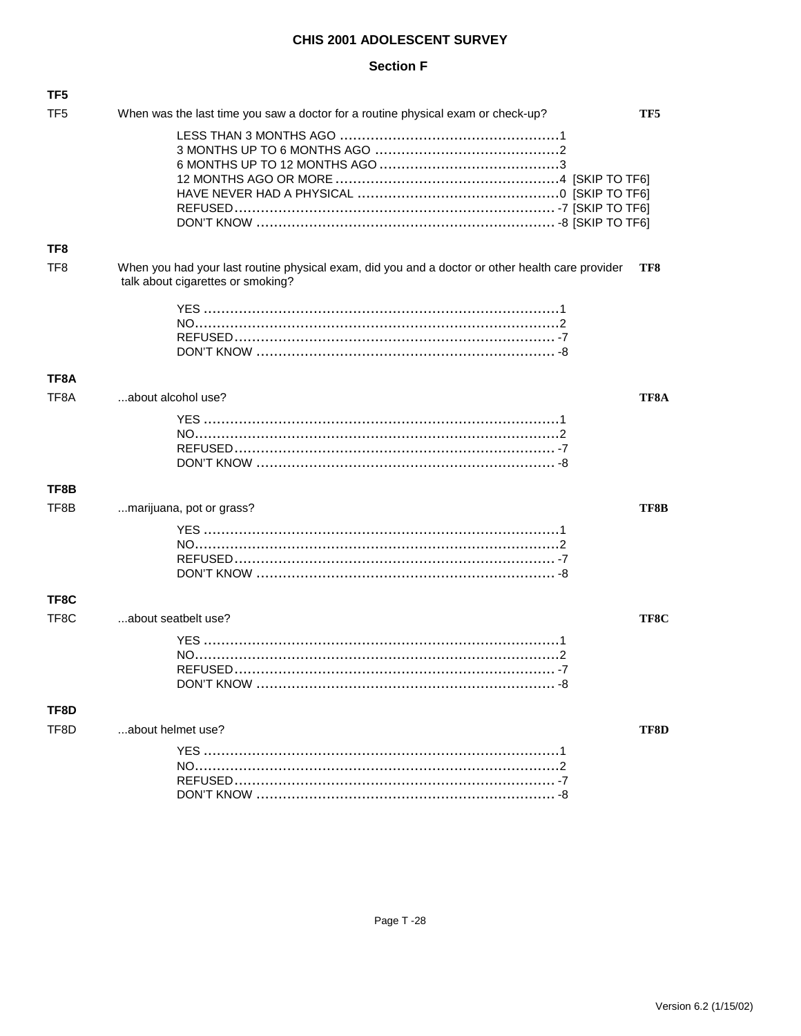## CHIS 2001 ADOLESCENT SURVEY

### Section F

**TF5**

TF5 When was the last time you saw a doctor for a routine physical exam or check-up? **TF5**

LESS THAN 3 MONTHS AGO ....................................................1
3 MONTHS UP TO 6 MONTHS AGO ............................................2
6 MONTHS UP TO 12 MONTHS AGO ..........................................3
12 MONTHS AGO OR MORE ....................................................4 [SKIP TO TF6]
HAVE NEVER HAD A PHYSICAL ...............................................0 [SKIP TO TF6]
REFUSED ........................................................................... -7 [SKIP TO TF6]
DON'T KNOW ...................................................................... -8 [SKIP TO TF6]

**TF8**

TF8 When you had your last routine physical exam, did you and a doctor or other health care provider talk about cigarettes or smoking? **TF8**

YES ..................................................................................1
NO.....................................................................................2
REFUSED ........................................................................... -7
DON'T KNOW ...................................................................... -8

**TF8A**

TF8A ...about alcohol use? **TF8A**

YES ..................................................................................1
NO.....................................................................................2
REFUSED ........................................................................... -7
DON'T KNOW ...................................................................... -8

**TF8B**

TF8B ...marijuana, pot or grass? **TF8B**

YES ..................................................................................1
NO.....................................................................................2
REFUSED ........................................................................... -7
DON'T KNOW ...................................................................... -8

**TF8C**

TF8C ...about seatbelt use? **TF8C**

YES ..................................................................................1
NO.....................................................................................2
REFUSED ........................................................................... -7
DON'T KNOW ...................................................................... -8

**TF8D**

TF8D ...about helmet use? **TF8D**

YES ..................................................................................1
NO.....................................................................................2
REFUSED ........................................................................... -7
DON'T KNOW ...................................................................... -8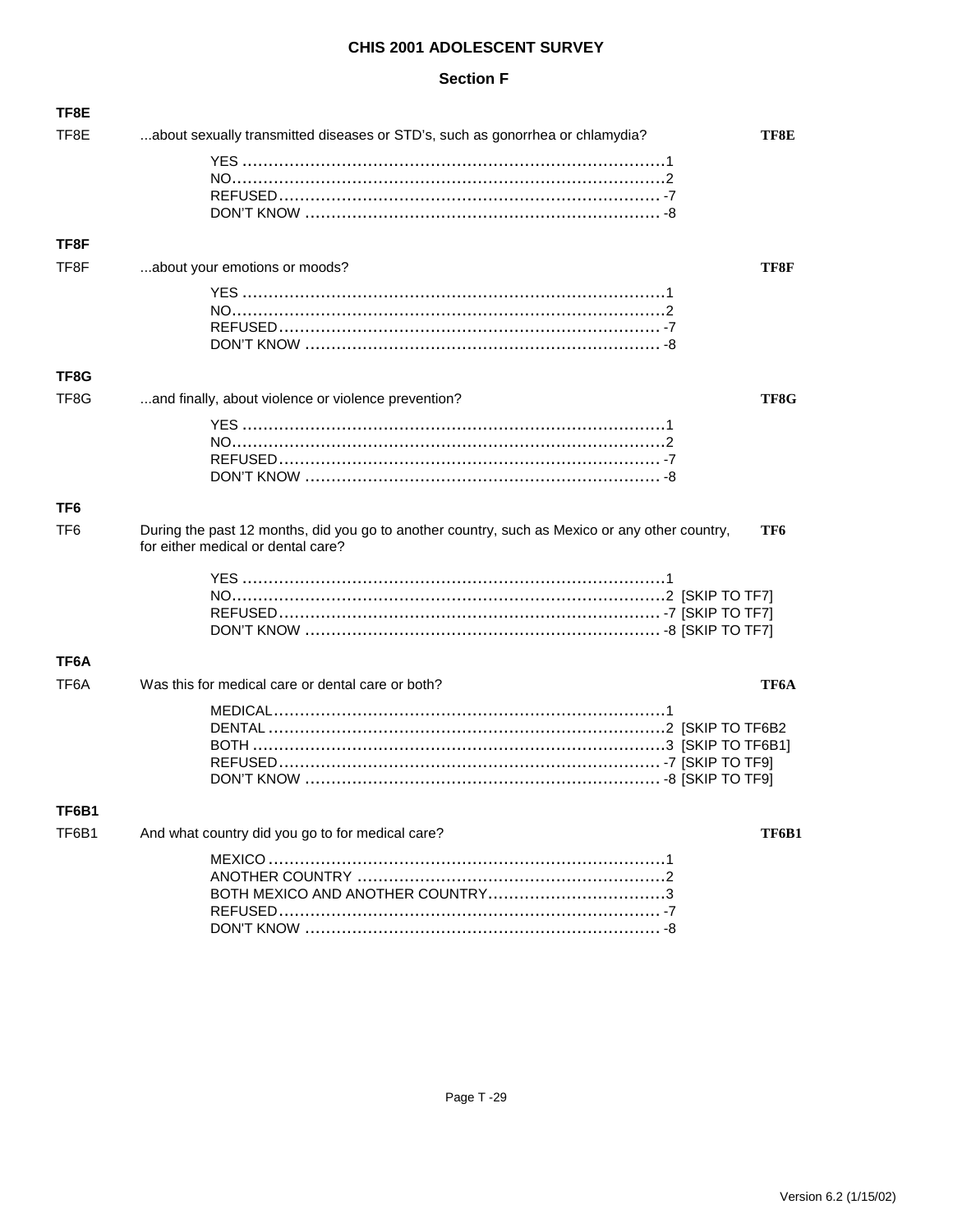# CHIS 2001 ADOLESCENT SURVEY

## Section F

**TF8E**

TF8E ...about sexually transmitted diseases or STD's, such as gonorrhea or chlamydia? **TF8E**

YES ....................................................................................1
NO.......................................................................................2
REFUSED ........................................................................... -7
DON'T KNOW ...................................................................... -8

**TF8F**

TF8F ...about your emotions or moods? **TF8F**

YES ....................................................................................1
NO.......................................................................................2
REFUSED ........................................................................... -7
DON'T KNOW ...................................................................... -8

**TF8G**

TF8G ...and finally, about violence or violence prevention? **TF8G**

YES ....................................................................................1
NO.......................................................................................2
REFUSED ........................................................................... -7
DON'T KNOW ...................................................................... -8

**TF6**

TF6 During the past 12 months, did you go to another country, such as Mexico or any other country, for either medical or dental care? **TF6**

YES ....................................................................................1
NO.......................................................................................2 [SKIP TO TF7]
REFUSED ........................................................................... -7 [SKIP TO TF7]
DON'T KNOW ...................................................................... -8 [SKIP TO TF7]

**TF6A**

TF6A Was this for medical care or dental care or both? **TF6A**

MEDICAL..............................................................................1
DENTAL ...............................................................................2 [SKIP TO TF6B2
BOTH ..................................................................................3 [SKIP TO TF6B1]
REFUSED ........................................................................... -7 [SKIP TO TF9]
DON'T KNOW ...................................................................... -8 [SKIP TO TF9]

**TF6B1**

TF6B1 And what country did you go to for medical care? **TF6B1**

MEXICO ...............................................................................1
ANOTHER COUNTRY ............................................................2
BOTH MEXICO AND ANOTHER COUNTRY...................................3
REFUSED ........................................................................... -7
DON'T KNOW ...................................................................... -8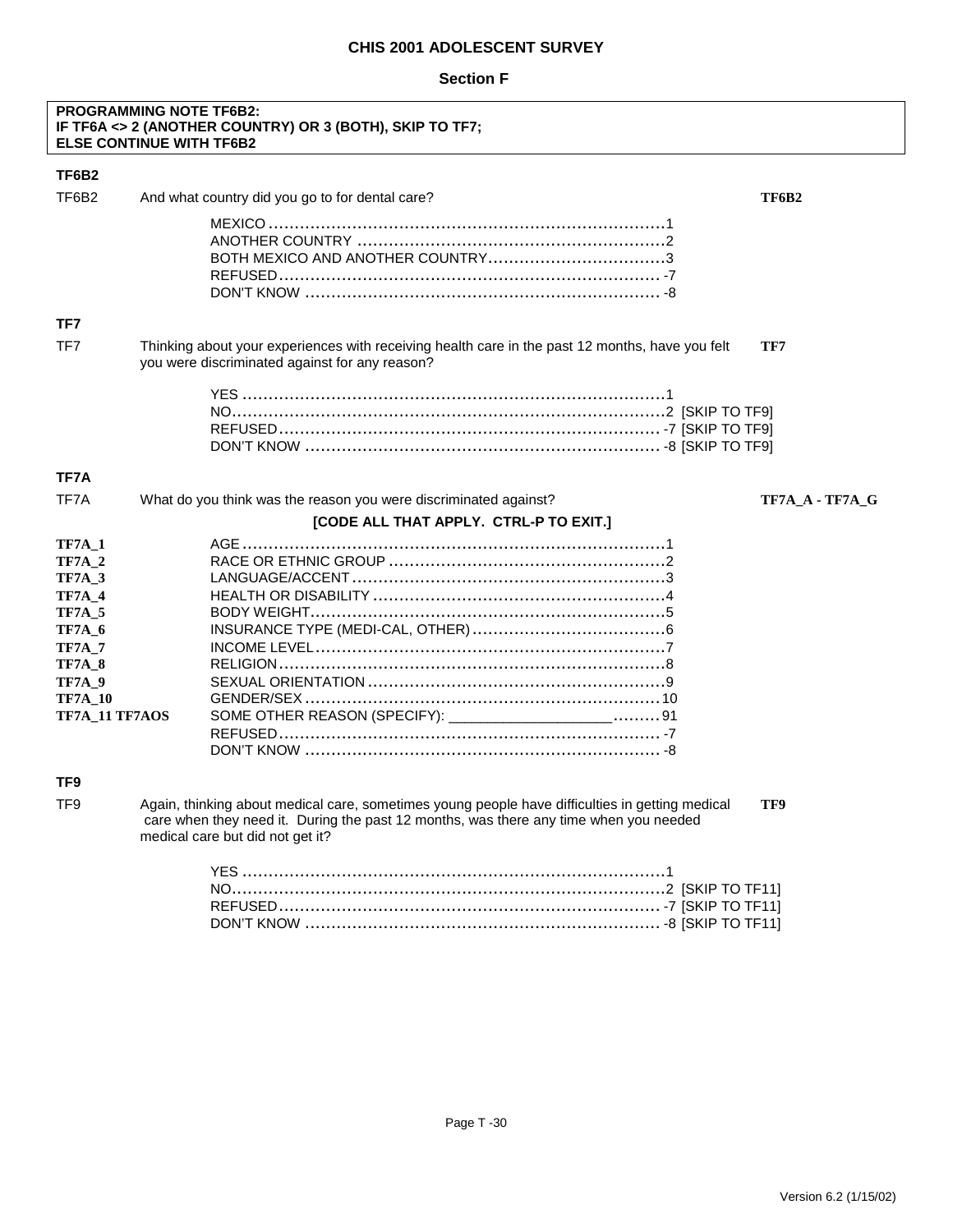## Section F

**PROGRAMMING NOTE TF6B2:**
**IF TF6A <> 2 (ANOTHER COUNTRY) OR 3 (BOTH), SKIP TO TF7;**
**ELSE CONTINUE WITH TF6B2**

### TF6B2

TF6B2 And what country did you go to for dental care? **TF6B2**

- MEXICO ....................................................................... 1
- ANOTHER COUNTRY ....................................................... 2
- BOTH MEXICO AND ANOTHER COUNTRY ............................. 3
- REFUSED ..................................................................... -7
- DON'T KNOW ................................................................ -8

### TF7

TF7 Thinking about your experiences with receiving health care in the past 12 months, have you felt you were discriminated against for any reason? **TF7**

- YES ............................................................................ 1
- NO .............................................................................. 2 [SKIP TO TF9]
- REFUSED ..................................................................... -7 [SKIP TO TF9]
- DON'T KNOW ................................................................ -8 [SKIP TO TF9]

### TF7A

TF7A What do you think was the reason you were discriminated against? **TF7A_A - TF7A_G**

**[CODE ALL THAT APPLY. CTRL-P TO EXIT.]**

| | | |
|---|---|---|
| **TF7A_1** | AGE | 1 |
| **TF7A_2** | RACE OR ETHNIC GROUP | 2 |
| **TF7A_3** | LANGUAGE/ACCENT | 3 |
| **TF7A_4** | HEALTH OR DISABILITY | 4 |
| **TF7A_5** | BODY WEIGHT | 5 |
| **TF7A_6** | INSURANCE TYPE (MEDI-CAL, OTHER) | 6 |
| **TF7A_7** | INCOME LEVEL | 7 |
| **TF7A_8** | RELIGION | 8 |
| **TF7A_9** | SEXUAL ORIENTATION | 9 |
| **TF7A_10** | GENDER/SEX | 10 |
| **TF7A_11 TF7AOS** | SOME OTHER REASON (SPECIFY): ____________________ | 91 |
| | REFUSED | -7 |
| | DON'T KNOW | -8 |

### TF9

TF9 Again, thinking about medical care, sometimes young people have difficulties in getting medical care when they need it. During the past 12 months, was there any time when you needed medical care but did not get it? **TF9**

- YES ............................................................................ 1
- NO .............................................................................. 2 [SKIP TO TF11]
- REFUSED ..................................................................... -7 [SKIP TO TF11]
- DON'T KNOW ................................................................ -8 [SKIP TO TF11]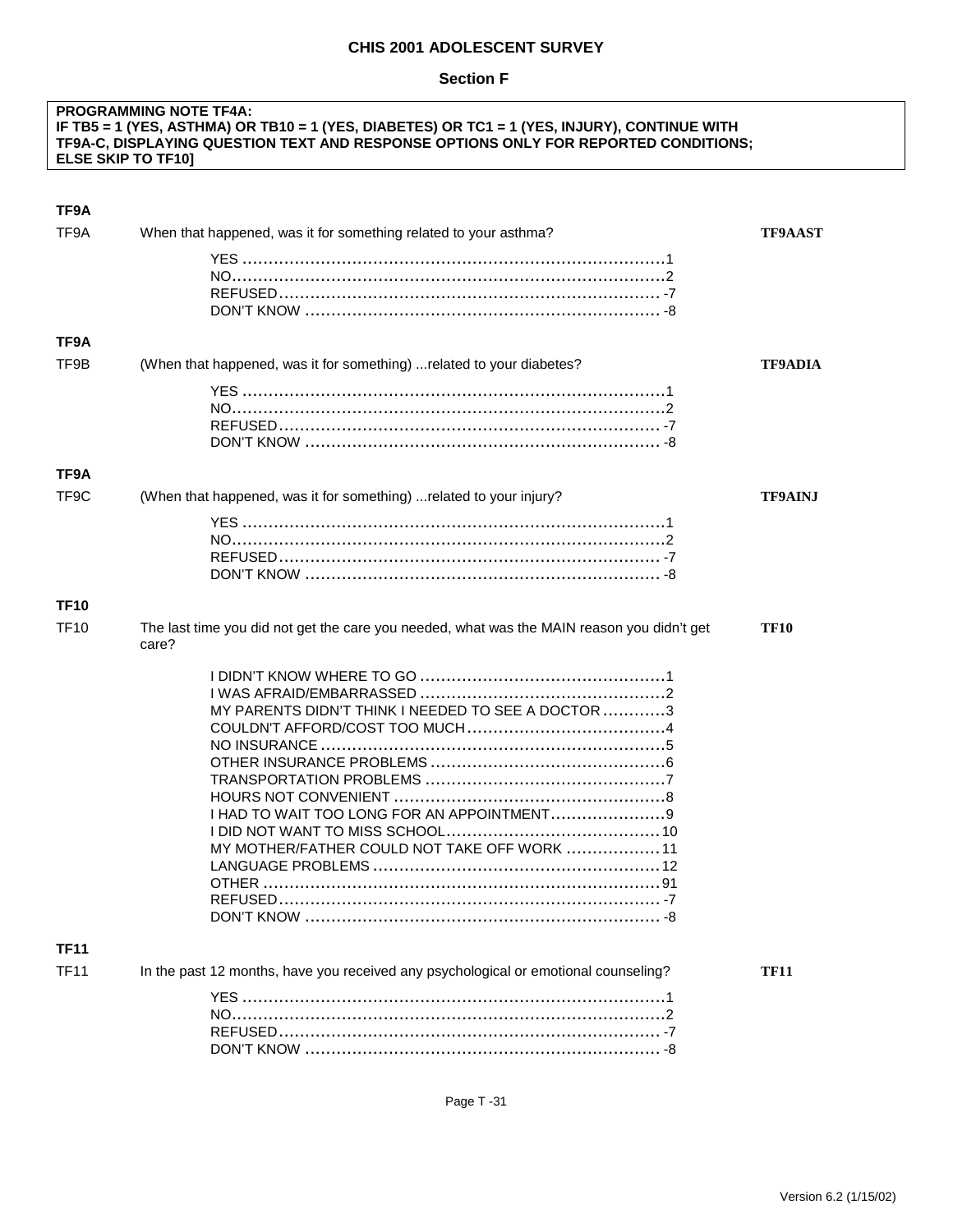**PROGRAMMING NOTE TF4A:**
**IF TB5 = 1 (YES, ASTHMA) OR TB10 = 1 (YES, DIABETES) OR TC1 = 1 (YES, INJURY), CONTINUE WITH TF9A-C, DISPLAYING QUESTION TEXT AND RESPONSE OPTIONS ONLY FOR REPORTED CONDITIONS; ELSE SKIP TO TF10]**

**TF9A**

TF9A When that happened, was it for something related to your asthma? **TF9AAST**

YES ........................................................................1
NO..........................................................................2
REFUSED.................................................................. -7
DON'T KNOW ............................................................ -8

**TF9A**

TF9B (When that happened, was it for something) ...related to your diabetes? **TF9ADIA**

YES ........................................................................1
NO..........................................................................2
REFUSED.................................................................. -7
DON'T KNOW ............................................................ -8

**TF9A**

TF9C (When that happened, was it for something) ...related to your injury? **TF9AINJ**

YES ........................................................................1
NO..........................................................................2
REFUSED.................................................................. -7
DON'T KNOW ............................................................ -8

**TF10**

TF10 The last time you did not get the care you needed, what was the MAIN reason you didn't get care? **TF10**

I DIDN'T KNOW WHERE TO GO ...............................................1
I WAS AFRAID/EMBARRASSED ...............................................2
MY PARENTS DIDN'T THINK I NEEDED TO SEE A DOCTOR ............3
COULDN'T AFFORD/COST TOO MUCH ......................................4
NO INSURANCE ..................................................................5
OTHER INSURANCE PROBLEMS .............................................6
TRANSPORTATION PROBLEMS ..............................................7
HOURS NOT CONVENIENT ....................................................8
I HAD TO WAIT TOO LONG FOR AN APPOINTMENT......................9
I DID NOT WANT TO MISS SCHOOL.........................................10
MY MOTHER/FATHER COULD NOT TAKE OFF WORK ..................11
LANGUAGE PROBLEMS .......................................................12
OTHER ...........................................................................91
REFUSED........................................................................ -7
DON'T KNOW .................................................................. -8

**TF11**

TF11 In the past 12 months, have you received any psychological or emotional counseling? **TF11**

YES ........................................................................1
NO..........................................................................2
REFUSED.................................................................. -7
DON'T KNOW ............................................................ -8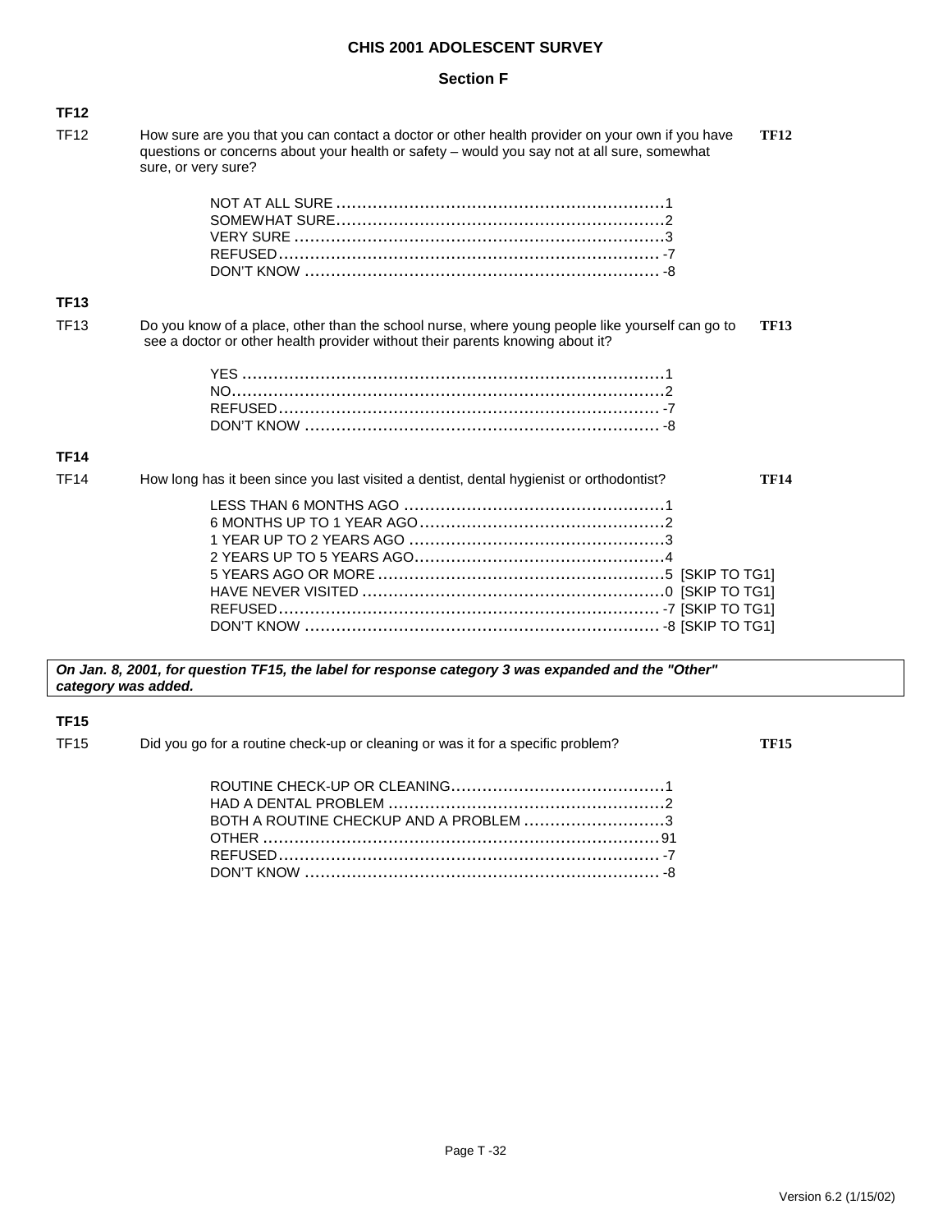# CHIS 2001 ADOLESCENT SURVEY

## Section F

**TF12**

TF12 How sure are you that you can contact a doctor or other health provider on your own if you have questions or concerns about your health or safety – would you say not at all sure, somewhat sure, or very sure? **TF12**

| | |
|---|---|
| NOT AT ALL SURE | 1 |
| SOMEWHAT SURE | 2 |
| VERY SURE | 3 |
| REFUSED | -7 |
| DON'T KNOW | -8 |

**TF13**

TF13 Do you know of a place, other than the school nurse, where young people like yourself can go to see a doctor or other health provider without their parents knowing about it? **TF13**

| | |
|---|---|
| YES | 1 |
| NO | 2 |
| REFUSED | -7 |
| DON'T KNOW | -8 |

**TF14**

TF14 How long has it been since you last visited a dentist, dental hygienist or orthodontist? **TF14**

| | | |
|---|---|---|
| LESS THAN 6 MONTHS AGO | 1 | |
| 6 MONTHS UP TO 1 YEAR AGO | 2 | |
| 1 YEAR UP TO 2 YEARS AGO | 3 | |
| 2 YEARS UP TO 5 YEARS AGO | 4 | |
| 5 YEARS AGO OR MORE | 5 | [SKIP TO TG1] |
| HAVE NEVER VISITED | 0 | [SKIP TO TG1] |
| REFUSED | -7 | [SKIP TO TG1] |
| DON'T KNOW | -8 | [SKIP TO TG1] |

***On Jan. 8, 2001, for question TF15, the label for response category 3 was expanded and the "Other" category was added.***

**TF15**

TF15 Did you go for a routine check-up or cleaning or was it for a specific problem? **TF15**

| | |
|---|---|
| ROUTINE CHECK-UP OR CLEANING | 1 |
| HAD A DENTAL PROBLEM | 2 |
| BOTH A ROUTINE CHECKUP AND A PROBLEM | 3 |
| OTHER | 91 |
| REFUSED | -7 |
| DON'T KNOW | -8 |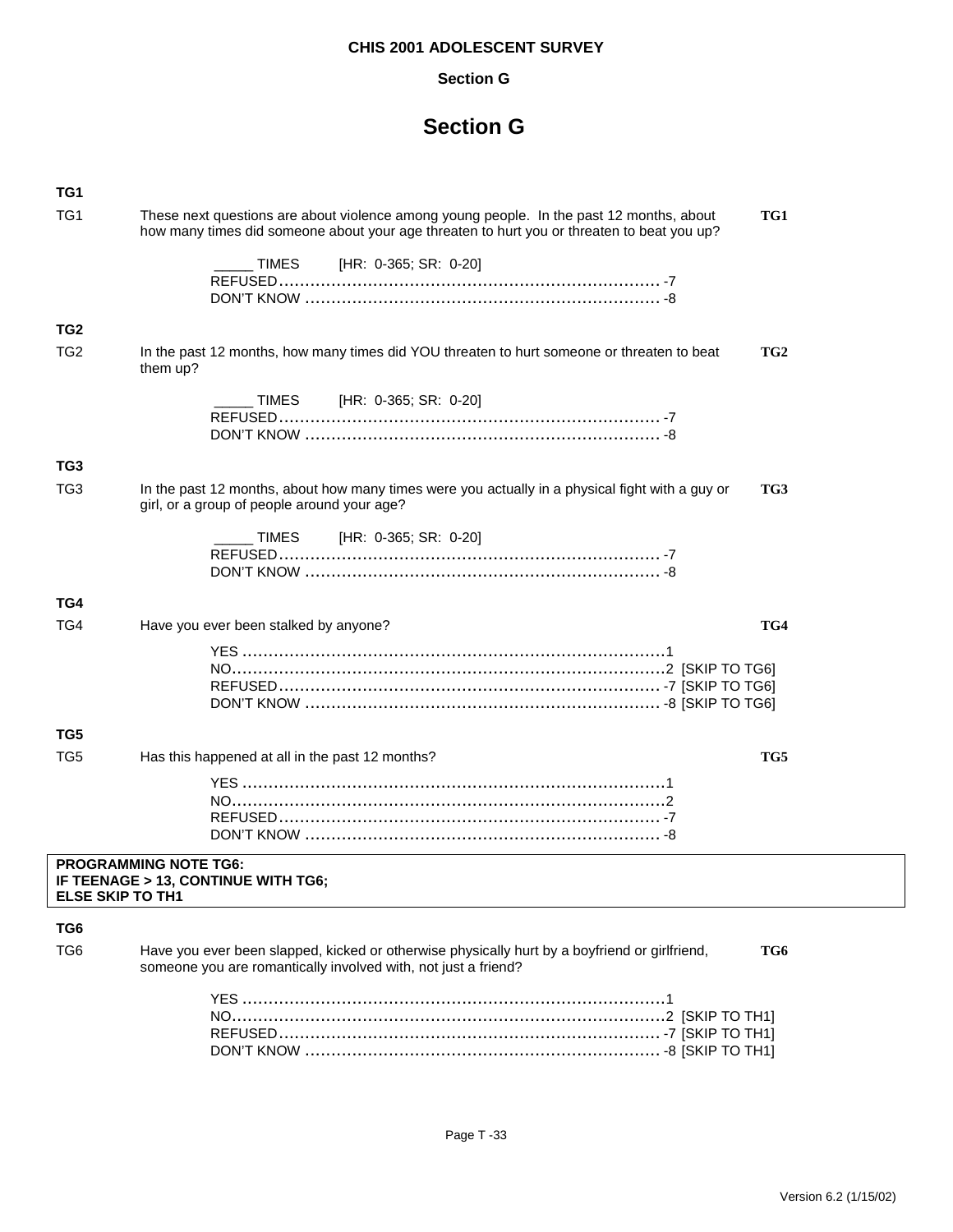# Section G

**TG1**

TG1 These next questions are about violence among young people. In the past 12 months, about how many times did someone about your age threaten to hurt you or threaten to beat you up? **TG1**

_____ TIMES [HR: 0-365; SR: 0-20]
REFUSED........................................................................ -7
DON'T KNOW .................................................................. -8

**TG2**

TG2 In the past 12 months, how many times did YOU threaten to hurt someone or threaten to beat them up? **TG2**

_____ TIMES [HR: 0-365; SR: 0-20]
REFUSED........................................................................ -7
DON'T KNOW .................................................................. -8

**TG3**

TG3 In the past 12 months, about how many times were you actually in a physical fight with a guy or girl, or a group of people around your age? **TG3**

_____ TIMES [HR: 0-365; SR: 0-20]
REFUSED........................................................................ -7
DON'T KNOW .................................................................. -8

**TG4**

TG4 Have you ever been stalked by anyone? **TG4**

YES ................................................................................1
NO..................................................................................2 [SKIP TO TG6]
REFUSED........................................................................ -7 [SKIP TO TG6]
DON'T KNOW .................................................................. -8 [SKIP TO TG6]

**TG5**

TG5 Has this happened at all in the past 12 months? **TG5**

YES ................................................................................1
NO..................................................................................2
REFUSED........................................................................ -7
DON'T KNOW .................................................................. -8

**PROGRAMMING NOTE TG6:**
**IF TEENAGE > 13, CONTINUE WITH TG6;**
**ELSE SKIP TO TH1**

**TG6**

TG6 Have you ever been slapped, kicked or otherwise physically hurt by a boyfriend or girlfriend, someone you are romantically involved with, not just a friend? **TG6**

YES ................................................................................1
NO..................................................................................2 [SKIP TO TH1]
REFUSED........................................................................ -7 [SKIP TO TH1]
DON'T KNOW .................................................................. -8 [SKIP TO TH1]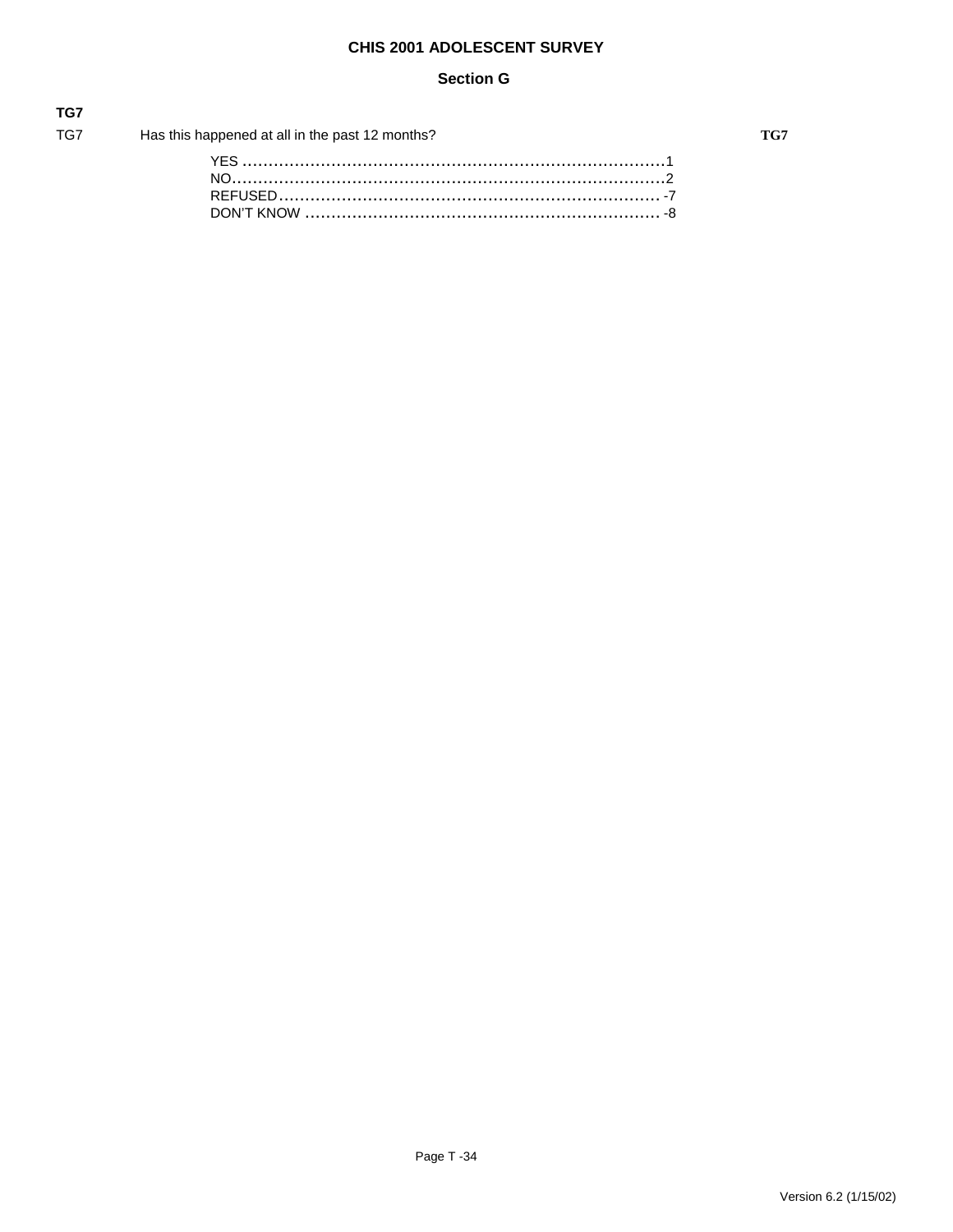**TG7**

TG7 Has this happened at all in the past 12 months? **TG7**

YES ............................................................................1
NO..............................................................................2
REFUSED..................................................................... -7
DON'T KNOW ................................................................ -8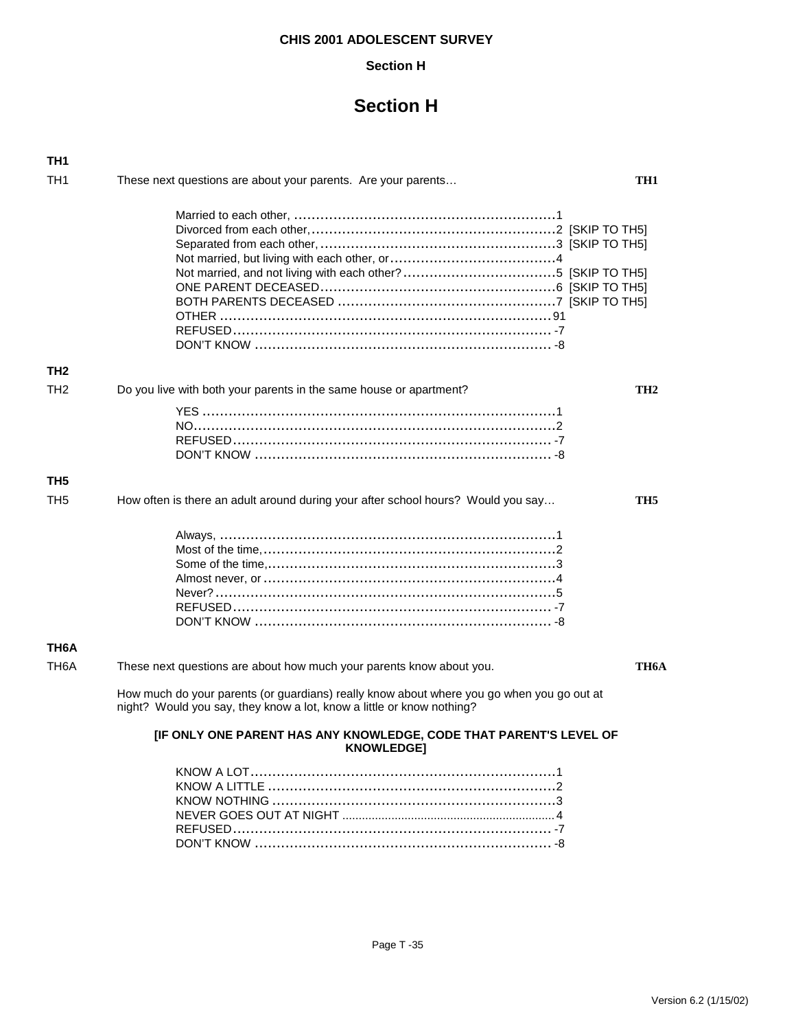**CHIS 2001 ADOLESCENT SURVEY**

**Section H**

# Section H

**TH1**

TH1 These next questions are about your parents. Are your parents… **TH1**

| | | |
|---|---|---|
| Married to each other, | 1 | |
| Divorced from each other, | 2 | [SKIP TO TH5] |
| Separated from each other, | 3 | [SKIP TO TH5] |
| Not married, but living with each other, or | 4 | |
| Not married, and not living with each other? | 5 | [SKIP TO TH5] |
| ONE PARENT DECEASED | 6 | [SKIP TO TH5] |
| BOTH PARENTS DECEASED | 7 | [SKIP TO TH5] |
| OTHER | 91 | |
| REFUSED | -7 | |
| DON'T KNOW | -8 | |

**TH2**

TH2 Do you live with both your parents in the same house or apartment? **TH2**

| | |
|---|---|
| YES | 1 |
| NO | 2 |
| REFUSED | -7 |
| DON'T KNOW | -8 |

**TH5**

TH5 How often is there an adult around during your after school hours? Would you say… **TH5**

| | |
|---|---|
| Always, | 1 |
| Most of the time, | 2 |
| Some of the time, | 3 |
| Almost never, or | 4 |
| Never? | 5 |
| REFUSED | -7 |
| DON'T KNOW | -8 |

**TH6A**

TH6A These next questions are about how much your parents know about you. **TH6A**

How much do your parents (or guardians) really know about where you go when you go out at night? Would you say, they know a lot, know a little or know nothing?

**[IF ONLY ONE PARENT HAS ANY KNOWLEDGE, CODE THAT PARENT'S LEVEL OF KNOWLEDGE]**

| | |
|---|---|
| KNOW A LOT | 1 |
| KNOW A LITTLE | 2 |
| KNOW NOTHING | 3 |
| NEVER GOES OUT AT NIGHT | 4 |
| REFUSED | -7 |
| DON'T KNOW | -8 |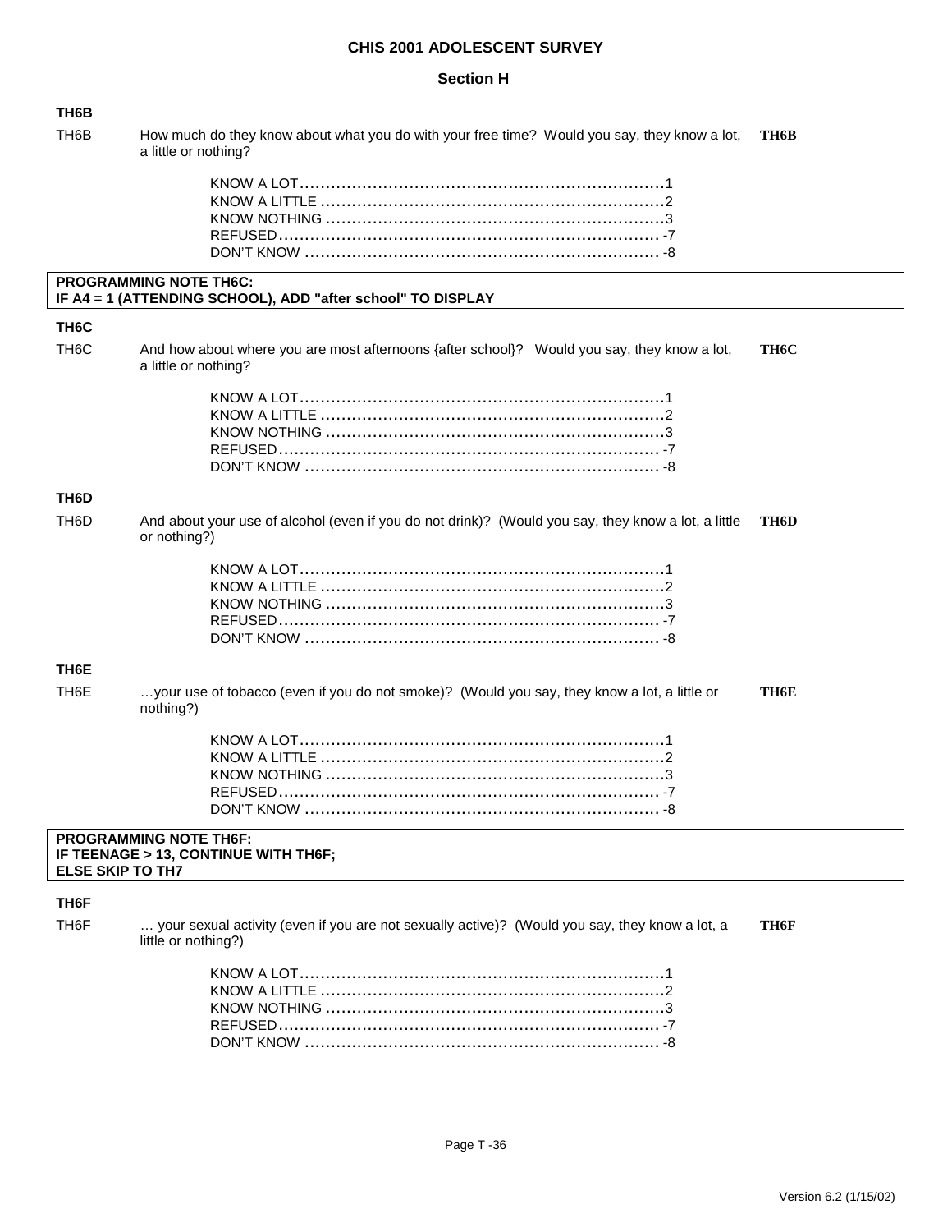## CHIS 2001 ADOLESCENT SURVEY

### Section H

**TH6B**

TH6B How much do they know about what you do with your free time? Would you say, they know a lot, a little or nothing? **TH6B**

KNOW A LOT........................................1
KNOW A LITTLE ....................................2
KNOW NOTHING ...................................3
REFUSED........................................... -7
DON'T KNOW ...................................... -8

**PROGRAMMING NOTE TH6C:**
**IF A4 = 1 (ATTENDING SCHOOL), ADD "after school" TO DISPLAY**

**TH6C**

TH6C And how about where you are most afternoons {after school}? Would you say, they know a lot, a little or nothing? **TH6C**

KNOW A LOT........................................1
KNOW A LITTLE ....................................2
KNOW NOTHING ...................................3
REFUSED........................................... -7
DON'T KNOW ...................................... -8

**TH6D**

TH6D And about your use of alcohol (even if you do not drink)? (Would you say, they know a lot, a little or nothing?) **TH6D**

KNOW A LOT........................................1
KNOW A LITTLE ....................................2
KNOW NOTHING ...................................3
REFUSED........................................... -7
DON'T KNOW ...................................... -8

**TH6E**

TH6E …your use of tobacco (even if you do not smoke)? (Would you say, they know a lot, a little or nothing?) **TH6E**

KNOW A LOT........................................1
KNOW A LITTLE ....................................2
KNOW NOTHING ...................................3
REFUSED........................................... -7
DON'T KNOW ...................................... -8

**PROGRAMMING NOTE TH6F:**
**IF TEENAGE > 13, CONTINUE WITH TH6F;**
**ELSE SKIP TO TH7**

**TH6F**

TH6F … your sexual activity (even if you are not sexually active)? (Would you say, they know a lot, a little or nothing?) **TH6F**

KNOW A LOT........................................1
KNOW A LITTLE ....................................2
KNOW NOTHING ...................................3
REFUSED........................................... -7
DON'T KNOW ...................................... -8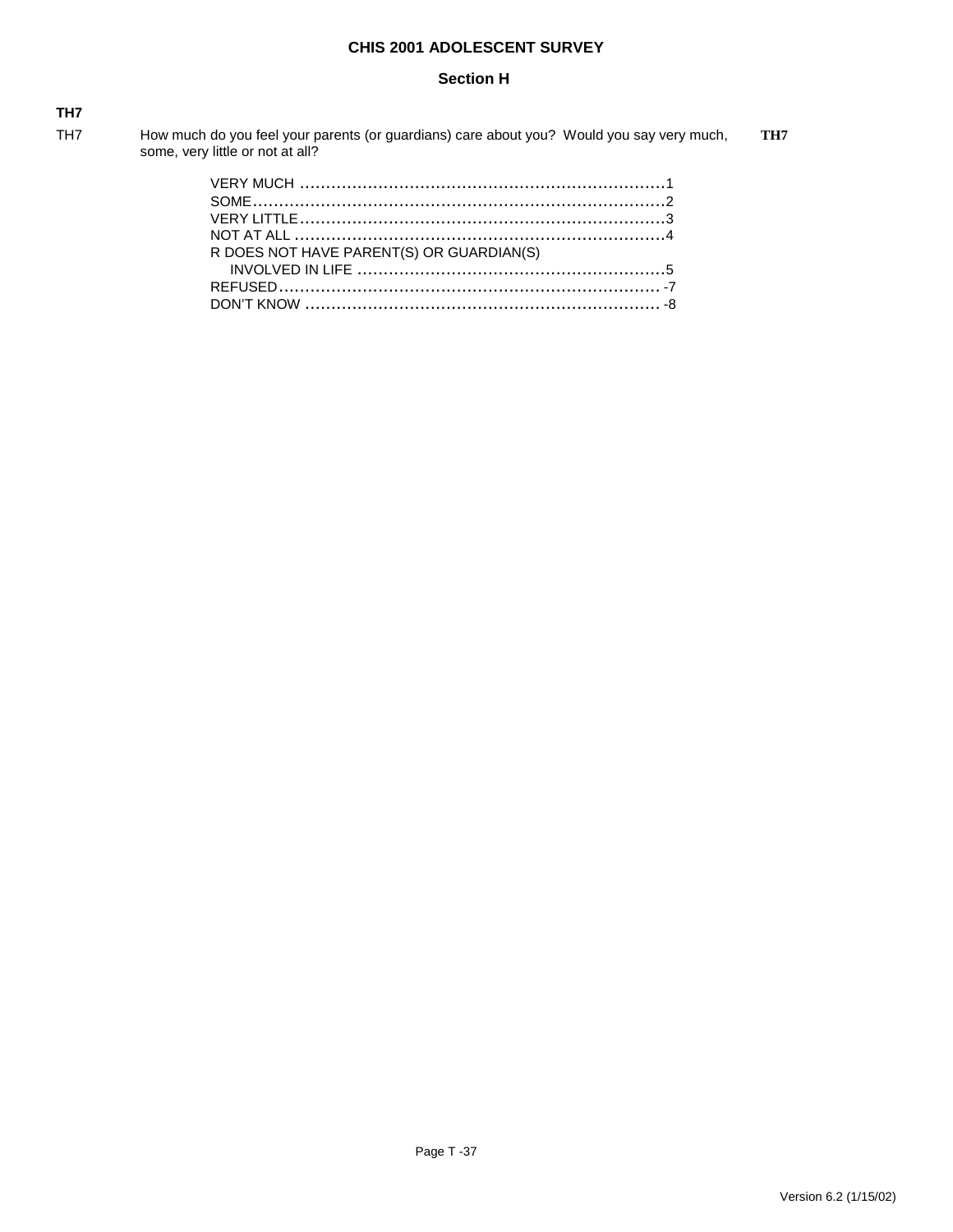**TH7**

TH7 How much do you feel your parents (or guardians) care about you? Would you say very much, some, very little or not at all? **TH7**

VERY MUCH ........................................................................1
SOME.................................................................................2
VERY LITTLE.......................................................................3
NOT AT ALL ........................................................................4
R DOES NOT HAVE PARENT(S) OR GUARDIAN(S)
INVOLVED IN LIFE .............................................................5
REFUSED........................................................................... -7
DON'T KNOW ..................................................................... -8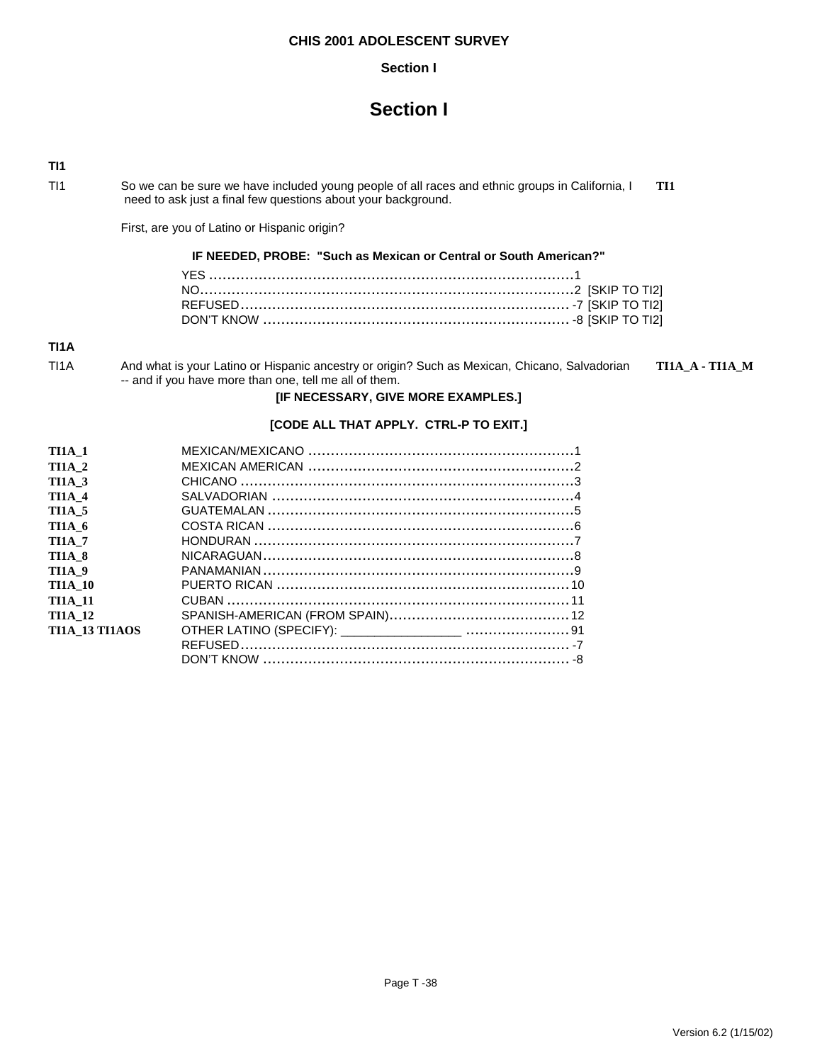# Section I

**TI1**

TI1 So we can be sure we have included young people of all races and ethnic groups in California, I need to ask just a final few questions about your background. **TI1**

First, are you of Latino or Hispanic origin?

**IF NEEDED, PROBE: "Such as Mexican or Central or South American?"**

YES ............................................................................1
NO..............................................................................2 [SKIP TO TI2]
REFUSED .................................................................... -7 [SKIP TO TI2]
DON'T KNOW ............................................................. -8 [SKIP TO TI2]

**TI1A**

TI1A And what is your Latino or Hispanic ancestry or origin? Such as Mexican, Chicano, Salvadorian -- and if you have more than one, tell me all of them. **TI1A_A - TI1A_M**

**[IF NECESSARY, GIVE MORE EXAMPLES.]**

**[CODE ALL THAT APPLY. CTRL-P TO EXIT.]**

| | | |
|---|---|---|
| **TI1A_1** | MEXICAN/MEXICANO | 1 |
| **TI1A_2** | MEXICAN AMERICAN | 2 |
| **TI1A_3** | CHICANO | 3 |
| **TI1A_4** | SALVADORIAN | 4 |
| **TI1A_5** | GUATEMALAN | 5 |
| **TI1A_6** | COSTA RICAN | 6 |
| **TI1A_7** | HONDURAN | 7 |
| **TI1A_8** | NICARAGUAN | 8 |
| **TI1A_9** | PANAMANIAN | 9 |
| **TI1A_10** | PUERTO RICAN | 10 |
| **TI1A_11** | CUBAN | 11 |
| **TI1A_12** | SPANISH-AMERICAN (FROM SPAIN) | 12 |
| **TI1A_13 TI1AOS** | OTHER LATINO (SPECIFY): ________________ | 91 |
| | REFUSED | -7 |
| | DON'T KNOW | -8 |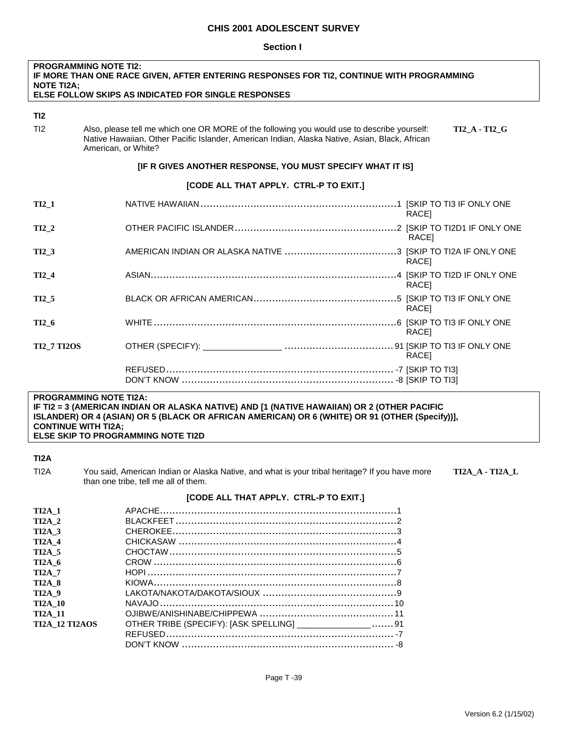# CHIS 2001 ADOLESCENT SURVEY

## Section I

**PROGRAMMING NOTE TI2:**
**IF MORE THAN ONE RACE GIVEN, AFTER ENTERING RESPONSES FOR TI2, CONTINUE WITH PROGRAMMING NOTE TI2A;**
**ELSE FOLLOW SKIPS AS INDICATED FOR SINGLE RESPONSES**

**TI2**

TI2 Also, please tell me which one OR MORE of the following you would use to describe yourself: Native Hawaiian, Other Pacific Islander, American Indian, Alaska Native, Asian, Black, African American, or White? **TI2_A - TI2_G**

**[IF R GIVES ANOTHER RESPONSE, YOU MUST SPECIFY WHAT IT IS]**

**[CODE ALL THAT APPLY. CTRL-P TO EXIT.]**

| | | | |
|---|---|---|---|
| **TI2_1** | NATIVE HAWAIIAN | 1 | [SKIP TO TI3 IF ONLY ONE RACE] |
| **TI2_2** | OTHER PACIFIC ISLANDER | 2 | [SKIP TO TI2D1 IF ONLY ONE RACE] |
| **TI2_3** | AMERICAN INDIAN OR ALASKA NATIVE | 3 | [SKIP TO TI2A IF ONLY ONE RACE] |
| **TI2_4** | ASIAN | 4 | [SKIP TO TI2D IF ONLY ONE RACE] |
| **TI2_5** | BLACK OR AFRICAN AMERICAN | 5 | [SKIP TO TI3 IF ONLY ONE RACE] |
| **TI2_6** | WHITE | 6 | [SKIP TO TI3 IF ONLY ONE RACE] |
| **TI2_7 TI2OS** | OTHER (SPECIFY): ________________ | 91 | [SKIP TO TI3 IF ONLY ONE RACE] |
| | REFUSED | -7 | [SKIP TO TI3] |
| | DON'T KNOW | -8 | [SKIP TO TI3] |

**PROGRAMMING NOTE TI2A:**
**IF TI2 = 3 (AMERICAN INDIAN OR ALASKA NATIVE) AND [1 (NATIVE HAWAIIAN) OR 2 (OTHER PACIFIC ISLANDER) OR 4 (ASIAN) OR 5 (BLACK OR AFRICAN AMERICAN) OR 6 (WHITE) OR 91 (OTHER (Specify))], CONTINUE WITH TI2A;**
**ELSE SKIP TO PROGRAMMING NOTE TI2D**

**TI2A**

TI2A You said, American Indian or Alaska Native, and what is your tribal heritage? If you have more than one tribe, tell me all of them. **TI2A_A - TI2A_L**

**[CODE ALL THAT APPLY. CTRL-P TO EXIT.]**

| | | |
|---|---|---|
| **TI2A_1** | APACHE | 1 |
| **TI2A_2** | BLACKFEET | 2 |
| **TI2A_3** | CHEROKEE | 3 |
| **TI2A_4** | CHICKASAW | 4 |
| **TI2A_5** | CHOCTAW | 5 |
| **TI2A_6** | CROW | 6 |
| **TI2A_7** | HOPI | 7 |
| **TI2A_8** | KIOWA | 8 |
| **TI2A_9** | LAKOTA/NAKOTA/DAKOTA/SIOUX | 9 |
| **TI2A_10** | NAVAJO | 10 |
| **TI2A_11** | OJIBWE/ANISHINABE/CHIPPEWA | 11 |
| **TI2A_12 TI2AOS** | OTHER TRIBE (SPECIFY): [ASK SPELLING] _______________ | 91 |
| | REFUSED | -7 |
| | DON'T KNOW | -8 |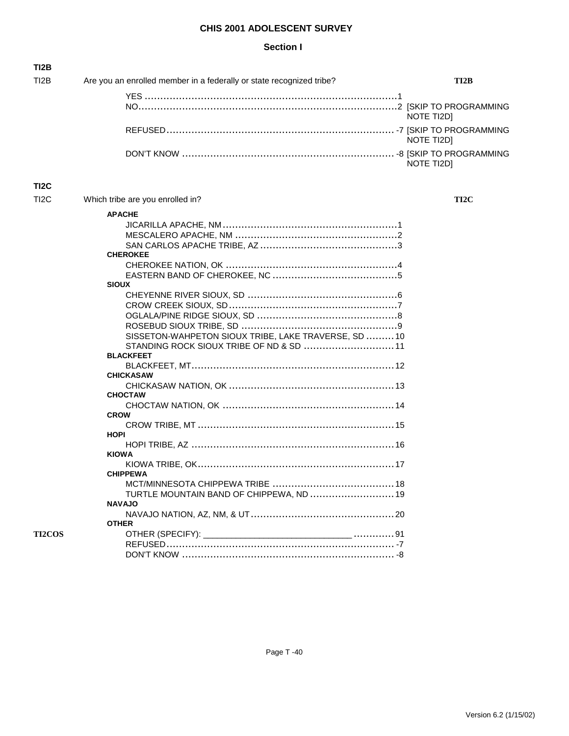# CHIS 2001 ADOLESCENT SURVEY

## Section I

**TI2B**

TI2B Are you an enrolled member in a federally or state recognized tribe? **TI2B**

| | | |
|---|---|---|
| YES | 1 | |
| NO | 2 | [SKIP TO PROGRAMMING NOTE TI2D] |
| REFUSED | -7 | [SKIP TO PROGRAMMING NOTE TI2D] |
| DON'T KNOW | -8 | [SKIP TO PROGRAMMING NOTE TI2D] |

**TI2C**

TI2C Which tribe are you enrolled in? **TI2C**

**APACHE**

| | |
|---|---|
| JICARILLA APACHE, NM | 1 |
| MESCALERO APACHE, NM | 2 |
| SAN CARLOS APACHE TRIBE, AZ | 3 |

**CHEROKEE**

| | |
|---|---|
| CHEROKEE NATION, OK | 4 |
| EASTERN BAND OF CHEROKEE, NC | 5 |

**SIOUX**

| | |
|---|---|
| CHEYENNE RIVER SIOUX, SD | 6 |
| CROW CREEK SIOUX, SD | 7 |
| OGLALA/PINE RIDGE SIOUX, SD | 8 |
| ROSEBUD SIOUX TRIBE, SD | 9 |
| SISSETON-WAHPETON SIOUX TRIBE, LAKE TRAVERSE, SD | 10 |
| STANDING ROCK SIOUX TRIBE OF ND & SD | 11 |

**BLACKFEET**

| | |
|---|---|
| BLACKFEET, MT | 12 |

**CHICKASAW**

| | |
|---|---|
| CHICKASAW NATION, OK | 13 |

**CHOCTAW**

| | |
|---|---|
| CHOCTAW NATION, OK | 14 |

**CROW**

| | |
|---|---|
| CROW TRIBE, MT | 15 |

**HOPI**

| | |
|---|---|
| HOPI TRIBE, AZ | 16 |

**KIOWA**

| | |
|---|---|
| KIOWA TRIBE, OK | 17 |

**CHIPPEWA**

| | |
|---|---|
| MCT/MINNESOTA CHIPPEWA TRIBE | 18 |
| TURTLE MOUNTAIN BAND OF CHIPPEWA, ND | 19 |

**NAVAJO**

| | |
|---|---|
| NAVAJO NATION, AZ, NM, & UT | 20 |

**OTHER**

| | | |
|---|---|---|
| **TI2COS** | OTHER (SPECIFY): ______________________________ | 91 |
| | REFUSED | -7 |
| | DON'T KNOW | -8 |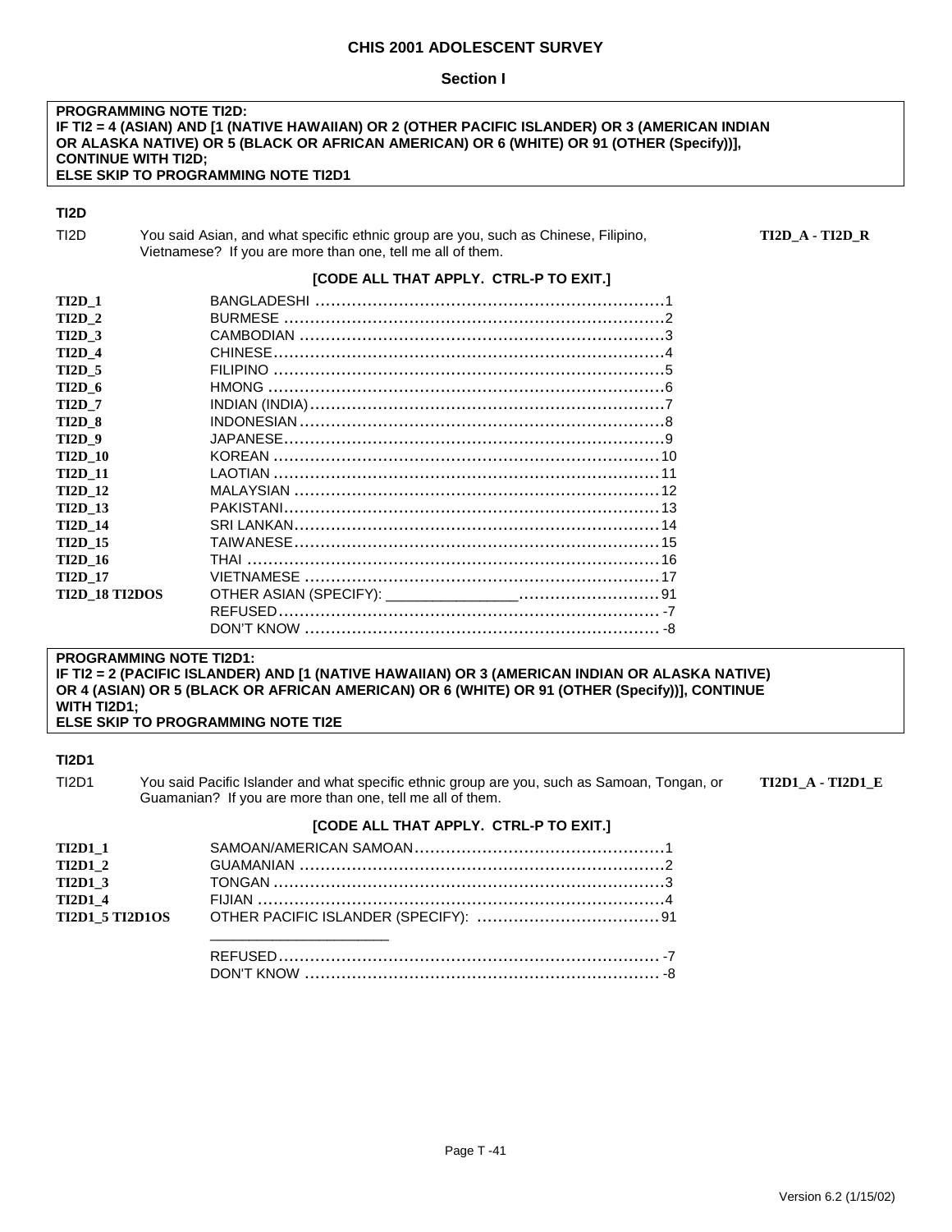# CHIS 2001 ADOLESCENT SURVEY

## Section I

**PROGRAMMING NOTE TI2D:**
**IF TI2 = 4 (ASIAN) AND [1 (NATIVE HAWAIIAN) OR 2 (OTHER PACIFIC ISLANDER) OR 3 (AMERICAN INDIAN OR ALASKA NATIVE) OR 5 (BLACK OR AFRICAN AMERICAN) OR 6 (WHITE) OR 91 (OTHER (Specify))], CONTINUE WITH TI2D;**
**ELSE SKIP TO PROGRAMMING NOTE TI2D1**

### TI2D

TI2D You said Asian, and what specific ethnic group are you, such as Chinese, Filipino, Vietnamese? If you are more than one, tell me all of them. **TI2D_A - TI2D_R**

**[CODE ALL THAT APPLY. CTRL-P TO EXIT.]**

| Variable | Response | Code |
|---|---|---|
| **TI2D_1** | BANGLADESHI | 1 |
| **TI2D_2** | BURMESE | 2 |
| **TI2D_3** | CAMBODIAN | 3 |
| **TI2D_4** | CHINESE | 4 |
| **TI2D_5** | FILIPINO | 5 |
| **TI2D_6** | HMONG | 6 |
| **TI2D_7** | INDIAN (INDIA) | 7 |
| **TI2D_8** | INDONESIAN | 8 |
| **TI2D_9** | JAPANESE | 9 |
| **TI2D_10** | KOREAN | 10 |
| **TI2D_11** | LAOTIAN | 11 |
| **TI2D_12** | MALAYSIAN | 12 |
| **TI2D_13** | PAKISTANI | 13 |
| **TI2D_14** | SRI LANKAN | 14 |
| **TI2D_15** | TAIWANESE | 15 |
| **TI2D_16** | THAI | 16 |
| **TI2D_17** | VIETNAMESE | 17 |
| **TI2D_18 TI2DOS** | OTHER ASIAN (SPECIFY): ________________ | 91 |
| | REFUSED | -7 |
| | DON'T KNOW | -8 |

**PROGRAMMING NOTE TI2D1:**
**IF TI2 = 2 (PACIFIC ISLANDER) AND [1 (NATIVE HAWAIIAN) OR 3 (AMERICAN INDIAN OR ALASKA NATIVE) OR 4 (ASIAN) OR 5 (BLACK OR AFRICAN AMERICAN) OR 6 (WHITE) OR 91 (OTHER (Specify))], CONTINUE WITH TI2D1;**
**ELSE SKIP TO PROGRAMMING NOTE TI2E**

### TI2D1

TI2D1 You said Pacific Islander and what specific ethnic group are you, such as Samoan, Tongan, or Guamanian? If you are more than one, tell me all of them. **TI2D1_A - TI2D1_E**

**[CODE ALL THAT APPLY. CTRL-P TO EXIT.]**

| Variable | Response | Code |
|---|---|---|
| **TI2D1_1** | SAMOAN/AMERICAN SAMOAN | 1 |
| **TI2D1_2** | GUAMANIAN | 2 |
| **TI2D1_3** | TONGAN | 3 |
| **TI2D1_4** | FIJIAN | 4 |
| **TI2D1_5 TI2D1OS** | OTHER PACIFIC ISLANDER (SPECIFY): ______________________ | 91 |
| | REFUSED | -7 |
| | DON'T KNOW | -8 |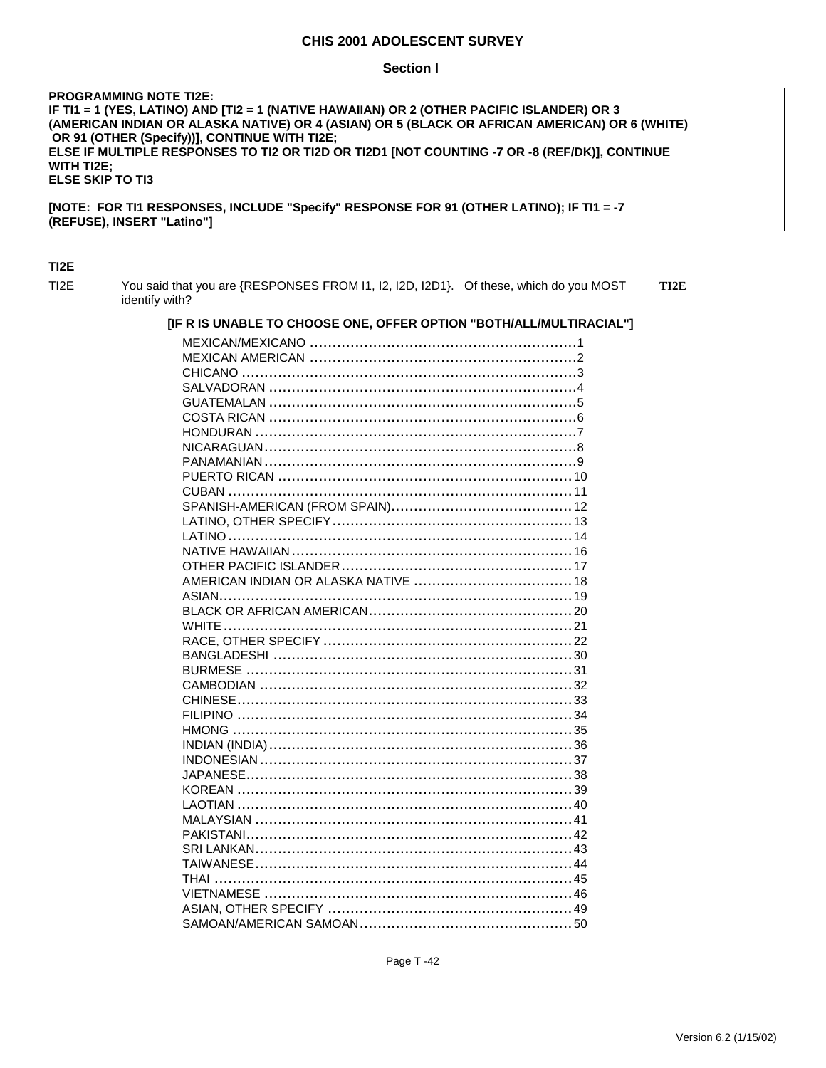# CHIS 2001 ADOLESCENT SURVEY

## Section I

**PROGRAMMING NOTE TI2E:**
**IF TI1 = 1 (YES, LATINO) AND [TI2 = 1 (NATIVE HAWAIIAN) OR 2 (OTHER PACIFIC ISLANDER) OR 3 (AMERICAN INDIAN OR ALASKA NATIVE) OR 4 (ASIAN) OR 5 (BLACK OR AFRICAN AMERICAN) OR 6 (WHITE) OR 91 (OTHER (Specify))], CONTINUE WITH TI2E;**
**ELSE IF MULTIPLE RESPONSES TO TI2 OR TI2D OR TI2D1 [NOT COUNTING -7 OR -8 (REF/DK)], CONTINUE WITH TI2E;**
**ELSE SKIP TO TI3**

**[NOTE: FOR TI1 RESPONSES, INCLUDE "Specify" RESPONSE FOR 91 (OTHER LATINO); IF TI1 = -7 (REFUSE), INSERT "Latino"]**

### TI2E

TI2E You said that you are {RESPONSES FROM I1, I2, I2D, I2D1}. Of these, which do you MOST identify with? **TI2E**

**[IF R IS UNABLE TO CHOOSE ONE, OFFER OPTION "BOTH/ALL/MULTIRACIAL"]**

| Response | Code |
|---|---|
| MEXICAN/MEXICANO | 1 |
| MEXICAN AMERICAN | 2 |
| CHICANO | 3 |
| SALVADORAN | 4 |
| GUATEMALAN | 5 |
| COSTA RICAN | 6 |
| HONDURAN | 7 |
| NICARAGUAN | 8 |
| PANAMANIAN | 9 |
| PUERTO RICAN | 10 |
| CUBAN | 11 |
| SPANISH-AMERICAN (FROM SPAIN) | 12 |
| LATINO, OTHER SPECIFY | 13 |
| LATINO | 14 |
| NATIVE HAWAIIAN | 16 |
| OTHER PACIFIC ISLANDER | 17 |
| AMERICAN INDIAN OR ALASKA NATIVE | 18 |
| ASIAN | 19 |
| BLACK OR AFRICAN AMERICAN | 20 |
| WHITE | 21 |
| RACE, OTHER SPECIFY | 22 |
| BANGLADESHI | 30 |
| BURMESE | 31 |
| CAMBODIAN | 32 |
| CHINESE | 33 |
| FILIPINO | 34 |
| HMONG | 35 |
| INDIAN (INDIA) | 36 |
| INDONESIAN | 37 |
| JAPANESE | 38 |
| KOREAN | 39 |
| LAOTIAN | 40 |
| MALAYSIAN | 41 |
| PAKISTANI | 42 |
| SRI LANKAN | 43 |
| TAIWANESE | 44 |
| THAI | 45 |
| VIETNAMESE | 46 |
| ASIAN, OTHER SPECIFY | 49 |
| SAMOAN/AMERICAN SAMOAN | 50 |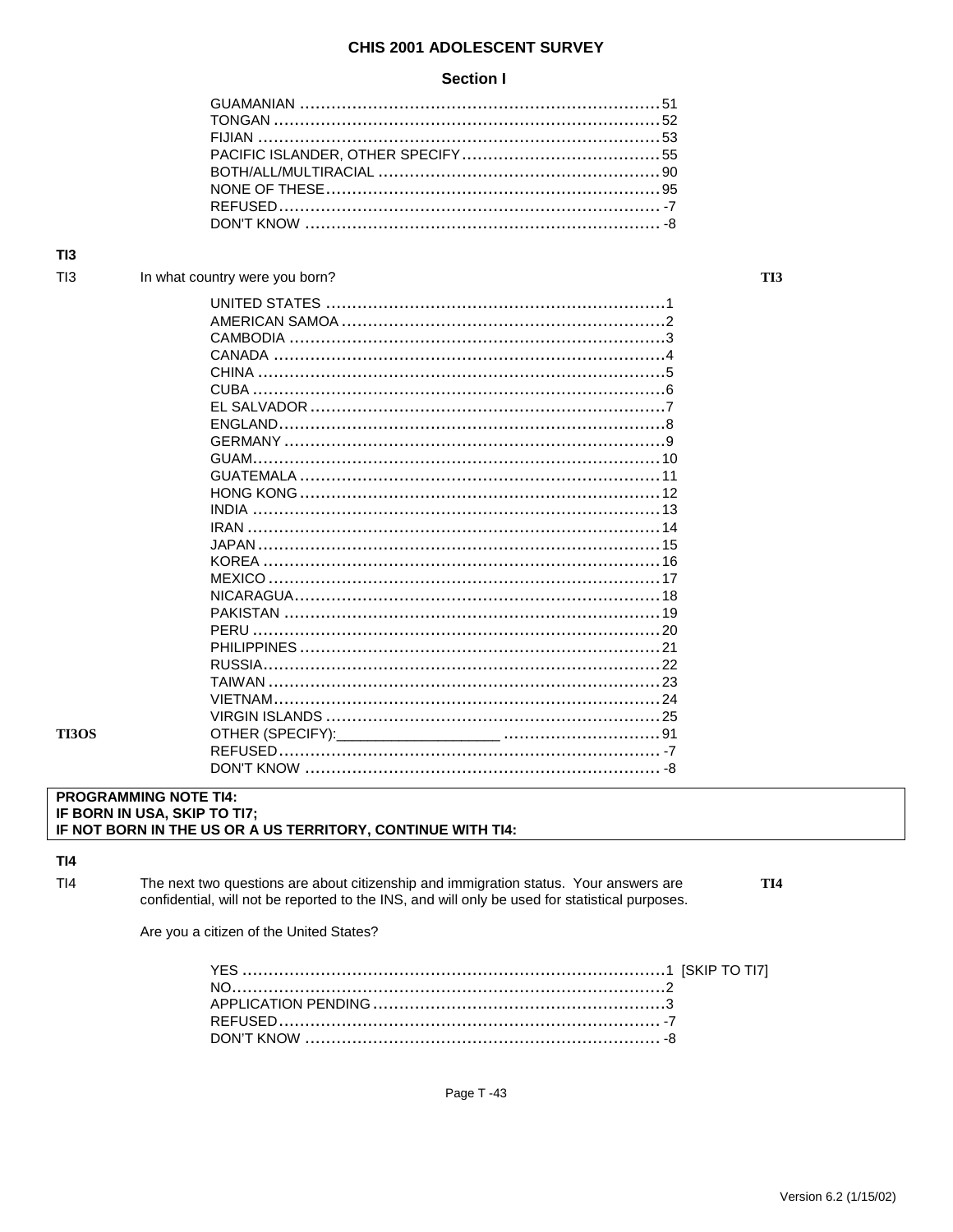# CHIS 2001 ADOLESCENT SURVEY

## Section I

| | |
|---|---|
| GUAMANIAN | 51 |
| TONGAN | 52 |
| FIJIAN | 53 |
| PACIFIC ISLANDER, OTHER SPECIFY | 55 |
| BOTH/ALL/MULTIRACIAL | 90 |
| NONE OF THESE | 95 |
| REFUSED | -7 |
| DON'T KNOW | -8 |

### TI3

TI3 In what country were you born? **TI3**

| | |
|---|---|
| UNITED STATES | 1 |
| AMERICAN SAMOA | 2 |
| CAMBODIA | 3 |
| CANADA | 4 |
| CHINA | 5 |
| CUBA | 6 |
| EL SALVADOR | 7 |
| ENGLAND | 8 |
| GERMANY | 9 |
| GUAM | 10 |
| GUATEMALA | 11 |
| HONG KONG | 12 |
| INDIA | 13 |
| IRAN | 14 |
| JAPAN | 15 |
| KOREA | 16 |
| MEXICO | 17 |
| NICARAGUA | 18 |
| PAKISTAN | 19 |
| PERU | 20 |
| PHILIPPINES | 21 |
| RUSSIA | 22 |
| TAIWAN | 23 |
| VIETNAM | 24 |
| VIRGIN ISLANDS | 25 |
| OTHER (SPECIFY):___________________ (**TI3OS**) | 91 |
| REFUSED | -7 |
| DON'T KNOW | -8 |

**PROGRAMMING NOTE TI4:**
**IF BORN IN USA, SKIP TO TI7;**
**IF NOT BORN IN THE US OR A US TERRITORY, CONTINUE WITH TI4:**

### TI4

TI4 The next two questions are about citizenship and immigration status. Your answers are confidential, will not be reported to the INS, and will only be used for statistical purposes. **TI4**

Are you a citizen of the United States?

| | |
|---|---|
| YES | 1 [SKIP TO TI7] |
| NO | 2 |
| APPLICATION PENDING | 3 |
| REFUSED | -7 |
| DON'T KNOW | -8 |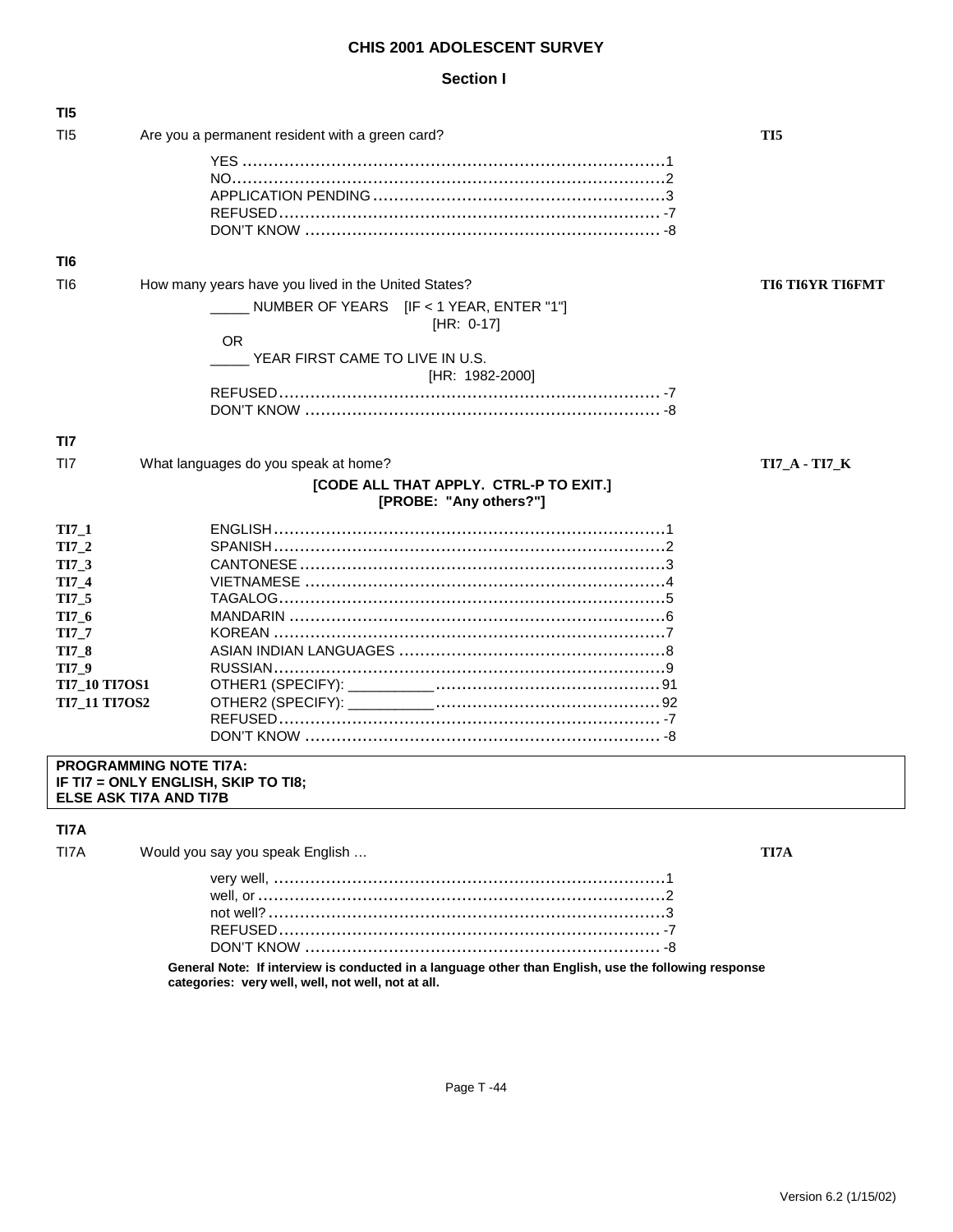# CHIS 2001 ADOLESCENT SURVEY

## Section I

### TI5

TI5 Are you a permanent resident with a green card? **TI5**

| | |
|---|---|
| YES | 1 |
| NO | 2 |
| APPLICATION PENDING | 3 |
| REFUSED | -7 |
| DON'T KNOW | -8 |

### TI6

TI6 How many years have you lived in the United States? **TI6 TI6YR TI6FMT**

_____ NUMBER OF YEARS [IF < 1 YEAR, ENTER "1"]
[HR: 0-17]

OR

_____ YEAR FIRST CAME TO LIVE IN U.S.
[HR: 1982-2000]

| | |
|---|---|
| REFUSED | -7 |
| DON'T KNOW | -8 |

### TI7

TI7 What languages do you speak at home? **TI7_A - TI7_K**

**[CODE ALL THAT APPLY. CTRL-P TO EXIT.]**
**[PROBE: "Any others?"]**

| Variable | Response | Code |
|---|---|---|
| **TI7_1** | ENGLISH | 1 |
| **TI7_2** | SPANISH | 2 |
| **TI7_3** | CANTONESE | 3 |
| **TI7_4** | VIETNAMESE | 4 |
| **TI7_5** | TAGALOG | 5 |
| **TI7_6** | MANDARIN | 6 |
| **TI7_7** | KOREAN | 7 |
| **TI7_8** | ASIAN INDIAN LANGUAGES | 8 |
| **TI7_9** | RUSSIAN | 9 |
| **TI7_10 TI7OS1** | OTHER1 (SPECIFY): __________ | 91 |
| **TI7_11 TI7OS2** | OTHER2 (SPECIFY): __________ | 92 |
| | REFUSED | -7 |
| | DON'T KNOW | -8 |

**PROGRAMMING NOTE TI7A:**
**IF TI7 = ONLY ENGLISH, SKIP TO TI8;**
**ELSE ASK TI7A AND TI7B**

### TI7A

TI7A Would you say you speak English … **TI7A**

| | |
|---|---|
| very well, | 1 |
| well, or | 2 |
| not well? | 3 |
| REFUSED | -7 |
| DON'T KNOW | -8 |

**General Note: If interview is conducted in a language other than English, use the following response categories: very well, well, not well, not at all.**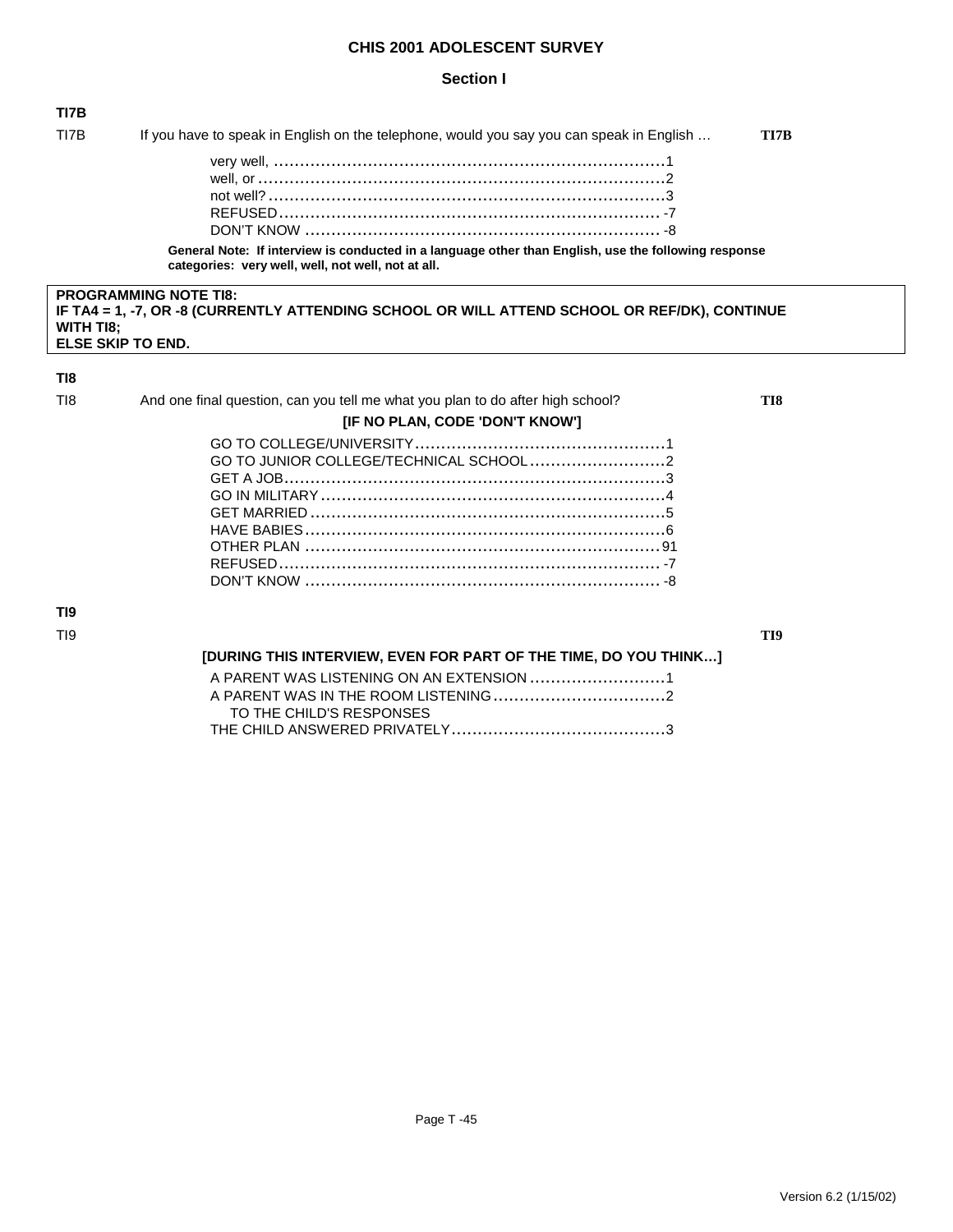# CHIS 2001 ADOLESCENT SURVEY

## Section I

**TI7B**

TI7B If you have to speak in English on the telephone, would you say you can speak in English … **TI7B**

| | |
|---|---|
| very well, | 1 |
| well, or | 2 |
| not well? | 3 |
| REFUSED | -7 |
| DON'T KNOW | -8 |

**General Note: If interview is conducted in a language other than English, use the following response categories: very well, well, not well, not at all.**

**PROGRAMMING NOTE TI8:**
**IF TA4 = 1, -7, OR -8 (CURRENTLY ATTENDING SCHOOL OR WILL ATTEND SCHOOL OR REF/DK), CONTINUE WITH TI8;**
**ELSE SKIP TO END.**

**TI8**

TI8 And one final question, can you tell me what you plan to do after high school? **TI8**

**[IF NO PLAN, CODE 'DON'T KNOW']**

| | |
|---|---|
| GO TO COLLEGE/UNIVERSITY | 1 |
| GO TO JUNIOR COLLEGE/TECHNICAL SCHOOL | 2 |
| GET A JOB | 3 |
| GO IN MILITARY | 4 |
| GET MARRIED | 5 |
| HAVE BABIES | 6 |
| OTHER PLAN | 91 |
| REFUSED | -7 |
| DON'T KNOW | -8 |

**TI9**

TI9 **TI9**

**[DURING THIS INTERVIEW, EVEN FOR PART OF THE TIME, DO YOU THINK…]**

| | |
|---|---|
| A PARENT WAS LISTENING ON AN EXTENSION | 1 |
| A PARENT WAS IN THE ROOM LISTENING TO THE CHILD'S RESPONSES | 2 |
| THE CHILD ANSWERED PRIVATELY | 3 |

Version 6.2 (1/15/02)